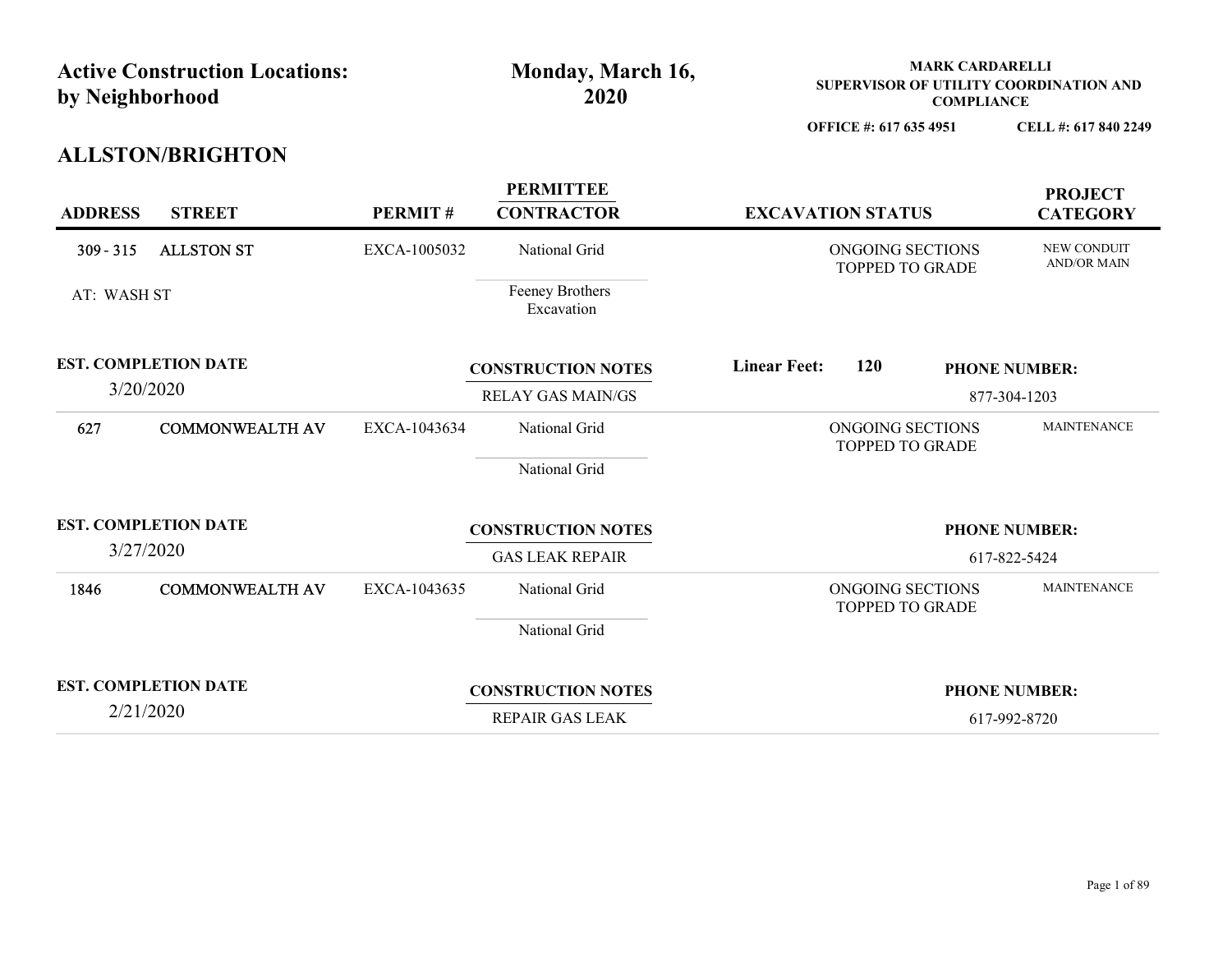# Active Construction Locations: by Neighborhood

**Monday, March 16, 2020**

**MARK CARDARELLI**
**SUPERVISOR OF UTILITY COORDINATION AND COMPLIANCE**

**OFFICE #: 617 635 4951** **CELL #: 617 840 2249**

## ALLSTON/BRIGHTON

| ADDRESS | STREET | PERMIT # | PERMITTEE / CONTRACTOR | EXCAVATION STATUS | PROJECT CATEGORY |
|---|---|---|---|---|---|
| 309 - 315 | ALLSTON ST | EXCA-1005032 | National Grid / Feeney Brothers Excavation | ONGOING SECTIONS TOPPED TO GRADE | NEW CONDUIT AND/OR MAIN |
| AT: WASH ST | | | | | |
| **EST. COMPLETION DATE:** 3/20/2020 | | | **CONSTRUCTION NOTES:** RELAY GAS MAIN/GS | **Linear Feet:** 120 | **PHONE NUMBER:** 877-304-1203 |
| 627 | COMMONWEALTH AV | EXCA-1043634 | National Grid / National Grid | ONGOING SECTIONS TOPPED TO GRADE | MAINTENANCE |
| **EST. COMPLETION DATE:** 3/27/2020 | | | **CONSTRUCTION NOTES:** GAS LEAK REPAIR | | **PHONE NUMBER:** 617-822-5424 |
| 1846 | COMMONWEALTH AV | EXCA-1043635 | National Grid / National Grid | ONGOING SECTIONS TOPPED TO GRADE | MAINTENANCE |
| **EST. COMPLETION DATE:** 2/21/2020 | | | **CONSTRUCTION NOTES:** REPAIR GAS LEAK | | **PHONE NUMBER:** 617-992-8720 |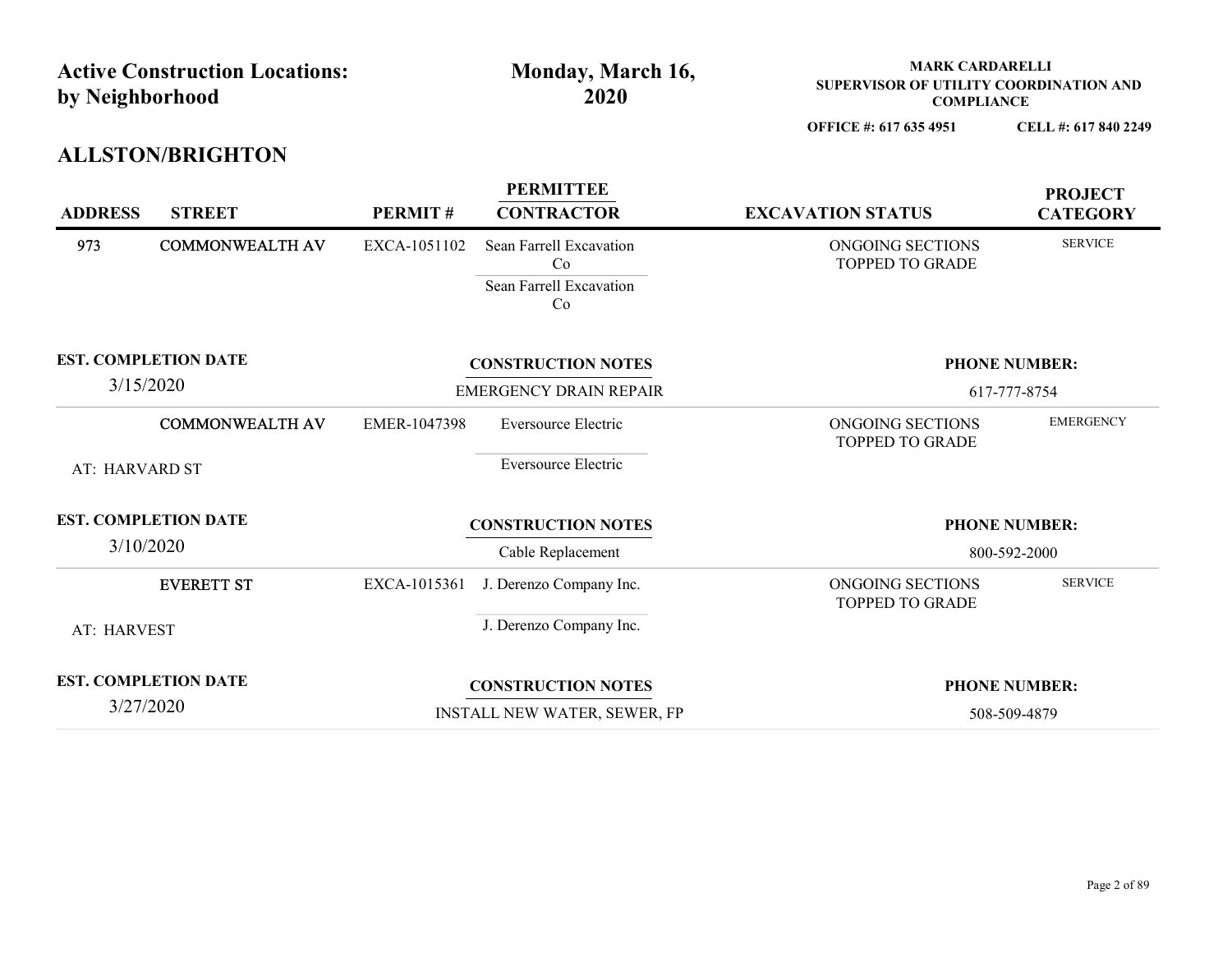# Active Construction Locations: by Neighborhood

**Monday, March 16, 2020**

**MARK CARDARELLI**
**SUPERVISOR OF UTILITY COORDINATION AND COMPLIANCE**

**OFFICE #: 617 635 4951** **CELL #: 617 840 2249**

## ALLSTON/BRIGHTON

| ADDRESS | STREET | PERMIT # | PERMITTEE / CONTRACTOR | EXCAVATION STATUS | PROJECT CATEGORY |
|---|---|---|---|---|---|
| 973 | COMMONWEALTH AV | EXCA-1051102 | Sean Farrell Excavation Co / Sean Farrell Excavation Co | ONGOING SECTIONS TOPPED TO GRADE | SERVICE |
| **EST. COMPLETION DATE:** 3/15/2020 | | | **CONSTRUCTION NOTES:** EMERGENCY DRAIN REPAIR | **PHONE NUMBER:** 617-777-8754 | |
| AT: HARVARD ST | COMMONWEALTH AV | EMER-1047398 | Eversource Electric / Eversource Electric | ONGOING SECTIONS TOPPED TO GRADE | EMERGENCY |
| **EST. COMPLETION DATE:** 3/10/2020 | | | **CONSTRUCTION NOTES:** Cable Replacement | **PHONE NUMBER:** 800-592-2000 | |
| AT: HARVEST | EVERETT ST | EXCA-1015361 | J. Derenzo Company Inc. / J. Derenzo Company Inc. | ONGOING SECTIONS TOPPED TO GRADE | SERVICE |
| **EST. COMPLETION DATE:** 3/27/2020 | | | **CONSTRUCTION NOTES:** INSTALL NEW WATER, SEWER, FP | **PHONE NUMBER:** 508-509-4879 | |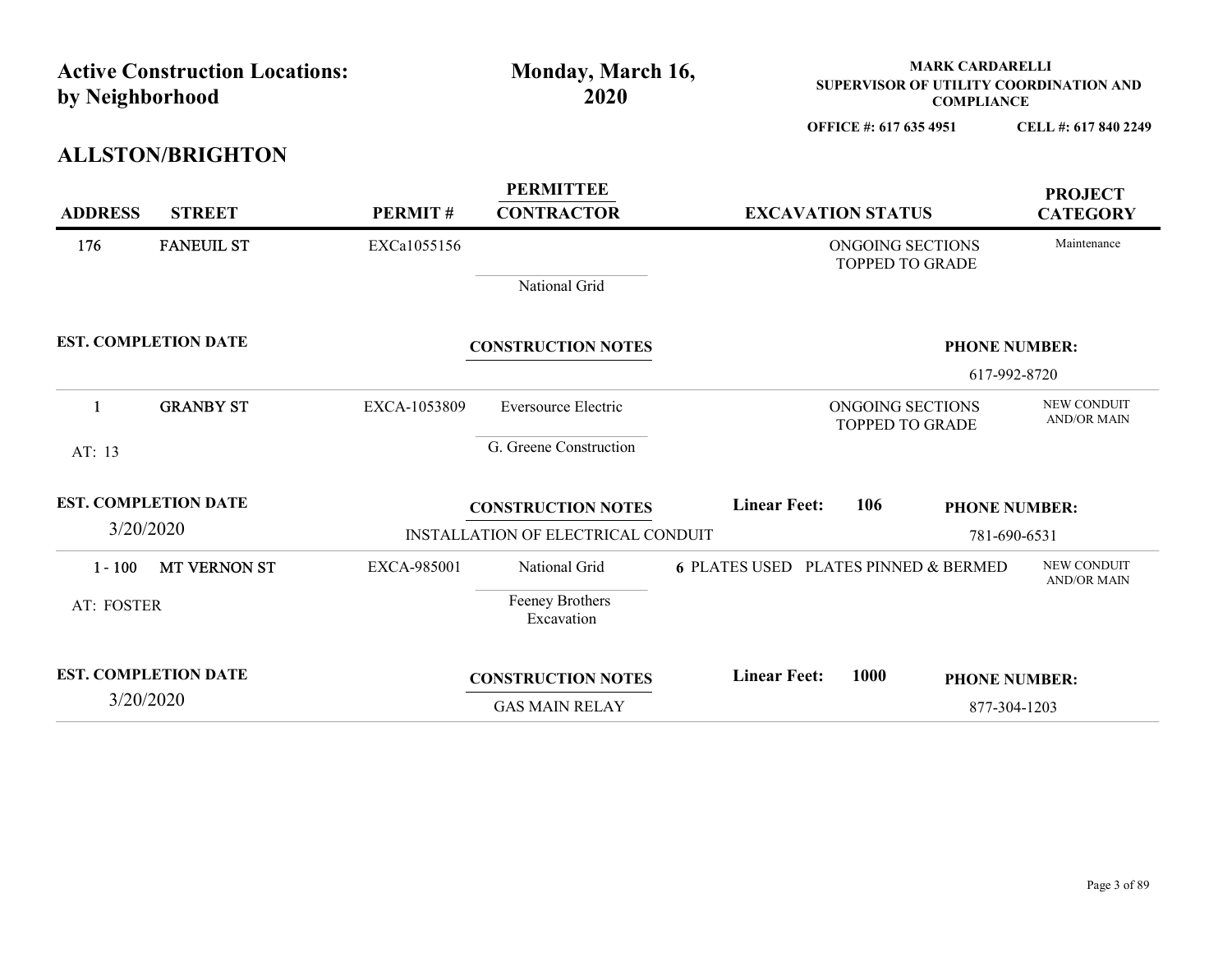# Active Construction Locations: by Neighborhood

**Monday, March 16, 2020**

**MARK CARDARELLI**
**SUPERVISOR OF UTILITY COORDINATION AND COMPLIANCE**

**OFFICE #: 617 635 4951** **CELL #: 617 840 2249**

## ALLSTON/BRIGHTON

| ADDRESS | STREET | PERMIT # | PERMITTEE / CONTRACTOR | EXCAVATION STATUS | PROJECT CATEGORY |
|---|---|---|---|---|---|
| 176 | FANEUIL ST | EXCa1055156 | / National Grid | ONGOING SECTIONS TOPPED TO GRADE | Maintenance |
| **EST. COMPLETION DATE** | | | **CONSTRUCTION NOTES** | | **PHONE NUMBER:** 617-992-8720 |
| 1 AT: 13 | GRANBY ST | EXCA-1053809 | Eversource Electric / G. Greene Construction | ONGOING SECTIONS TOPPED TO GRADE | NEW CONDUIT AND/OR MAIN |
| **EST. COMPLETION DATE** 3/20/2020 | | | **CONSTRUCTION NOTES** INSTALLATION OF ELECTRICAL CONDUIT | **Linear Feet:** 106 | **PHONE NUMBER:** 781-690-6531 |
| 1 - 100 AT: FOSTER | MT VERNON ST | EXCA-985001 | National Grid / Feeney Brothers Excavation | 6 PLATES USED PLATES PINNED & BERMED | NEW CONDUIT AND/OR MAIN |
| **EST. COMPLETION DATE** 3/20/2020 | | | **CONSTRUCTION NOTES** GAS MAIN RELAY | **Linear Feet:** 1000 | **PHONE NUMBER:** 877-304-1203 |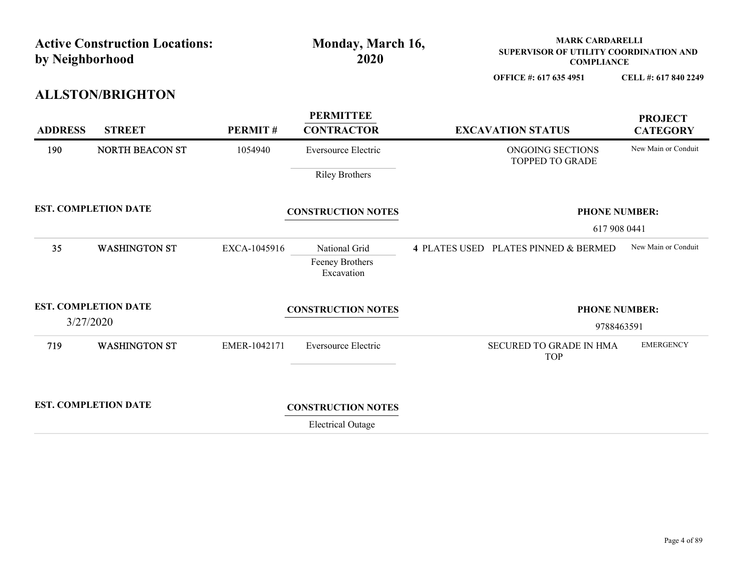# Active Construction Locations: by Neighborhood

**Monday, March 16, 2020**

**MARK CARDARELLI**
**SUPERVISOR OF UTILITY COORDINATION AND COMPLIANCE**

**OFFICE #: 617 635 4951** **CELL #: 617 840 2249**

## ALLSTON/BRIGHTON

| ADDRESS | STREET | PERMIT # | PERMITTEE / CONTRACTOR | EXCAVATION STATUS | PROJECT CATEGORY |
|---|---|---|---|---|---|
| 190 | NORTH BEACON ST | 1054940 | Eversource Electric / Riley Brothers | ONGOING SECTIONS TOPPED TO GRADE | New Main or Conduit |
| **EST. COMPLETION DATE:** | | | **CONSTRUCTION NOTES:** | **PHONE NUMBER:** 617 908 0441 | |
| 35 | WASHINGTON ST | EXCA-1045916 | National Grid / Feeney Brothers Excavation | 4 PLATES USED PLATES PINNED & BERMED | New Main or Conduit |
| **EST. COMPLETION DATE:** 3/27/2020 | | | **CONSTRUCTION NOTES:** | **PHONE NUMBER:** 9788463591 | |
| 719 | WASHINGTON ST | EMER-1042171 | Eversource Electric | SECURED TO GRADE IN HMA TOP | EMERGENCY |
| **EST. COMPLETION DATE:** | | | **CONSTRUCTION NOTES:** Electrical Outage | | |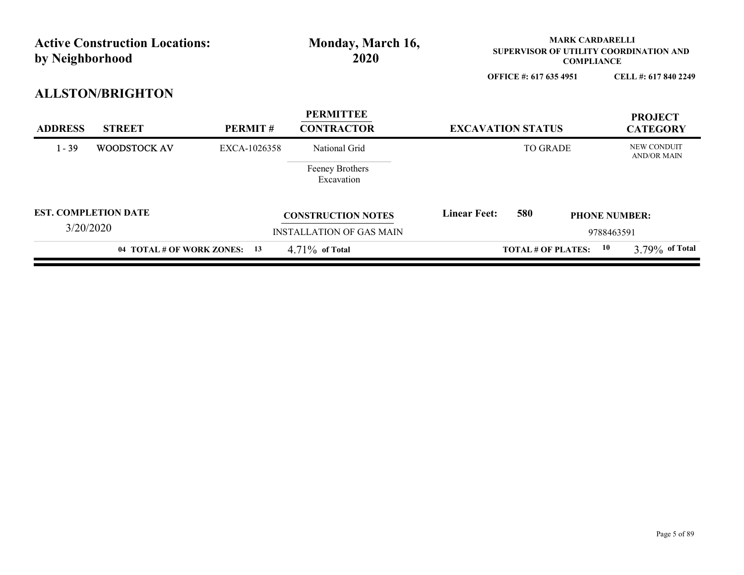**Active Construction Locations: by Neighborhood**

**Monday, March 16, 2020**

**MARK CARDARELLI**
**SUPERVISOR OF UTILITY COORDINATION AND COMPLIANCE**

**OFFICE #: 617 635 4951** **CELL #: 617 840 2249**

## ALLSTON/BRIGHTON

| ADDRESS | STREET | PERMIT # | PERMITTEE / CONTRACTOR | EXCAVATION STATUS | PROJECT CATEGORY |
|---|---|---|---|---|---|
| 1 - 39 | WOODSTOCK AV | EXCA-1026358 | National Grid / Feeney Brothers Excavation | TO GRADE | NEW CONDUIT AND/OR MAIN |

| EST. COMPLETION DATE | CONSTRUCTION NOTES | Linear Feet: | PHONE NUMBER: |
|---|---|---|---|
| 3/20/2020 | INSTALLATION OF GAS MAIN | 580 | 9788463591 |

**04 TOTAL # OF WORK ZONES:** 13 4.71% **of Total** **TOTAL # OF PLATES:** 10 3.79% **of Total**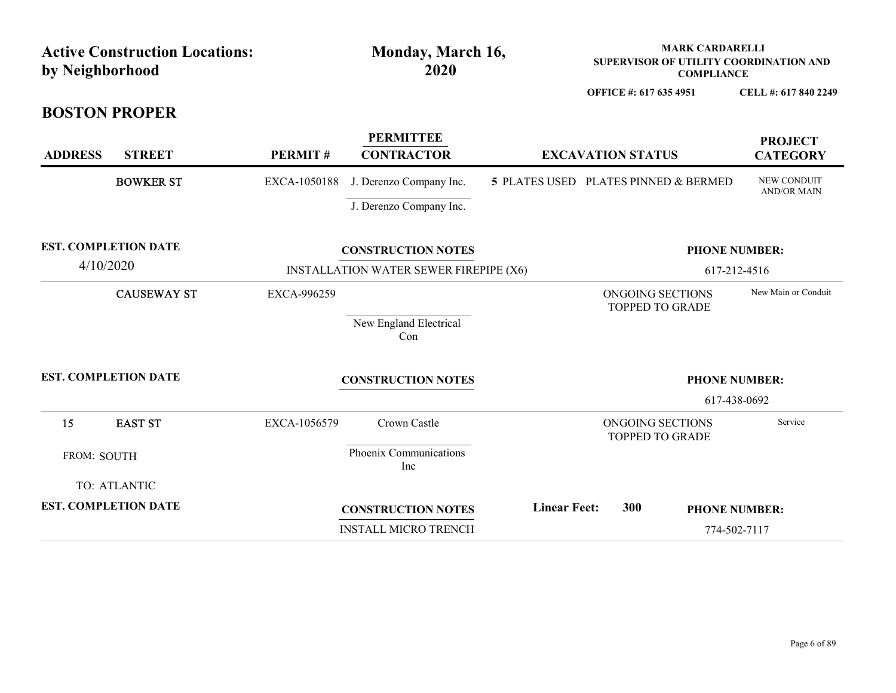# Active Construction Locations: by Neighborhood

**Monday, March 16, 2020**

**MARK CARDARELLI**
**SUPERVISOR OF UTILITY COORDINATION AND COMPLIANCE**

**OFFICE #: 617 635 4951** **CELL #: 617 840 2249**

## BOSTON PROPER

| ADDRESS | STREET | PERMIT # | PERMITTEE / CONTRACTOR | EXCAVATION STATUS | PROJECT CATEGORY |
|---|---|---|---|---|---|
| | BOWKER ST | EXCA-1050188 | J. Derenzo Company Inc. / J. Derenzo Company Inc. | 5 PLATES USED PLATES PINNED & BERMED | NEW CONDUIT AND/OR MAIN |
| **EST. COMPLETION DATE:** 4/10/2020 | | | **CONSTRUCTION NOTES:** INSTALLATION WATER SEWER FIREPIPE (X6) | | **PHONE NUMBER:** 617-212-4516 |
| | CAUSEWAY ST | EXCA-996259 | / New England Electrical Con | ONGOING SECTIONS TOPPED TO GRADE | New Main or Conduit |
| **EST. COMPLETION DATE:** | | | **CONSTRUCTION NOTES:** | | **PHONE NUMBER:** 617-438-0692 |
| 15 | EAST ST FROM: SOUTH TO: ATLANTIC | EXCA-1056579 | Crown Castle / Phoenix Communications Inc | ONGOING SECTIONS TOPPED TO GRADE | Service |
| **EST. COMPLETION DATE:** | | | **CONSTRUCTION NOTES:** INSTALL MICRO TRENCH | **Linear Feet:** 300 | **PHONE NUMBER:** 774-502-7117 |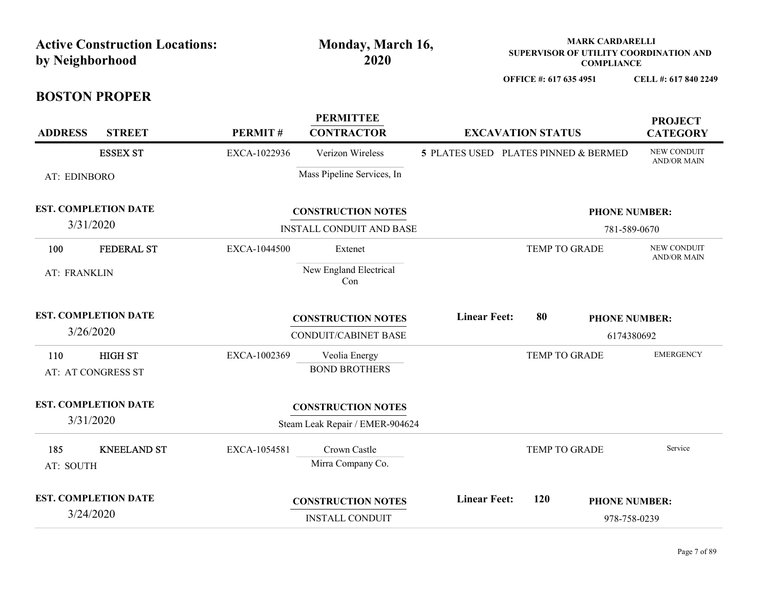# Active Construction Locations: by Neighborhood

**Monday, March 16, 2020**

**MARK CARDARELLI**
**SUPERVISOR OF UTILITY COORDINATION AND COMPLIANCE**

**OFFICE #: 617 635 4951** **CELL #: 617 840 2249**

## BOSTON PROPER

| ADDRESS | STREET | PERMIT # | PERMITTEE / CONTRACTOR | EXCAVATION STATUS | PROJECT CATEGORY |
|---|---|---|---|---|---|
| | ESSEX ST | EXCA-1022936 | Verizon Wireless / Mass Pipeline Services, In | 5 PLATES USED PLATES PINNED & BERMED | NEW CONDUIT AND/OR MAIN |
| AT: EDINBORO | | | | | |
| **EST. COMPLETION DATE:** 3/31/2020 | | | **CONSTRUCTION NOTES:** INSTALL CONDUIT AND BASE | | **PHONE NUMBER:** 781-589-0670 |
| 100 | FEDERAL ST | EXCA-1044500 | Extenet / New England Electrical Con | TEMP TO GRADE | NEW CONDUIT AND/OR MAIN |
| AT: FRANKLIN | | | | | |
| **EST. COMPLETION DATE:** 3/26/2020 | | | **CONSTRUCTION NOTES:** CONDUIT/CABINET BASE | **Linear Feet:** 80 | **PHONE NUMBER:** 6174380692 |
| 110 | HIGH ST | EXCA-1002369 | Veolia Energy / BOND BROTHERS | TEMP TO GRADE | EMERGENCY |
| AT: AT CONGRESS ST | | | | | |
| **EST. COMPLETION DATE:** 3/31/2020 | | | **CONSTRUCTION NOTES:** Steam Leak Repair / EMER-904624 | | |
| 185 | KNEELAND ST | EXCA-1054581 | Crown Castle / Mirra Company Co. | TEMP TO GRADE | Service |
| AT: SOUTH | | | | | |
| **EST. COMPLETION DATE:** 3/24/2020 | | | **CONSTRUCTION NOTES:** INSTALL CONDUIT | **Linear Feet:** 120 | **PHONE NUMBER:** 978-758-0239 |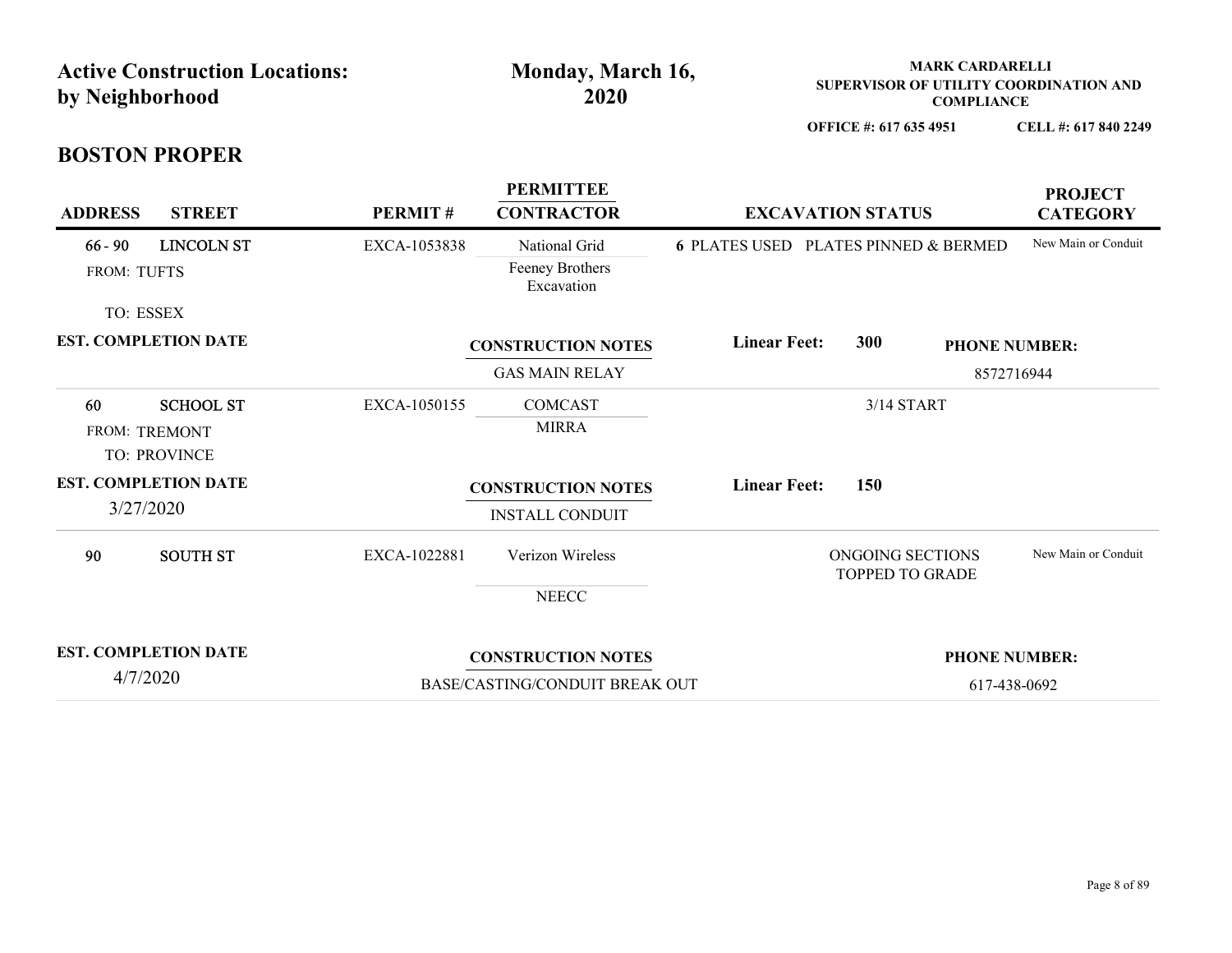# Active Construction Locations: by Neighborhood

**Monday, March 16, 2020**

**MARK CARDARELLI**
**SUPERVISOR OF UTILITY COORDINATION AND COMPLIANCE**

**OFFICE #: 617 635 4951** **CELL #: 617 840 2249**

## BOSTON PROPER

| ADDRESS | STREET | PERMIT # | PERMITTEE / CONTRACTOR | EXCAVATION STATUS | PROJECT CATEGORY |
|---|---|---|---|---|---|
| 66 - 90 | LINCOLN ST<br>FROM: TUFTS<br>TO: ESSEX | EXCA-1053838 | National Grid<br>Feeney Brothers Excavation | 6 PLATES USED PLATES PINNED & BERMED | New Main or Conduit |
| **EST. COMPLETION DATE:** | | | **CONSTRUCTION NOTES:** GAS MAIN RELAY | **Linear Feet:** 300 | **PHONE NUMBER:** 8572716944 |
| 60 | SCHOOL ST<br>FROM: TREMONT<br>TO: PROVINCE | EXCA-1050155 | COMCAST<br>MIRRA | 3/14 START | |
| **EST. COMPLETION DATE:** 3/27/2020 | | | **CONSTRUCTION NOTES:** INSTALL CONDUIT | **Linear Feet:** 150 | |
| 90 | SOUTH ST | EXCA-1022881 | Verizon Wireless<br>NEECC | ONGOING SECTIONS TOPPED TO GRADE | New Main or Conduit |
| **EST. COMPLETION DATE:** 4/7/2020 | | | **CONSTRUCTION NOTES:** BASE/CASTING/CONDUIT BREAK OUT | | **PHONE NUMBER:** 617-438-0692 |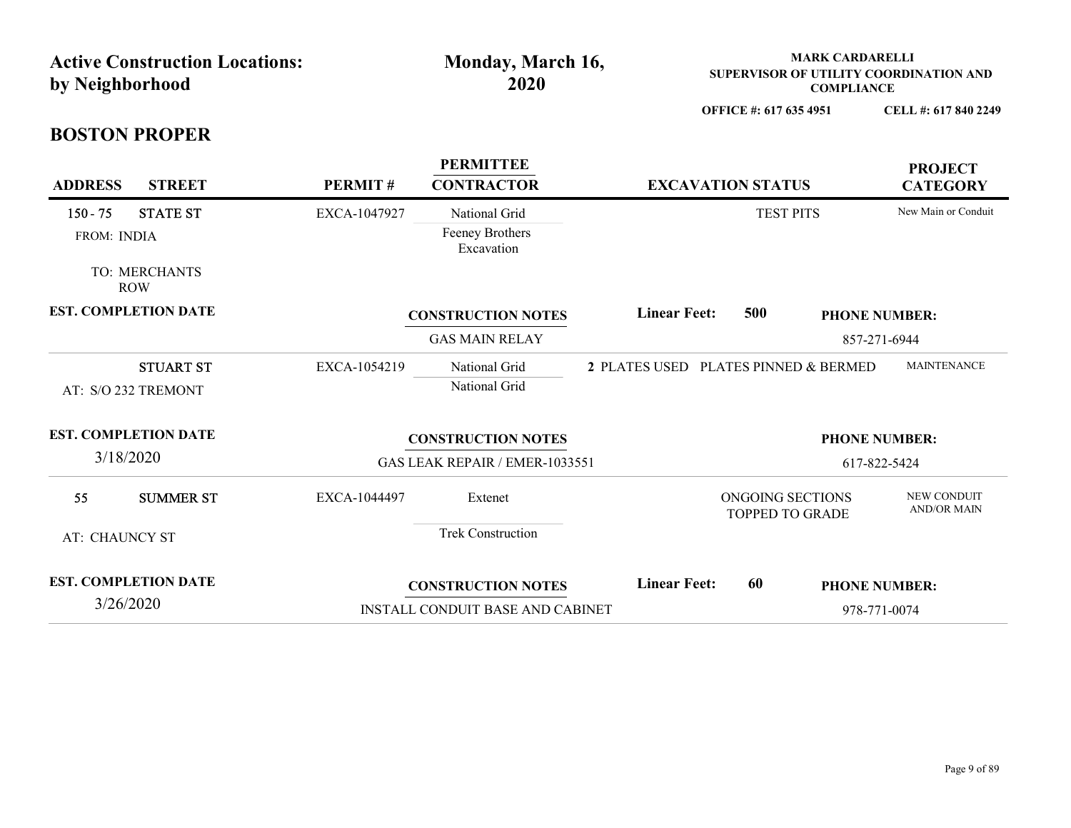# Active Construction Locations: by Neighborhood

**Monday, March 16, 2020**

**MARK CARDARELLI**
**SUPERVISOR OF UTILITY COORDINATION AND COMPLIANCE**

**OFFICE #: 617 635 4951** **CELL #: 617 840 2249**

## BOSTON PROPER

| ADDRESS | STREET | PERMIT # | PERMITTEE / CONTRACTOR | EXCAVATION STATUS | PROJECT CATEGORY |
| --- | --- | --- | --- | --- | --- |
| 150 - 75 | STATE ST<br>FROM: INDIA<br>TO: MERCHANTS ROW | EXCA-1047927 | National Grid<br>Feeney Brothers Excavation | TEST PITS | New Main or Conduit |
| **EST. COMPLETION DATE:** | | | **CONSTRUCTION NOTES:** GAS MAIN RELAY | **Linear Feet:** 500 | **PHONE NUMBER:** 857-271-6944 |
| | STUART ST<br>AT: S/O 232 TREMONT | EXCA-1054219 | National Grid<br>National Grid | 2 PLATES USED PLATES PINNED & BERMED | MAINTENANCE |
| **EST. COMPLETION DATE:** 3/18/2020 | | | **CONSTRUCTION NOTES:** GAS LEAK REPAIR / EMER-1033551 | | **PHONE NUMBER:** 617-822-5424 |
| 55 | SUMMER ST<br>AT: CHAUNCY ST | EXCA-1044497 | Extenet<br>Trek Construction | ONGOING SECTIONS TOPPED TO GRADE | NEW CONDUIT AND/OR MAIN |
| **EST. COMPLETION DATE:** 3/26/2020 | | | **CONSTRUCTION NOTES:** INSTALL CONDUIT BASE AND CABINET | **Linear Feet:** 60 | **PHONE NUMBER:** 978-771-0074 |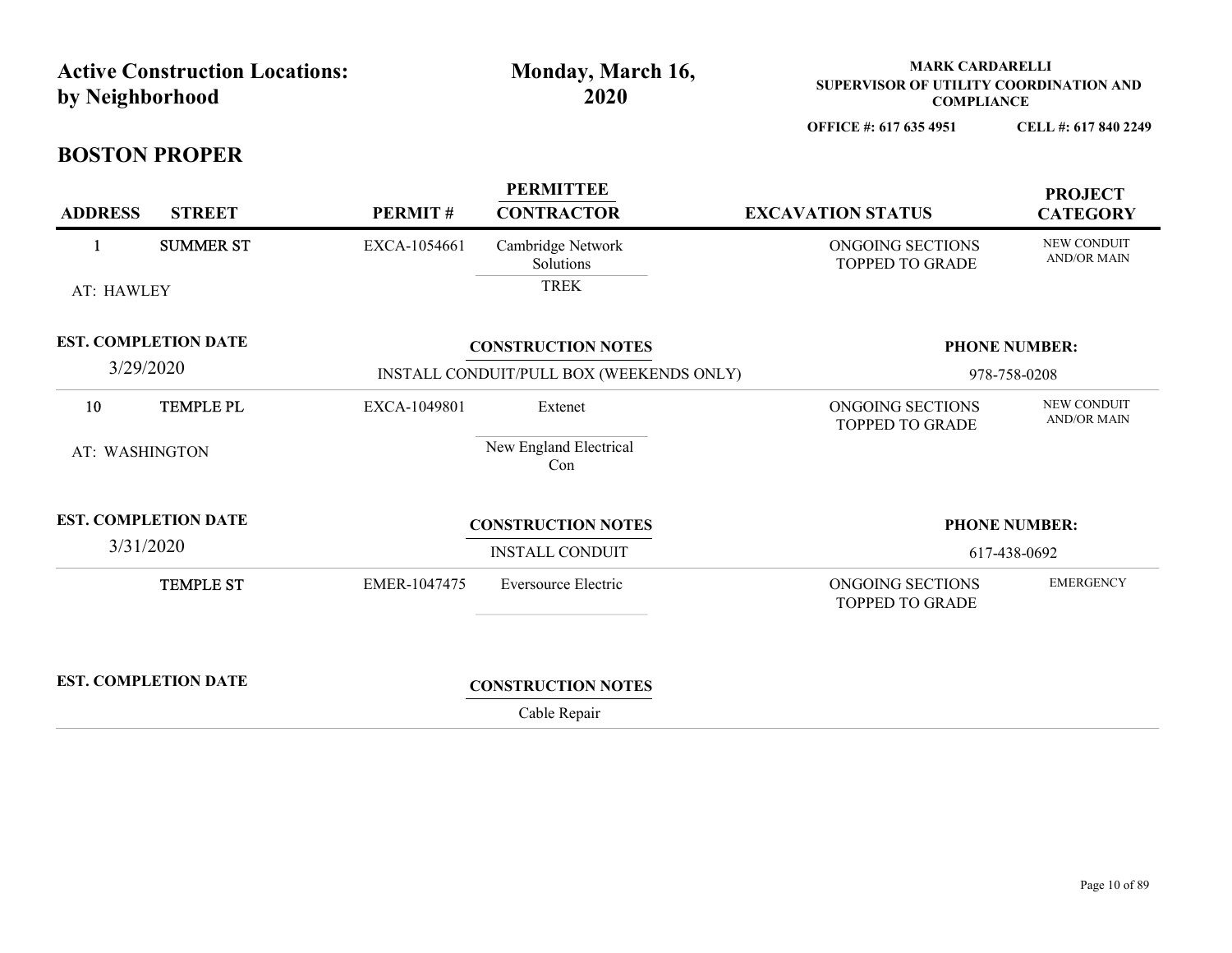# Active Construction Locations: by Neighborhood

**Monday, March 16, 2020**

**MARK CARDARELLI**
**SUPERVISOR OF UTILITY COORDINATION AND COMPLIANCE**

**OFFICE #: 617 635 4951** **CELL #: 617 840 2249**

## BOSTON PROPER

| ADDRESS | STREET | PERMIT # | PERMITTEE / CONTRACTOR | EXCAVATION STATUS | PROJECT CATEGORY |
|---|---|---|---|---|---|
| 1 | SUMMER ST (AT: HAWLEY) | EXCA-1054661 | Cambridge Network Solutions / TREK | ONGOING SECTIONS TOPPED TO GRADE | NEW CONDUIT AND/OR MAIN |
| **EST. COMPLETION DATE:** 3/29/2020 | | | **CONSTRUCTION NOTES:** INSTALL CONDUIT/PULL BOX (WEEKENDS ONLY) | **PHONE NUMBER:** 978-758-0208 | |
| 10 | TEMPLE PL (AT: WASHINGTON) | EXCA-1049801 | Extenet / New England Electrical Con | ONGOING SECTIONS TOPPED TO GRADE | NEW CONDUIT AND/OR MAIN |
| **EST. COMPLETION DATE:** 3/31/2020 | | | **CONSTRUCTION NOTES:** INSTALL CONDUIT | **PHONE NUMBER:** 617-438-0692 | |
| | TEMPLE ST | EMER-1047475 | Eversource Electric | ONGOING SECTIONS TOPPED TO GRADE | EMERGENCY |
| **EST. COMPLETION DATE:** | | | **CONSTRUCTION NOTES:** Cable Repair | | |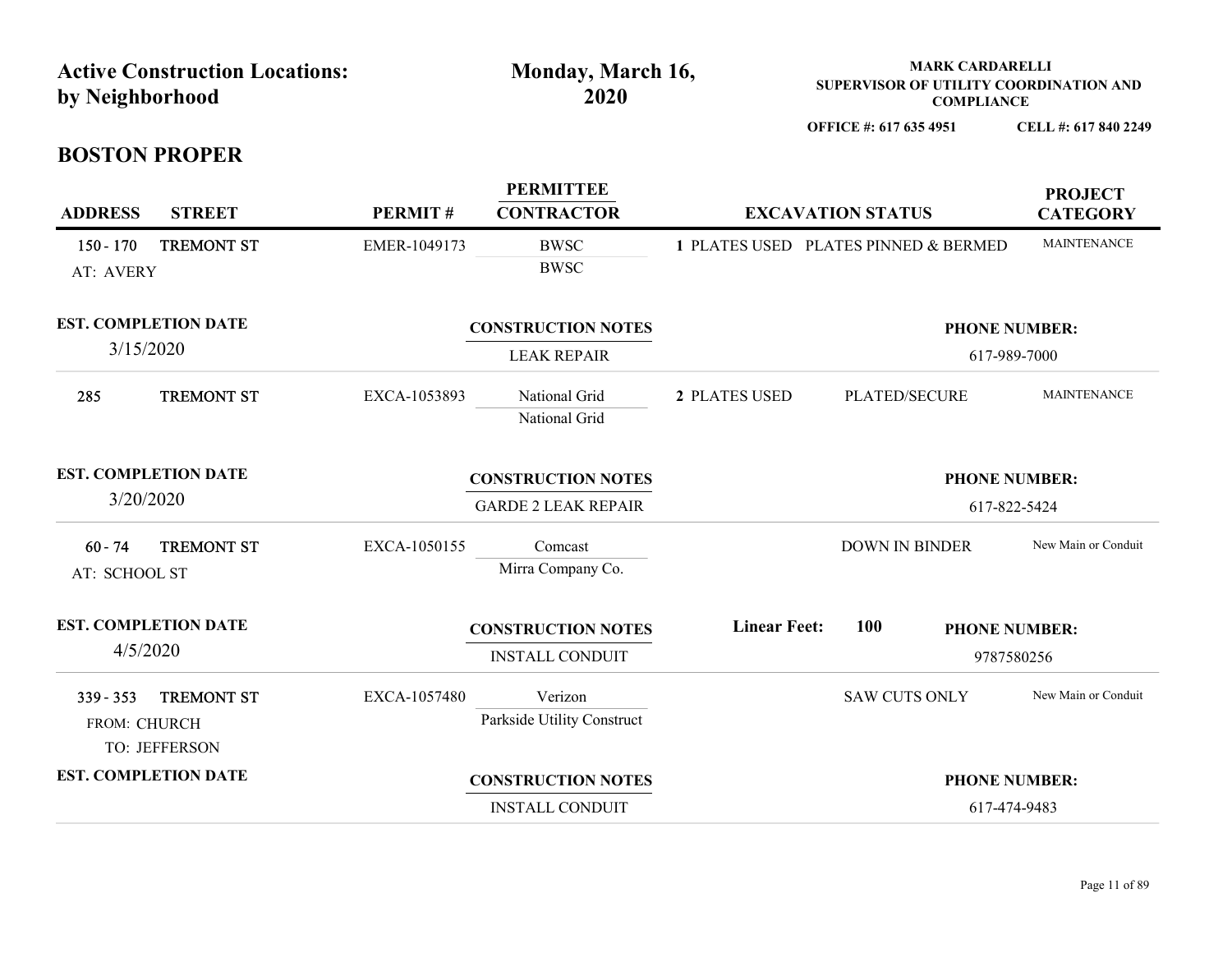# Active Construction Locations: by Neighborhood

**Monday, March 16, 2020**

**MARK CARDARELLI**
**SUPERVISOR OF UTILITY COORDINATION AND COMPLIANCE**

**OFFICE #: 617 635 4951** **CELL #: 617 840 2249**

## BOSTON PROPER

| ADDRESS | STREET | PERMIT # | PERMITTEE / CONTRACTOR | EXCAVATION STATUS | | PROJECT CATEGORY |
|---|---|---|---|---|---|---|
| 150 - 170 AT: AVERY | TREMONT ST | EMER-1049173 | BWSC / BWSC | 1 PLATES USED | PLATES PINNED & BERMED | MAINTENANCE |
| **EST. COMPLETION DATE:** 3/15/2020 | | | **CONSTRUCTION NOTES:** LEAK REPAIR | | | **PHONE NUMBER:** 617-989-7000 |
| 285 | TREMONT ST | EXCA-1053893 | National Grid / National Grid | 2 PLATES USED | PLATED/SECURE | MAINTENANCE |
| **EST. COMPLETION DATE:** 3/20/2020 | | | **CONSTRUCTION NOTES:** GARDE 2 LEAK REPAIR | | | **PHONE NUMBER:** 617-822-5424 |
| 60 - 74 AT: SCHOOL ST | TREMONT ST | EXCA-1050155 | Comcast / Mirra Company Co. | | DOWN IN BINDER | New Main or Conduit |
| **EST. COMPLETION DATE:** 4/5/2020 | | | **CONSTRUCTION NOTES:** INSTALL CONDUIT | **Linear Feet:** 100 | | **PHONE NUMBER:** 9787580256 |
| 339 - 353 FROM: CHURCH TO: JEFFERSON | TREMONT ST | EXCA-1057480 | Verizon / Parkside Utility Construct | | SAW CUTS ONLY | New Main or Conduit |
| **EST. COMPLETION DATE:** | | | **CONSTRUCTION NOTES:** INSTALL CONDUIT | | | **PHONE NUMBER:** 617-474-9483 |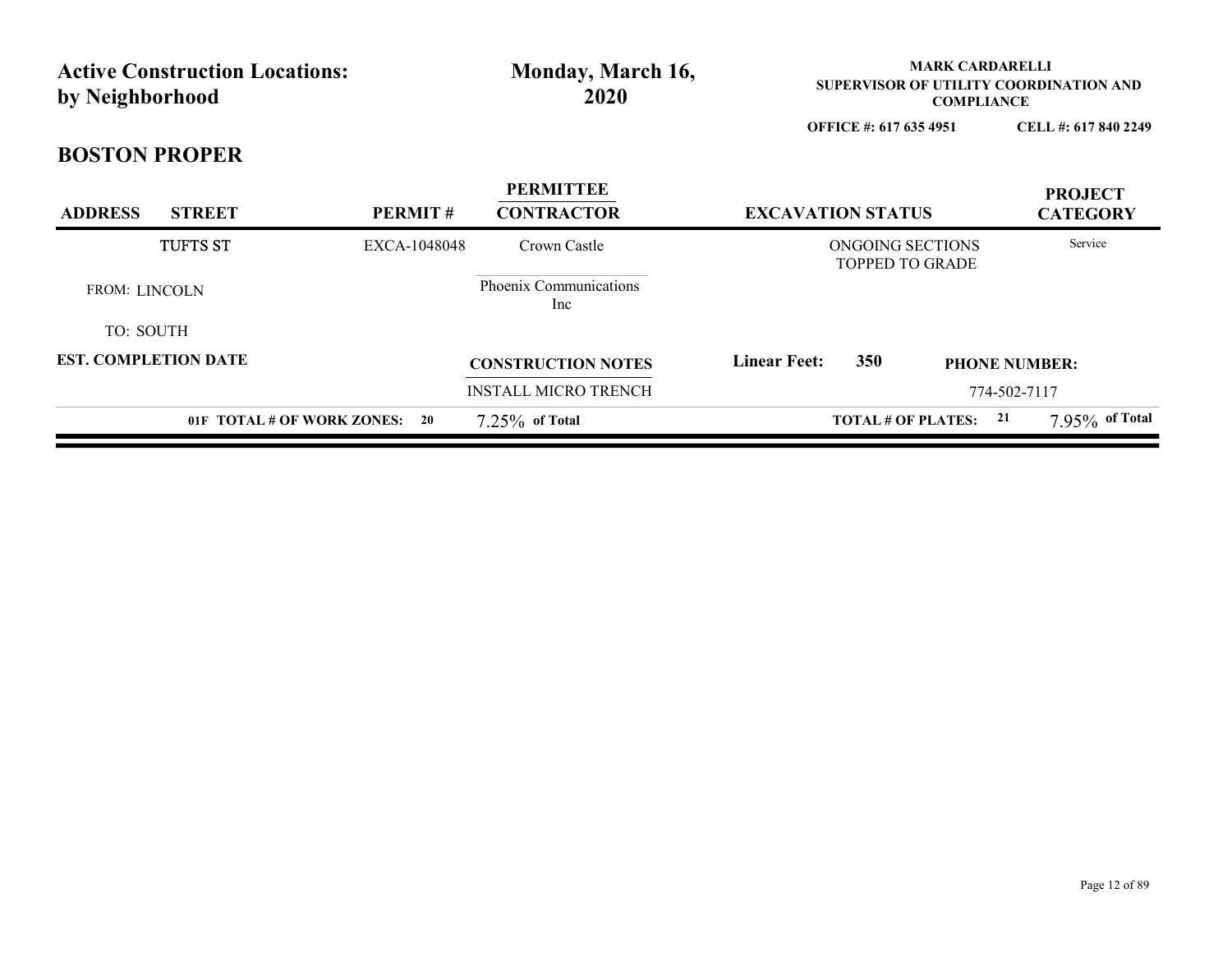# Active Construction Locations: by Neighborhood

**Monday, March 16, 2020**

**MARK CARDARELLI**
**SUPERVISOR OF UTILITY COORDINATION AND COMPLIANCE**

**OFFICE #: 617 635 4951** **CELL #: 617 840 2249**

## BOSTON PROPER

| ADDRESS | STREET | PERMIT # | PERMITTEE / CONTRACTOR | EXCAVATION STATUS | PROJECT CATEGORY |
|---|---|---|---|---|---|
| | TUFTS ST | EXCA-1048048 | Crown Castle / Phoenix Communications Inc | ONGOING SECTIONS TOPPED TO GRADE | Service |
| FROM: LINCOLN | | | | | |
| TO: SOUTH | | | | | |

**EST. COMPLETION DATE**

**CONSTRUCTION NOTES:** INSTALL MICRO TRENCH

**Linear Feet:** 350

**PHONE NUMBER:** 774-502-7117

**01F TOTAL # OF WORK ZONES: 20** — 7.25% **of Total**

**TOTAL # OF PLATES: 21** — 7.95% **of Total**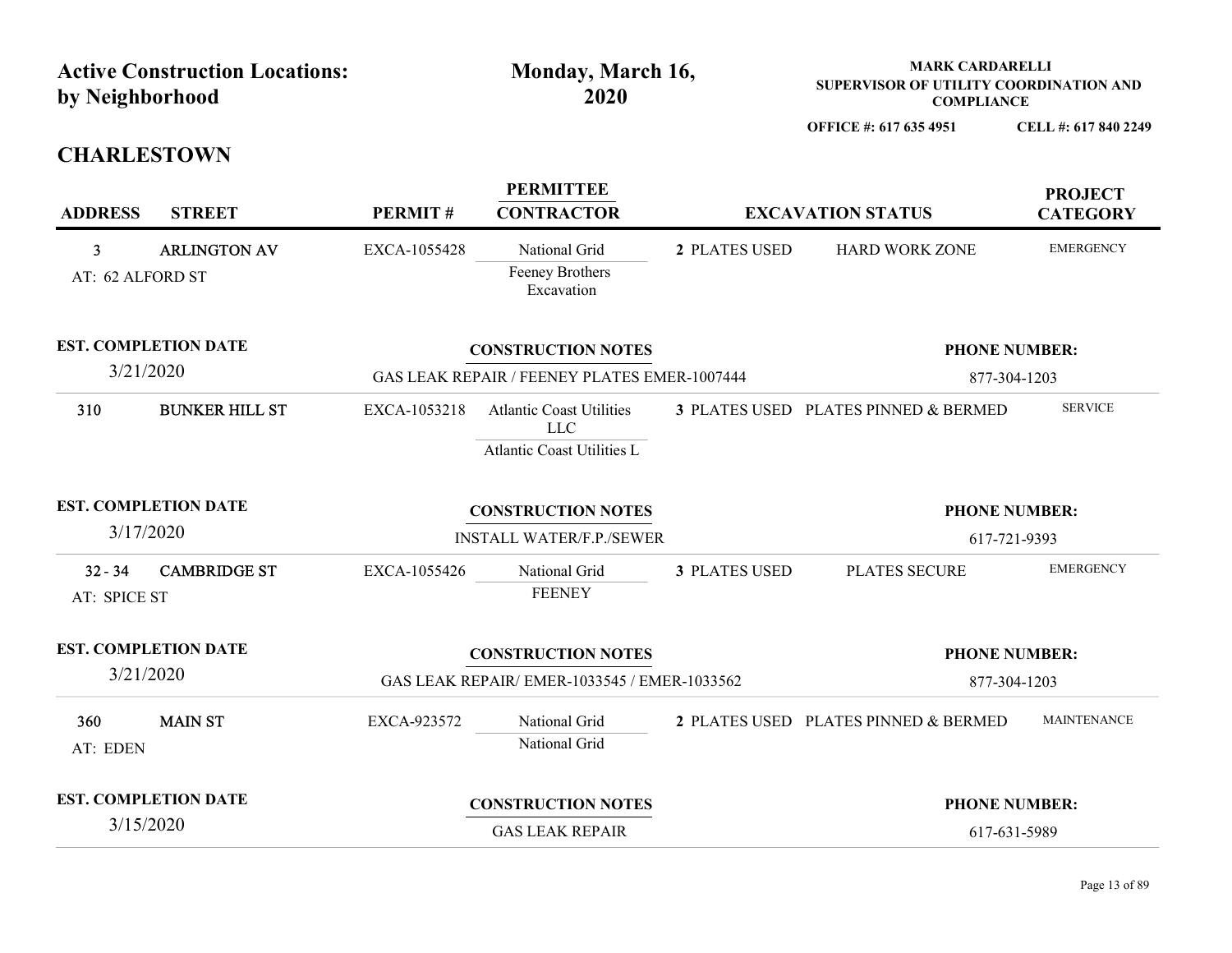# Active Construction Locations: by Neighborhood

**Monday, March 16, 2020**

**MARK CARDARELLI**
**SUPERVISOR OF UTILITY COORDINATION AND COMPLIANCE**

**OFFICE #: 617 635 4951** **CELL #: 617 840 2249**

## CHARLESTOWN

| ADDRESS | STREET | PERMIT # | PERMITTEE / CONTRACTOR | | EXCAVATION STATUS | PROJECT CATEGORY |
|---|---|---|---|---|---|---|
| 3<br>AT: 62 ALFORD ST | ARLINGTON AV | EXCA-1055428 | National Grid<br>Feeney Brothers Excavation | 2 PLATES USED | HARD WORK ZONE | EMERGENCY |
| **EST. COMPLETION DATE**<br>3/21/2020 | | | **CONSTRUCTION NOTES**<br>GAS LEAK REPAIR / FEENEY PLATES EMER-1007444 | | **PHONE NUMBER:**<br>877-304-1203 | |
| 310 | BUNKER HILL ST | EXCA-1053218 | Atlantic Coast Utilities LLC<br>Atlantic Coast Utilities L | 3 PLATES USED | PLATES PINNED & BERMED | SERVICE |
| **EST. COMPLETION DATE**<br>3/17/2020 | | | **CONSTRUCTION NOTES**<br>INSTALL WATER/F.P./SEWER | | **PHONE NUMBER:**<br>617-721-9393 | |
| 32 - 34<br>AT: SPICE ST | CAMBRIDGE ST | EXCA-1055426 | National Grid<br>FEENEY | 3 PLATES USED | PLATES SECURE | EMERGENCY |
| **EST. COMPLETION DATE**<br>3/21/2020 | | | **CONSTRUCTION NOTES**<br>GAS LEAK REPAIR/ EMER-1033545 / EMER-1033562 | | **PHONE NUMBER:**<br>877-304-1203 | |
| 360<br>AT: EDEN | MAIN ST | EXCA-923572 | National Grid<br>National Grid | 2 PLATES USED | PLATES PINNED & BERMED | MAINTENANCE |
| **EST. COMPLETION DATE**<br>3/15/2020 | | | **CONSTRUCTION NOTES**<br>GAS LEAK REPAIR | | **PHONE NUMBER:**<br>617-631-5989 | |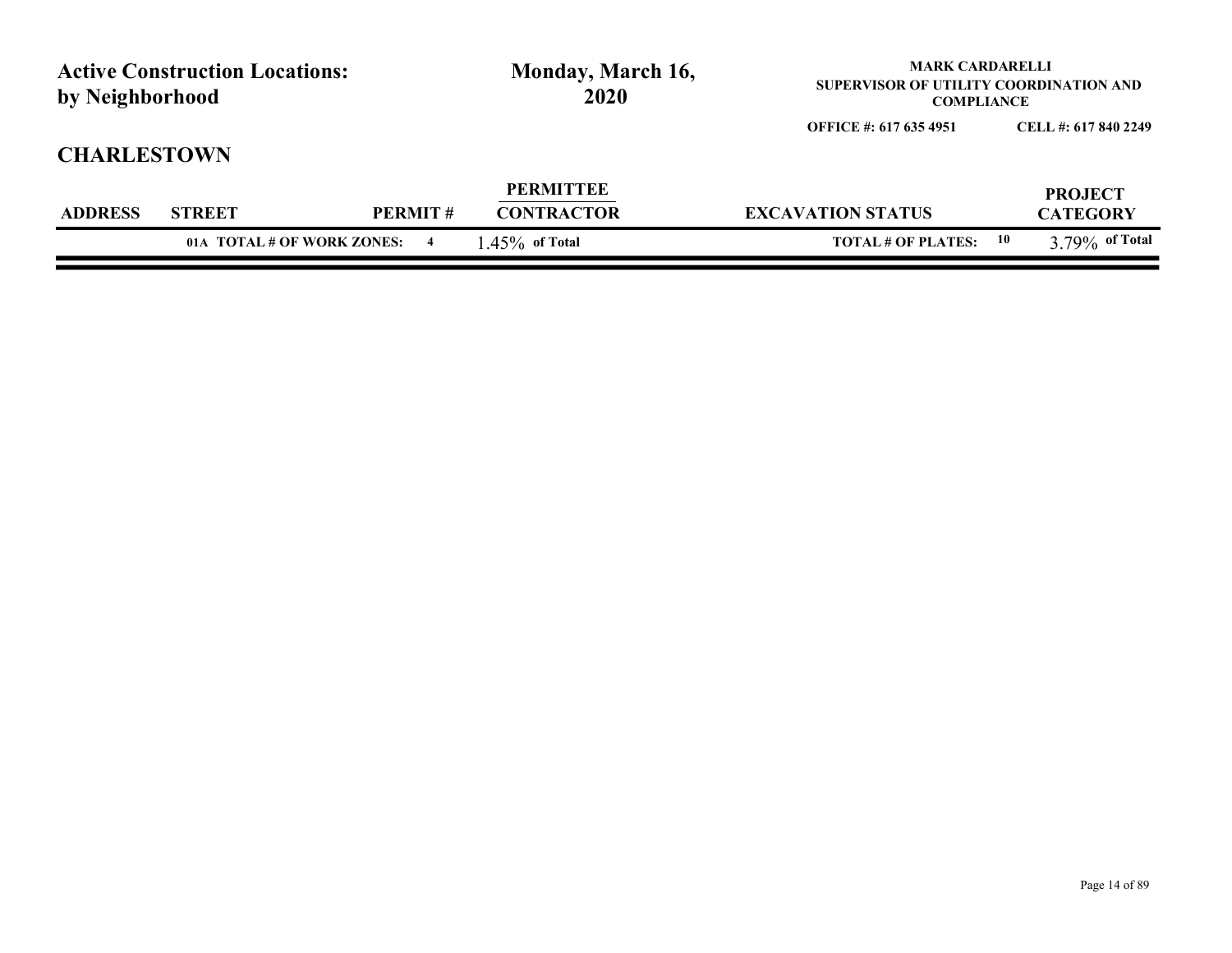# Active Construction Locations: by Neighborhood

**Monday, March 16, 2020**

**MARK CARDARELLI**
**SUPERVISOR OF UTILITY COORDINATION AND COMPLIANCE**

**OFFICE #: 617 635 4951** **CELL #: 617 840 2249**

## CHARLESTOWN

| ADDRESS | STREET | PERMIT # | PERMITTEE CONTRACTOR | EXCAVATION STATUS | PROJECT CATEGORY |
|---|---|---|---|---|---|
| | 01A TOTAL # OF WORK ZONES: | 4 | 1.45% of Total | TOTAL # OF PLATES: 10 | 3.79% of Total |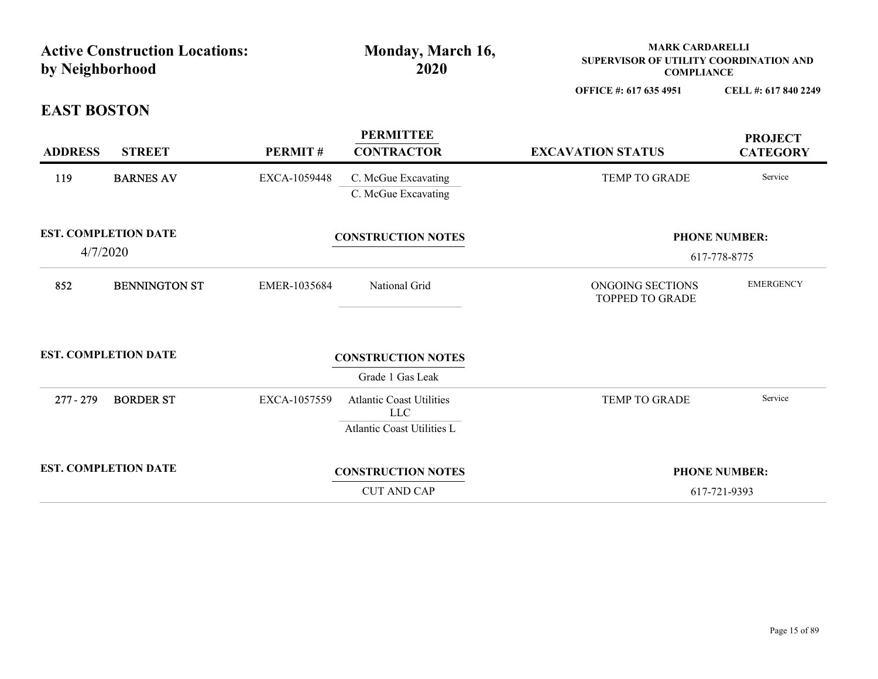# Active Construction Locations: by Neighborhood

**Monday, March 16, 2020**

**MARK CARDARELLI**
**SUPERVISOR OF UTILITY COORDINATION AND COMPLIANCE**

**OFFICE #: 617 635 4951** **CELL #: 617 840 2249**

## EAST BOSTON

| ADDRESS | STREET | PERMIT # | PERMITTEE / CONTRACTOR | EXCAVATION STATUS | PROJECT CATEGORY |
|---|---|---|---|---|---|
| 119 | BARNES AV | EXCA-1059448 | C. McGue Excavating / C. McGue Excavating | TEMP TO GRADE | Service |
| **EST. COMPLETION DATE** | 4/7/2020 | | **CONSTRUCTION NOTES** | **PHONE NUMBER:** | 617-778-8775 |
| 852 | BENNINGTON ST | EMER-1035684 | National Grid | ONGOING SECTIONS TOPPED TO GRADE | EMERGENCY |
| **EST. COMPLETION DATE** | | | **CONSTRUCTION NOTES** Grade 1 Gas Leak | | |
| 277 - 279 | BORDER ST | EXCA-1057559 | Atlantic Coast Utilities LLC / Atlantic Coast Utilities L | TEMP TO GRADE | Service |
| **EST. COMPLETION DATE** | | | **CONSTRUCTION NOTES** CUT AND CAP | **PHONE NUMBER:** | 617-721-9393 |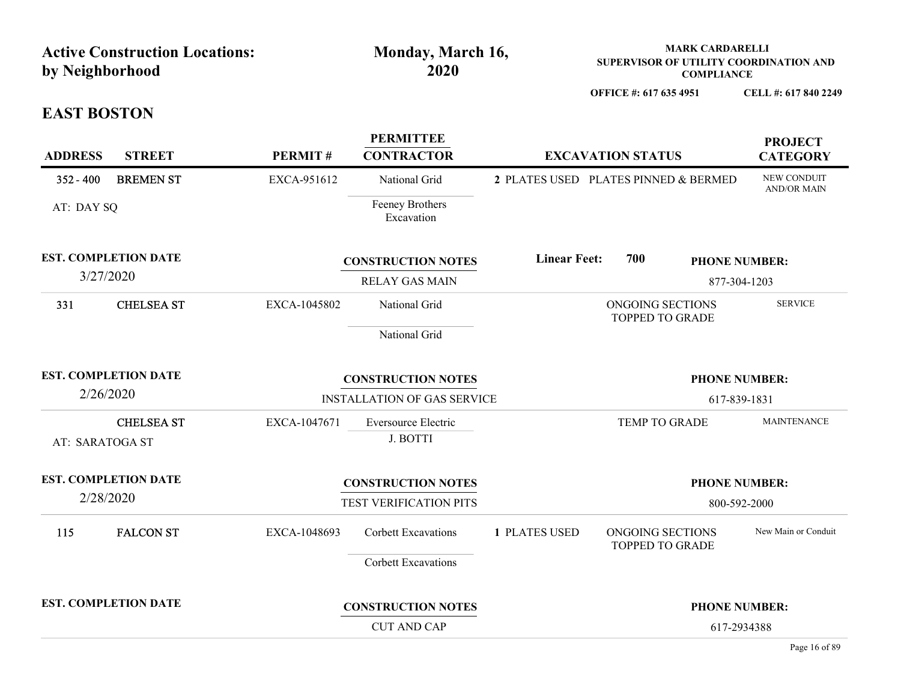# Active Construction Locations: by Neighborhood

**Monday, March 16, 2020**

**MARK CARDARELLI**
**SUPERVISOR OF UTILITY COORDINATION AND COMPLIANCE**

**OFFICE #: 617 635 4951** **CELL #: 617 840 2249**

## EAST BOSTON

| ADDRESS | STREET | PERMIT # | PERMITTEE / CONTRACTOR | EXCAVATION STATUS | PROJECT CATEGORY |
|---|---|---|---|---|---|
| 352 - 400 | BREMEN ST<br>AT: DAY SQ | EXCA-951612 | National Grid<br>Feeney Brothers Excavation | 2 PLATES USED PLATES PINNED & BERMED | NEW CONDUIT AND/OR MAIN |
| **EST. COMPLETION DATE:** 3/27/2020 | | | **CONSTRUCTION NOTES:** RELAY GAS MAIN | **Linear Feet:** 700 | **PHONE NUMBER:** 877-304-1203 |
| 331 | CHELSEA ST | EXCA-1045802 | National Grid<br>National Grid | ONGOING SECTIONS TOPPED TO GRADE | SERVICE |
| **EST. COMPLETION DATE:** 2/26/2020 | | | **CONSTRUCTION NOTES:** INSTALLATION OF GAS SERVICE | | **PHONE NUMBER:** 617-839-1831 |
| | CHELSEA ST<br>AT: SARATOGA ST | EXCA-1047671 | Eversource Electric<br>J. BOTTI | TEMP TO GRADE | MAINTENANCE |
| **EST. COMPLETION DATE:** 2/28/2020 | | | **CONSTRUCTION NOTES:** TEST VERIFICATION PITS | | **PHONE NUMBER:** 800-592-2000 |
| 115 | FALCON ST | EXCA-1048693 | Corbett Excavations<br>Corbett Excavations | 1 PLATES USED ONGOING SECTIONS TOPPED TO GRADE | New Main or Conduit |
| **EST. COMPLETION DATE:** | | | **CONSTRUCTION NOTES:** CUT AND CAP | | **PHONE NUMBER:** 617-2934388 |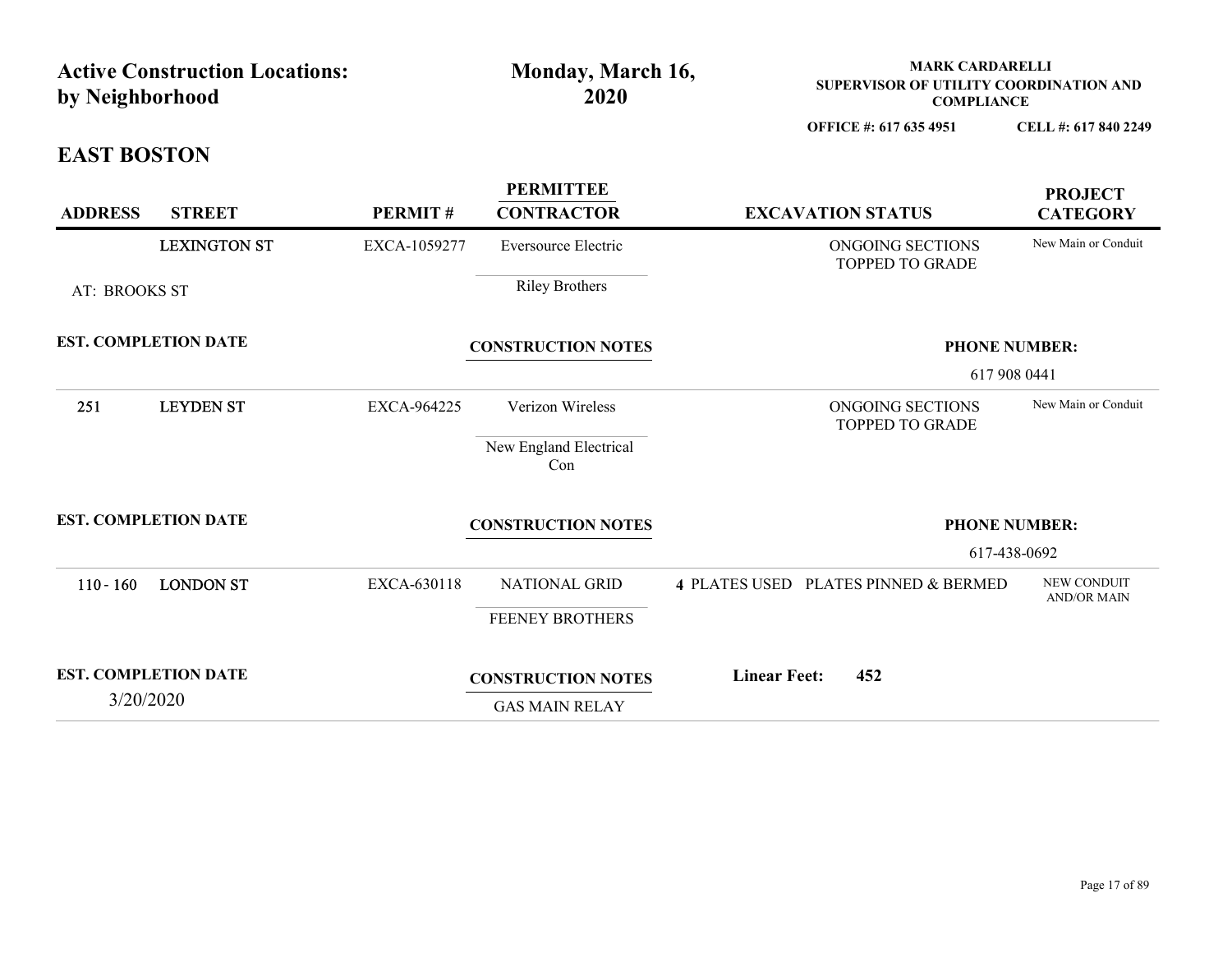# Active Construction Locations: by Neighborhood

**Monday, March 16, 2020**

**MARK CARDARELLI**
**SUPERVISOR OF UTILITY COORDINATION AND COMPLIANCE**

**OFFICE #: 617 635 4951** **CELL #: 617 840 2249**

## EAST BOSTON

| ADDRESS | STREET | PERMIT # | PERMITTEE / CONTRACTOR | EXCAVATION STATUS | PROJECT CATEGORY |
|---|---|---|---|---|---|
| AT: BROOKS ST | LEXINGTON ST | EXCA-1059277 | Eversource Electric / Riley Brothers | ONGOING SECTIONS TOPPED TO GRADE | New Main or Conduit |
| **EST. COMPLETION DATE:** | | | **CONSTRUCTION NOTES:** | | **PHONE NUMBER:** 617 908 0441 |
| 251 | LEYDEN ST | EXCA-964225 | Verizon Wireless / New England Electrical Con | ONGOING SECTIONS TOPPED TO GRADE | New Main or Conduit |
| **EST. COMPLETION DATE:** | | | **CONSTRUCTION NOTES:** | | **PHONE NUMBER:** 617-438-0692 |
| 110 - 160 | LONDON ST | EXCA-630118 | NATIONAL GRID / FEENEY BROTHERS | 4 PLATES USED PLATES PINNED & BERMED | NEW CONDUIT AND/OR MAIN |
| **EST. COMPLETION DATE:** 3/20/2020 | | | **CONSTRUCTION NOTES:** GAS MAIN RELAY | **Linear Feet:** 452 | |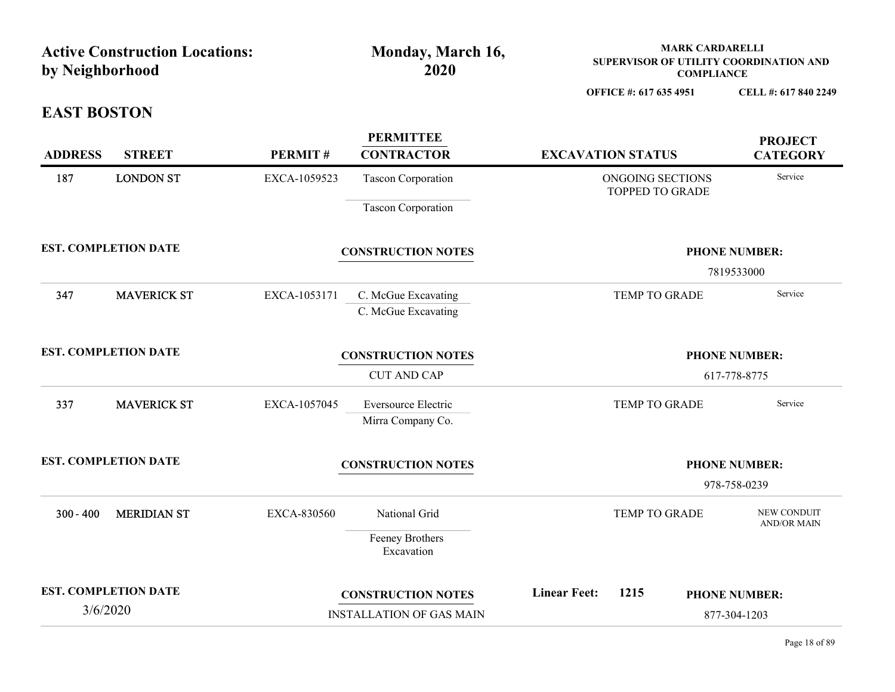# Active Construction Locations: by Neighborhood

**Monday, March 16, 2020**

**MARK CARDARELLI**
**SUPERVISOR OF UTILITY COORDINATION AND COMPLIANCE**

**OFFICE #: 617 635 4951** **CELL #: 617 840 2249**

## EAST BOSTON

| ADDRESS | STREET | PERMIT # | PERMITTEE / CONTRACTOR | EXCAVATION STATUS | PROJECT CATEGORY |
|---|---|---|---|---|---|
| 187 | LONDON ST | EXCA-1059523 | Tascon Corporation / Tascon Corporation | ONGOING SECTIONS TOPPED TO GRADE | Service |
| **EST. COMPLETION DATE:** | | | **CONSTRUCTION NOTES:** | | **PHONE NUMBER:** 7819533000 |
| 347 | MAVERICK ST | EXCA-1053171 | C. McGue Excavating / C. McGue Excavating | TEMP TO GRADE | Service |
| **EST. COMPLETION DATE:** | | | **CONSTRUCTION NOTES:** CUT AND CAP | | **PHONE NUMBER:** 617-778-8775 |
| 337 | MAVERICK ST | EXCA-1057045 | Eversource Electric / Mirra Company Co. | TEMP TO GRADE | Service |
| **EST. COMPLETION DATE:** | | | **CONSTRUCTION NOTES:** | | **PHONE NUMBER:** 978-758-0239 |
| 300 - 400 | MERIDIAN ST | EXCA-830560 | National Grid / Feeney Brothers Excavation | TEMP TO GRADE | NEW CONDUIT AND/OR MAIN |
| **EST. COMPLETION DATE:** 3/6/2020 | | | **CONSTRUCTION NOTES:** INSTALLATION OF GAS MAIN | **Linear Feet:** 1215 | **PHONE NUMBER:** 877-304-1203 |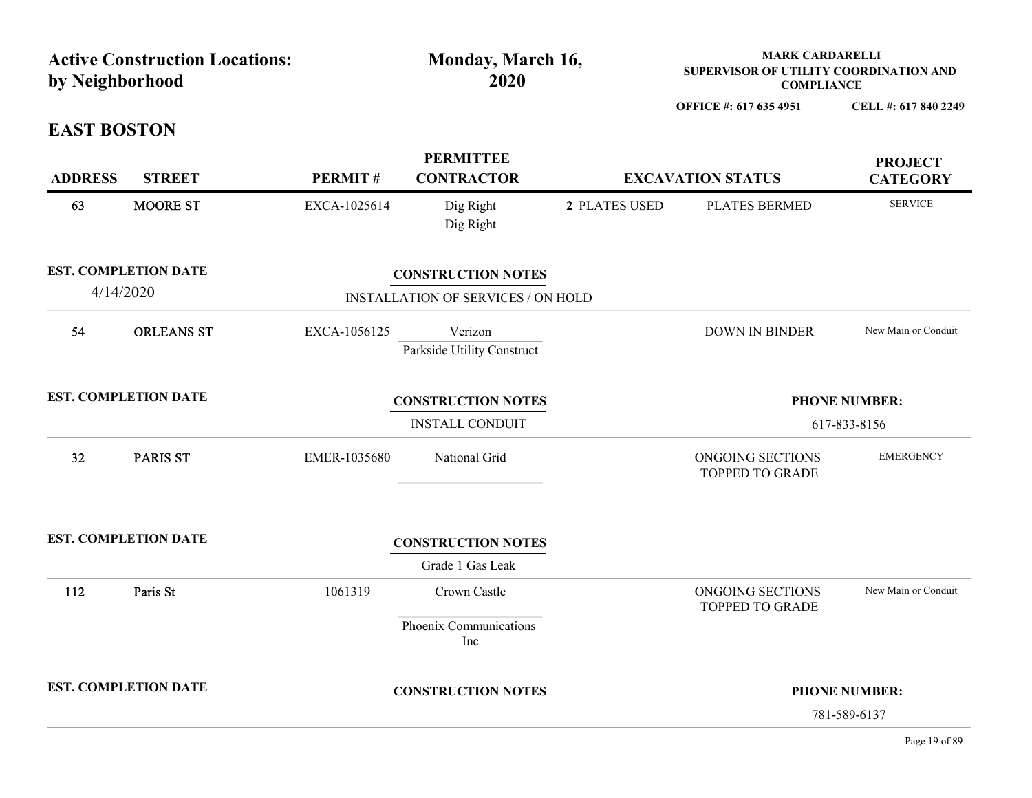# Active Construction Locations: by Neighborhood

**Monday, March 16, 2020**

**MARK CARDARELLI**
**SUPERVISOR OF UTILITY COORDINATION AND COMPLIANCE**

**OFFICE #: 617 635 4951** **CELL #: 617 840 2249**

## EAST BOSTON

| ADDRESS | STREET | PERMIT # | PERMITTEE / CONTRACTOR | | EXCAVATION STATUS | PROJECT CATEGORY |
|---|---|---|---|---|---|---|
| 63 | MOORE ST | EXCA-1025614 | Dig Right / Dig Right | 2 PLATES USED | PLATES BERMED | SERVICE |
| **EST. COMPLETION DATE:** 4/14/2020 | | | **CONSTRUCTION NOTES:** INSTALLATION OF SERVICES / ON HOLD | | | |
| 54 | ORLEANS ST | EXCA-1056125 | Verizon / Parkside Utility Construct | | DOWN IN BINDER | New Main or Conduit |
| **EST. COMPLETION DATE:** | | | **CONSTRUCTION NOTES:** INSTALL CONDUIT | | | **PHONE NUMBER:** 617-833-8156 |
| 32 | PARIS ST | EMER-1035680 | National Grid | | ONGOING SECTIONS TOPPED TO GRADE | EMERGENCY |
| **EST. COMPLETION DATE:** | | | **CONSTRUCTION NOTES:** Grade 1 Gas Leak | | | |
| 112 | Paris St | 1061319 | Crown Castle / Phoenix Communications Inc | | ONGOING SECTIONS TOPPED TO GRADE | New Main or Conduit |
| **EST. COMPLETION DATE:** | | | **CONSTRUCTION NOTES:** | | | **PHONE NUMBER:** 781-589-6137 |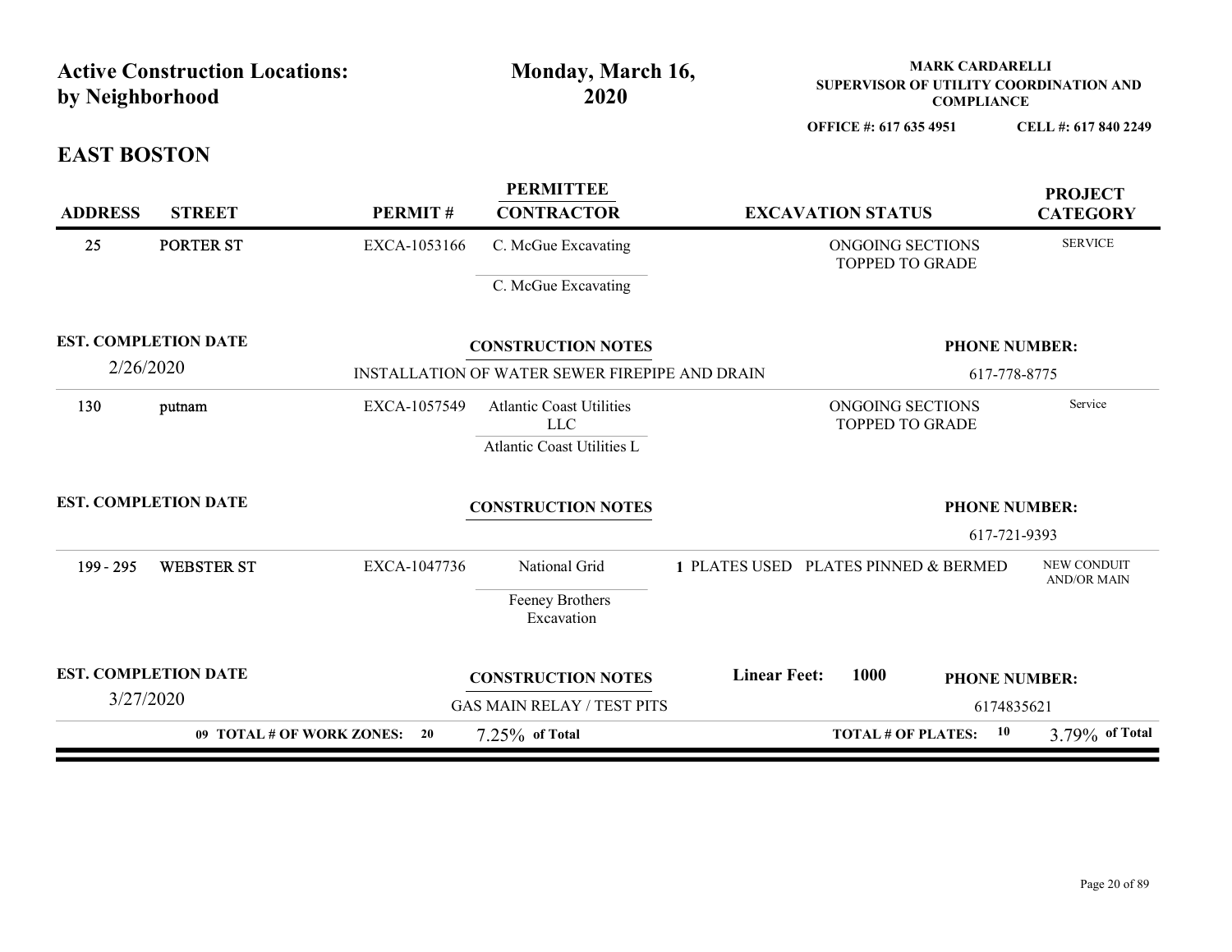# Active Construction Locations: by Neighborhood

**Monday, March 16, 2020**

**MARK CARDARELLI**
**SUPERVISOR OF UTILITY COORDINATION AND COMPLIANCE**

**OFFICE #: 617 635 4951** | **CELL #: 617 840 2249**

## EAST BOSTON

| ADDRESS | STREET | PERMIT # | PERMITTEE / CONTRACTOR | EXCAVATION STATUS | PROJECT CATEGORY |
|---|---|---|---|---|---|
| 25 | PORTER ST | EXCA-1053166 | C. McGue Excavating / C. McGue Excavating | ONGOING SECTIONS TOPPED TO GRADE | SERVICE |
| **EST. COMPLETION DATE:** 2/26/2020 | | | **CONSTRUCTION NOTES:** INSTALLATION OF WATER SEWER FIREPIPE AND DRAIN | | **PHONE NUMBER:** 617-778-8775 |
| 130 | putnam | EXCA-1057549 | Atlantic Coast Utilities LLC / Atlantic Coast Utilities L | ONGOING SECTIONS TOPPED TO GRADE | Service |
| **EST. COMPLETION DATE:** | | | **CONSTRUCTION NOTES:** | | **PHONE NUMBER:** 617-721-9393 |
| 199 - 295 | WEBSTER ST | EXCA-1047736 | National Grid / Feeney Brothers Excavation | 1 PLATES USED PLATES PINNED & BERMED | NEW CONDUIT AND/OR MAIN |
| **EST. COMPLETION DATE:** 3/27/2020 | | | **CONSTRUCTION NOTES:** GAS MAIN RELAY / TEST PITS | **Linear Feet:** 1000 | **PHONE NUMBER:** 6174835621 |

**09 TOTAL # OF WORK ZONES: 20** | **7.25% of Total** | **TOTAL # OF PLATES: 10** | **3.79% of Total**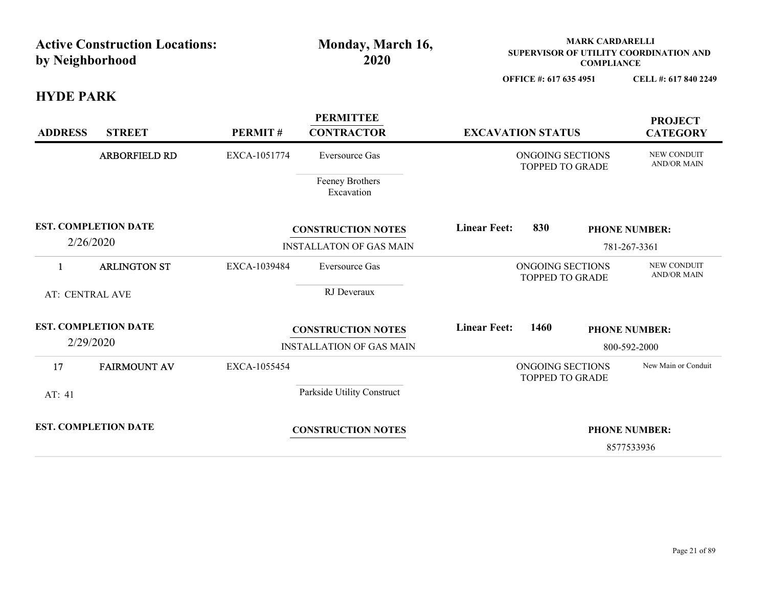# Active Construction Locations: by Neighborhood

**Monday, March 16, 2020**

**MARK CARDARELLI**
**SUPERVISOR OF UTILITY COORDINATION AND COMPLIANCE**

**OFFICE #: 617 635 4951** **CELL #: 617 840 2249**

## HYDE PARK

| ADDRESS | STREET | PERMIT # | PERMITTEE / CONTRACTOR | EXCAVATION STATUS | PROJECT CATEGORY |
|---|---|---|---|---|---|
| | ARBORFIELD RD | EXCA-1051774 | Eversource Gas / Feeney Brothers Excavation | ONGOING SECTIONS TOPPED TO GRADE | NEW CONDUIT AND/OR MAIN |
| **EST. COMPLETION DATE:** 2/26/2020 | | | **CONSTRUCTION NOTES:** INSTALLATON OF GAS MAIN | **Linear Feet:** 830 | **PHONE NUMBER:** 781-267-3361 |
| 1 | ARLINGTON ST<br>AT: CENTRAL AVE | EXCA-1039484 | Eversource Gas / RJ Deveraux | ONGOING SECTIONS TOPPED TO GRADE | NEW CONDUIT AND/OR MAIN |
| **EST. COMPLETION DATE:** 2/29/2020 | | | **CONSTRUCTION NOTES:** INSTALLATION OF GAS MAIN | **Linear Feet:** 1460 | **PHONE NUMBER:** 800-592-2000 |
| 17 | FAIRMOUNT AV<br>AT: 41 | EXCA-1055454 | Parkside Utility Construct | ONGOING SECTIONS TOPPED TO GRADE | New Main or Conduit |
| **EST. COMPLETION DATE:** | | | **CONSTRUCTION NOTES:** | | **PHONE NUMBER:** 8577533936 |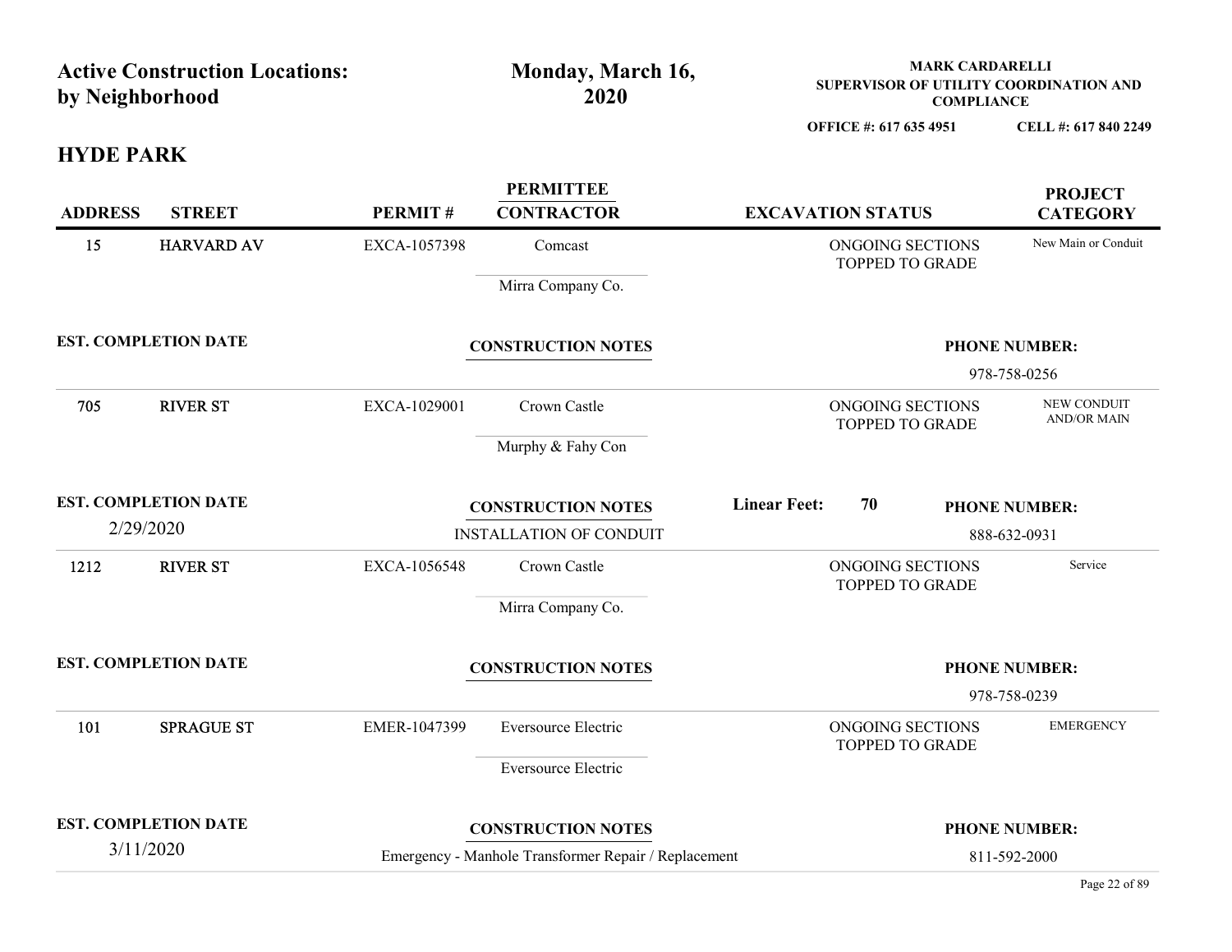# Active Construction Locations: by Neighborhood

**Monday, March 16, 2020**

**MARK CARDARELLI**
**SUPERVISOR OF UTILITY COORDINATION AND COMPLIANCE**

**OFFICE #: 617 635 4951** **CELL #: 617 840 2249**

## HYDE PARK

| ADDRESS | STREET | PERMIT # | PERMITTEE / CONTRACTOR | EXCAVATION STATUS | PROJECT CATEGORY |
|---|---|---|---|---|---|
| 15 | HARVARD AV | EXCA-1057398 | Comcast / Mirra Company Co. | ONGOING SECTIONS TOPPED TO GRADE | New Main or Conduit |

| EST. COMPLETION DATE | CONSTRUCTION NOTES | Linear Feet | PHONE NUMBER |
|---|---|---|---|
| | | | 978-758-0256 |

| ADDRESS | STREET | PERMIT # | PERMITTEE / CONTRACTOR | EXCAVATION STATUS | PROJECT CATEGORY |
|---|---|---|---|---|---|
| 705 | RIVER ST | EXCA-1029001 | Crown Castle / Murphy & Fahy Con | ONGOING SECTIONS TOPPED TO GRADE | NEW CONDUIT AND/OR MAIN |

| EST. COMPLETION DATE | CONSTRUCTION NOTES | Linear Feet | PHONE NUMBER |
|---|---|---|---|
| 2/29/2020 | INSTALLATION OF CONDUIT | 70 | 888-632-0931 |

| ADDRESS | STREET | PERMIT # | PERMITTEE / CONTRACTOR | EXCAVATION STATUS | PROJECT CATEGORY |
|---|---|---|---|---|---|
| 1212 | RIVER ST | EXCA-1056548 | Crown Castle / Mirra Company Co. | ONGOING SECTIONS TOPPED TO GRADE | Service |

| EST. COMPLETION DATE | CONSTRUCTION NOTES | Linear Feet | PHONE NUMBER |
|---|---|---|---|
| | | | 978-758-0239 |

| ADDRESS | STREET | PERMIT # | PERMITTEE / CONTRACTOR | EXCAVATION STATUS | PROJECT CATEGORY |
|---|---|---|---|---|---|
| 101 | SPRAGUE ST | EMER-1047399 | Eversource Electric / Eversource Electric | ONGOING SECTIONS TOPPED TO GRADE | EMERGENCY |

| EST. COMPLETION DATE | CONSTRUCTION NOTES | Linear Feet | PHONE NUMBER |
|---|---|---|---|
| 3/11/2020 | Emergency - Manhole Transformer Repair / Replacement | | 811-592-2000 |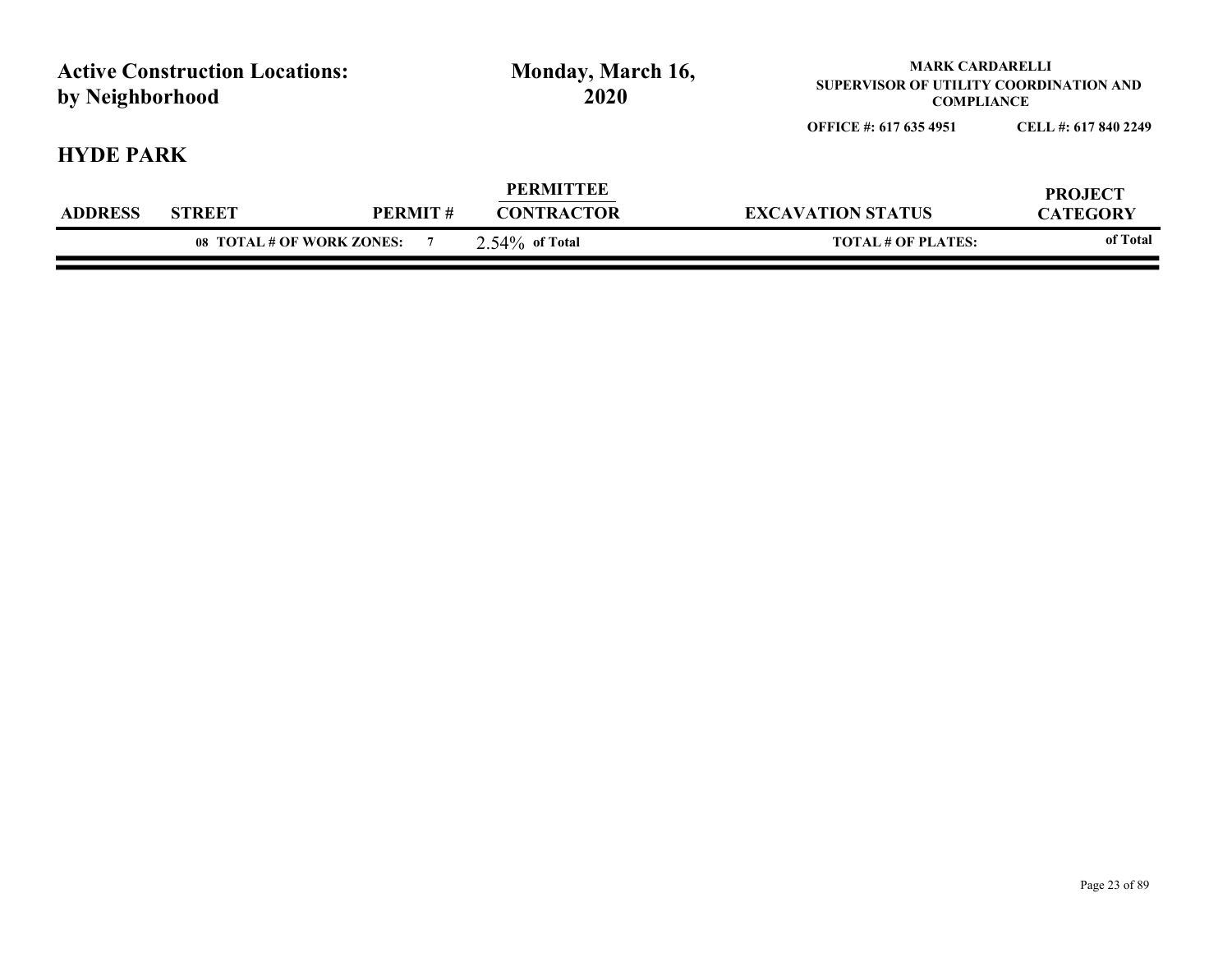# Active Construction Locations: by Neighborhood

**Monday, March 16, 2020**

**MARK CARDARELLI**
**SUPERVISOR OF UTILITY COORDINATION AND COMPLIANCE**

**OFFICE #: 617 635 4951** **CELL #: 617 840 2249**

## HYDE PARK

| ADDRESS | STREET | PERMIT # | PERMITTEE CONTRACTOR | EXCAVATION STATUS | PROJECT CATEGORY |
|---|---|---|---|---|---|
| | 08 TOTAL # OF WORK ZONES: | 7 | 2.54% of Total | TOTAL # OF PLATES: | of Total |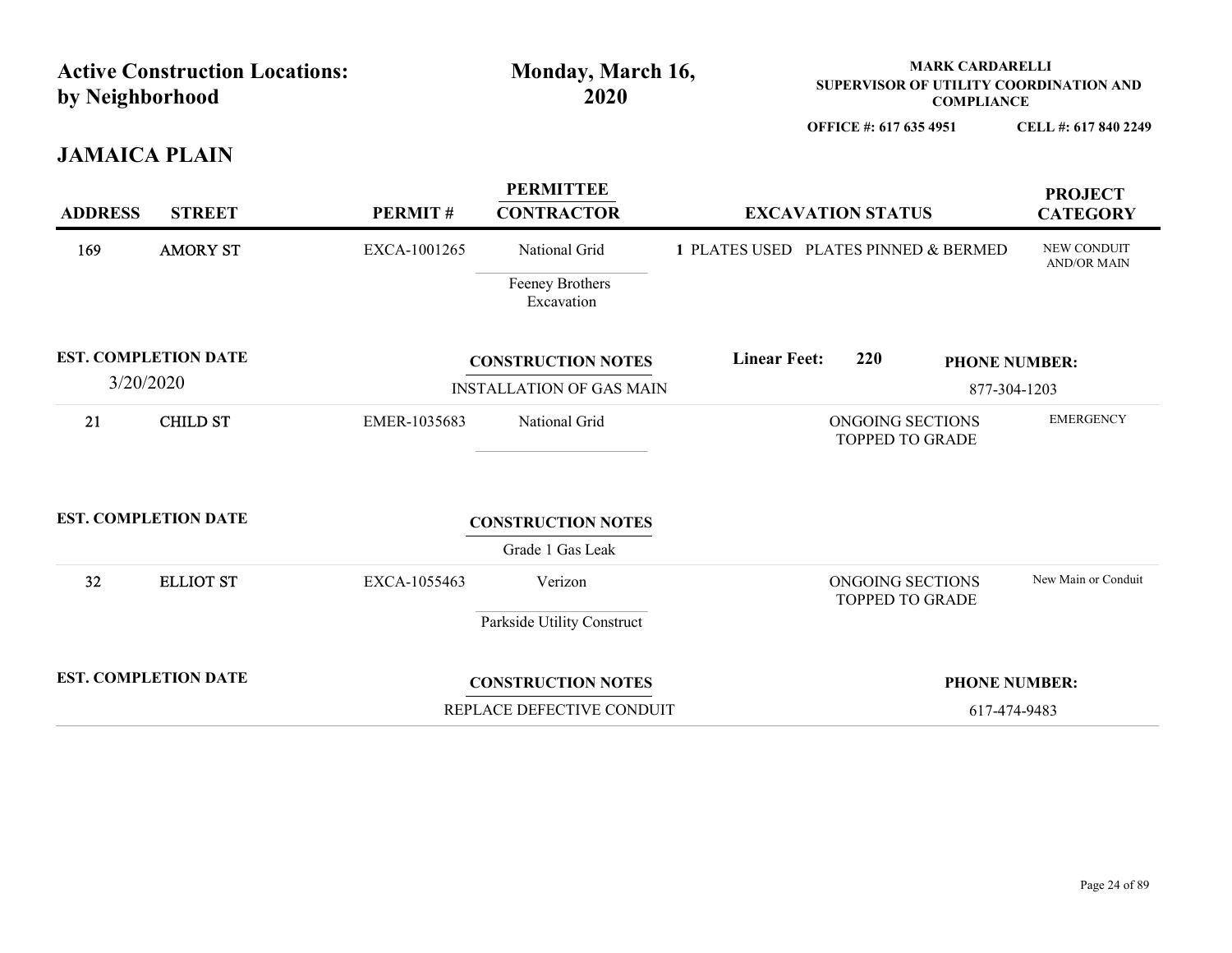# Active Construction Locations: by Neighborhood

**Monday, March 16, 2020**

**MARK CARDARELLI**
**SUPERVISOR OF UTILITY COORDINATION AND COMPLIANCE**

**OFFICE #: 617 635 4951** **CELL #: 617 840 2249**

## JAMAICA PLAIN

| ADDRESS | STREET | PERMIT # | PERMITTEE / CONTRACTOR | EXCAVATION STATUS | PROJECT CATEGORY |
|---|---|---|---|---|---|
| 169 | AMORY ST | EXCA-1001265 | National Grid / Feeney Brothers Excavation | 1 PLATES USED PLATES PINNED & BERMED | NEW CONDUIT AND/OR MAIN |
| **EST. COMPLETION DATE:** 3/20/2020 | | | **CONSTRUCTION NOTES:** INSTALLATION OF GAS MAIN | **Linear Feet:** 220 | **PHONE NUMBER:** 877-304-1203 |
| 21 | CHILD ST | EMER-1035683 | National Grid | ONGOING SECTIONS TOPPED TO GRADE | EMERGENCY |
| **EST. COMPLETION DATE:** | | | **CONSTRUCTION NOTES:** Grade 1 Gas Leak | | |
| 32 | ELLIOT ST | EXCA-1055463 | Verizon / Parkside Utility Construct | ONGOING SECTIONS TOPPED TO GRADE | New Main or Conduit |
| **EST. COMPLETION DATE:** | | | **CONSTRUCTION NOTES:** REPLACE DEFECTIVE CONDUIT | | **PHONE NUMBER:** 617-474-9483 |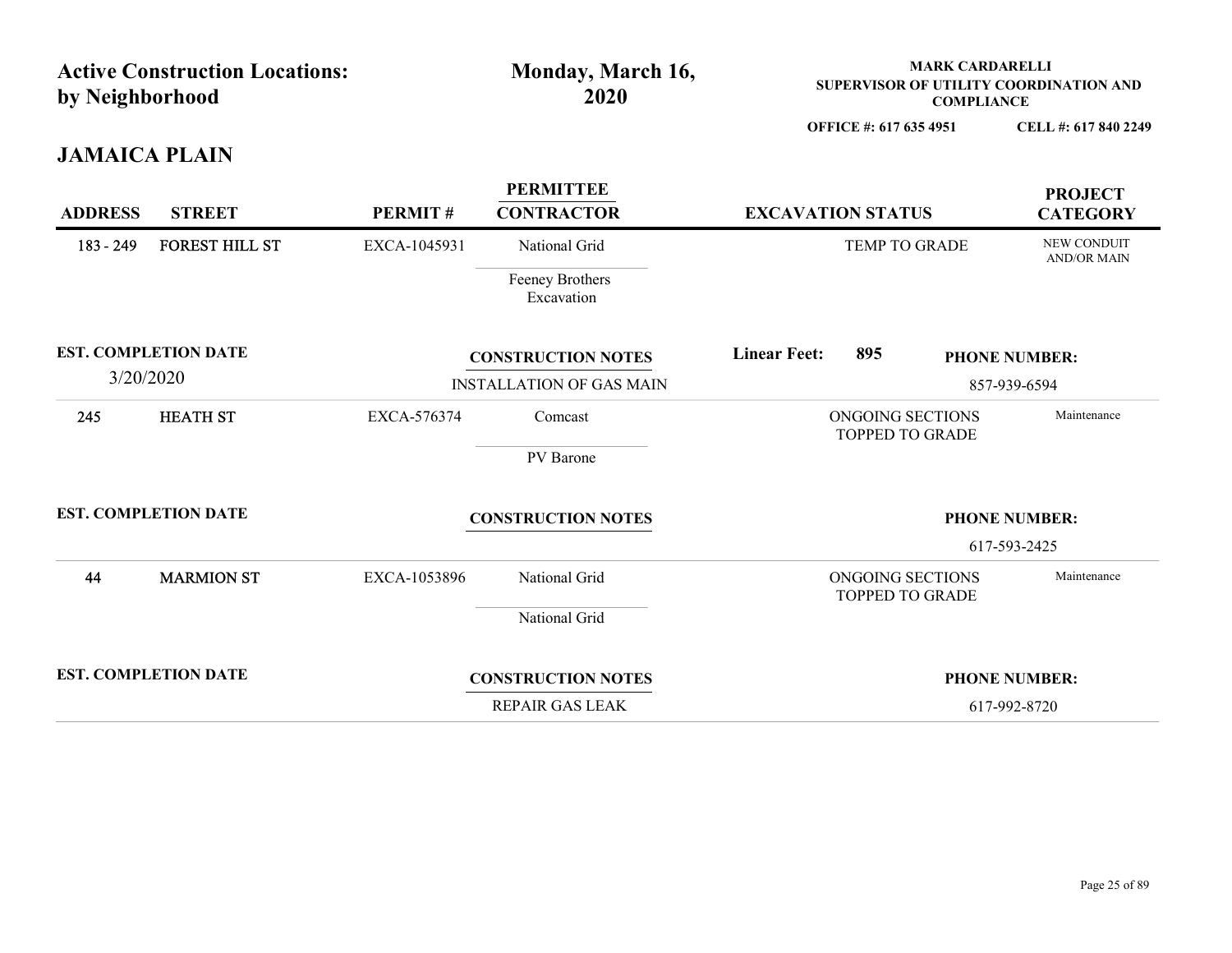# Active Construction Locations: by Neighborhood

**Monday, March 16, 2020**

**MARK CARDARELLI**
**SUPERVISOR OF UTILITY COORDINATION AND COMPLIANCE**
**OFFICE #: 617 635 4951** **CELL #: 617 840 2249**

## JAMAICA PLAIN

| ADDRESS | STREET | PERMIT # | PERMITTEE / CONTRACTOR | EXCAVATION STATUS | PROJECT CATEGORY |
|---|---|---|---|---|---|
| 183 - 249 | FOREST HILL ST | EXCA-1045931 | National Grid / Feeney Brothers Excavation | TEMP TO GRADE | NEW CONDUIT AND/OR MAIN |
| **EST. COMPLETION DATE:** 3/20/2020 | | | **CONSTRUCTION NOTES:** INSTALLATION OF GAS MAIN | **Linear Feet:** 895 | **PHONE NUMBER:** 857-939-6594 |
| 245 | HEATH ST | EXCA-576374 | Comcast / PV Barone | ONGOING SECTIONS TOPPED TO GRADE | Maintenance |
| **EST. COMPLETION DATE:** | | | **CONSTRUCTION NOTES:** | | **PHONE NUMBER:** 617-593-2425 |
| 44 | MARMION ST | EXCA-1053896 | National Grid / National Grid | ONGOING SECTIONS TOPPED TO GRADE | Maintenance |
| **EST. COMPLETION DATE:** | | | **CONSTRUCTION NOTES:** REPAIR GAS LEAK | | **PHONE NUMBER:** 617-992-8720 |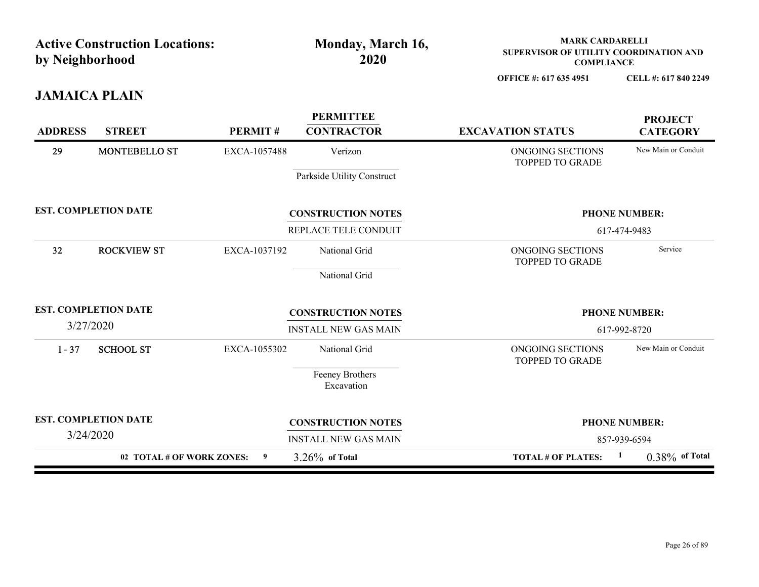# Active Construction Locations: by Neighborhood

**Monday, March 16, 2020**

**MARK CARDARELLI**
**SUPERVISOR OF UTILITY COORDINATION AND COMPLIANCE**

**OFFICE #: 617 635 4951** **CELL #: 617 840 2249**

## JAMAICA PLAIN

| ADDRESS | STREET | PERMIT # | PERMITTEE / CONTRACTOR | EXCAVATION STATUS | PROJECT CATEGORY |
|---|---|---|---|---|---|
| 29 | MONTEBELLO ST | EXCA-1057488 | Verizon / Parkside Utility Construct | ONGOING SECTIONS TOPPED TO GRADE | New Main or Conduit |

| EST. COMPLETION DATE | CONSTRUCTION NOTES | PHONE NUMBER: |
|---|---|---|
| | REPLACE TELE CONDUIT | 617-474-9483 |

| ADDRESS | STREET | PERMIT # | PERMITTEE / CONTRACTOR | EXCAVATION STATUS | PROJECT CATEGORY |
|---|---|---|---|---|---|
| 32 | ROCKVIEW ST | EXCA-1037192 | National Grid / National Grid | ONGOING SECTIONS TOPPED TO GRADE | Service |

| EST. COMPLETION DATE | CONSTRUCTION NOTES | PHONE NUMBER: |
|---|---|---|
| 3/27/2020 | INSTALL NEW GAS MAIN | 617-992-8720 |

| ADDRESS | STREET | PERMIT # | PERMITTEE / CONTRACTOR | EXCAVATION STATUS | PROJECT CATEGORY |
|---|---|---|---|---|---|
| 1 - 37 | SCHOOL ST | EXCA-1055302 | National Grid / Feeney Brothers Excavation | ONGOING SECTIONS TOPPED TO GRADE | New Main or Conduit |

| EST. COMPLETION DATE | CONSTRUCTION NOTES | PHONE NUMBER: |
|---|---|---|
| 3/24/2020 | INSTALL NEW GAS MAIN | 857-939-6594 |

**02 TOTAL # OF WORK ZONES: 9** — 3.26% **of Total** | **TOTAL # OF PLATES: 1** — 0.38% **of Total**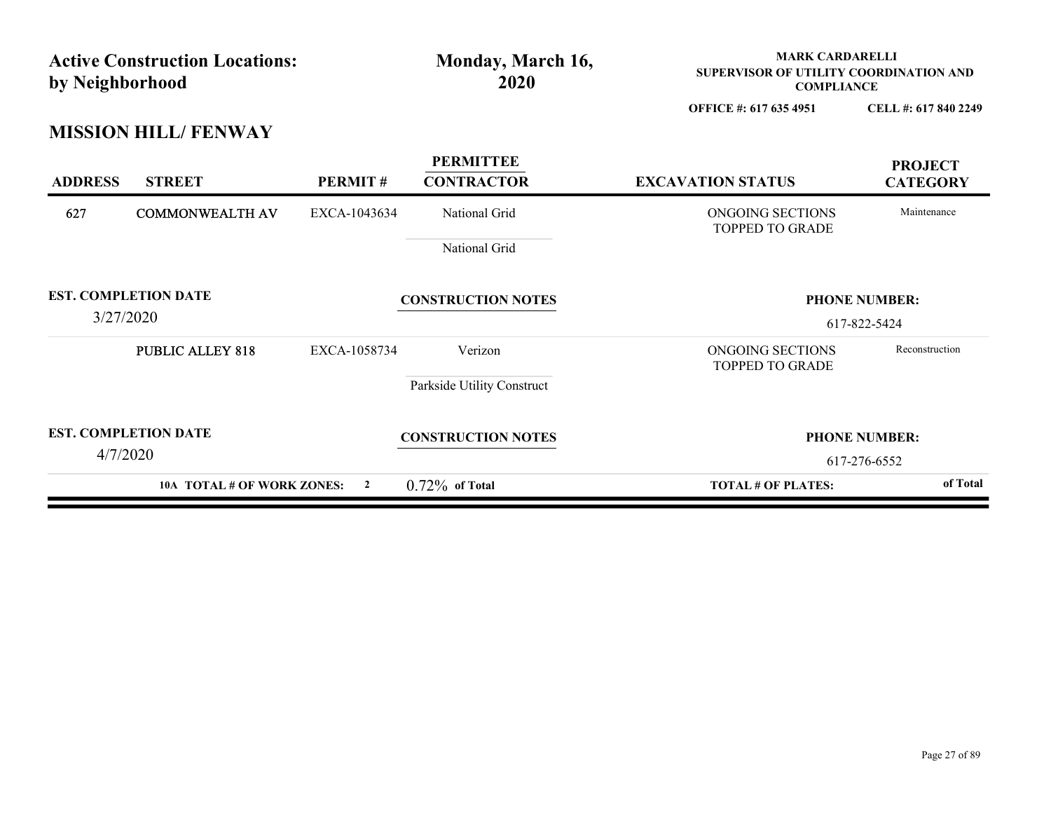# Active Construction Locations: by Neighborhood

**Monday, March 16, 2020**

**MARK CARDARELLI**
**SUPERVISOR OF UTILITY COORDINATION AND COMPLIANCE**

**OFFICE #: 617 635 4951** **CELL #: 617 840 2249**

## MISSION HILL/ FENWAY

| ADDRESS | STREET | PERMIT # | PERMITTEE / CONTRACTOR | EXCAVATION STATUS | PROJECT CATEGORY |
|---|---|---|---|---|---|
| 627 | COMMONWEALTH AV | EXCA-1043634 | National Grid / National Grid | ONGOING SECTIONS TOPPED TO GRADE | Maintenance |
| **EST. COMPLETION DATE:** 3/27/2020 | | | **CONSTRUCTION NOTES** | **PHONE NUMBER:** 617-822-5424 | |
| | PUBLIC ALLEY 818 | EXCA-1058734 | Verizon / Parkside Utility Construct | ONGOING SECTIONS TOPPED TO GRADE | Reconstruction |
| **EST. COMPLETION DATE:** 4/7/2020 | | | **CONSTRUCTION NOTES** | **PHONE NUMBER:** 617-276-6552 | |
| | **10A TOTAL # OF WORK ZONES:** | **2** | 0.72% **of Total** | **TOTAL # OF PLATES:** | **of Total** |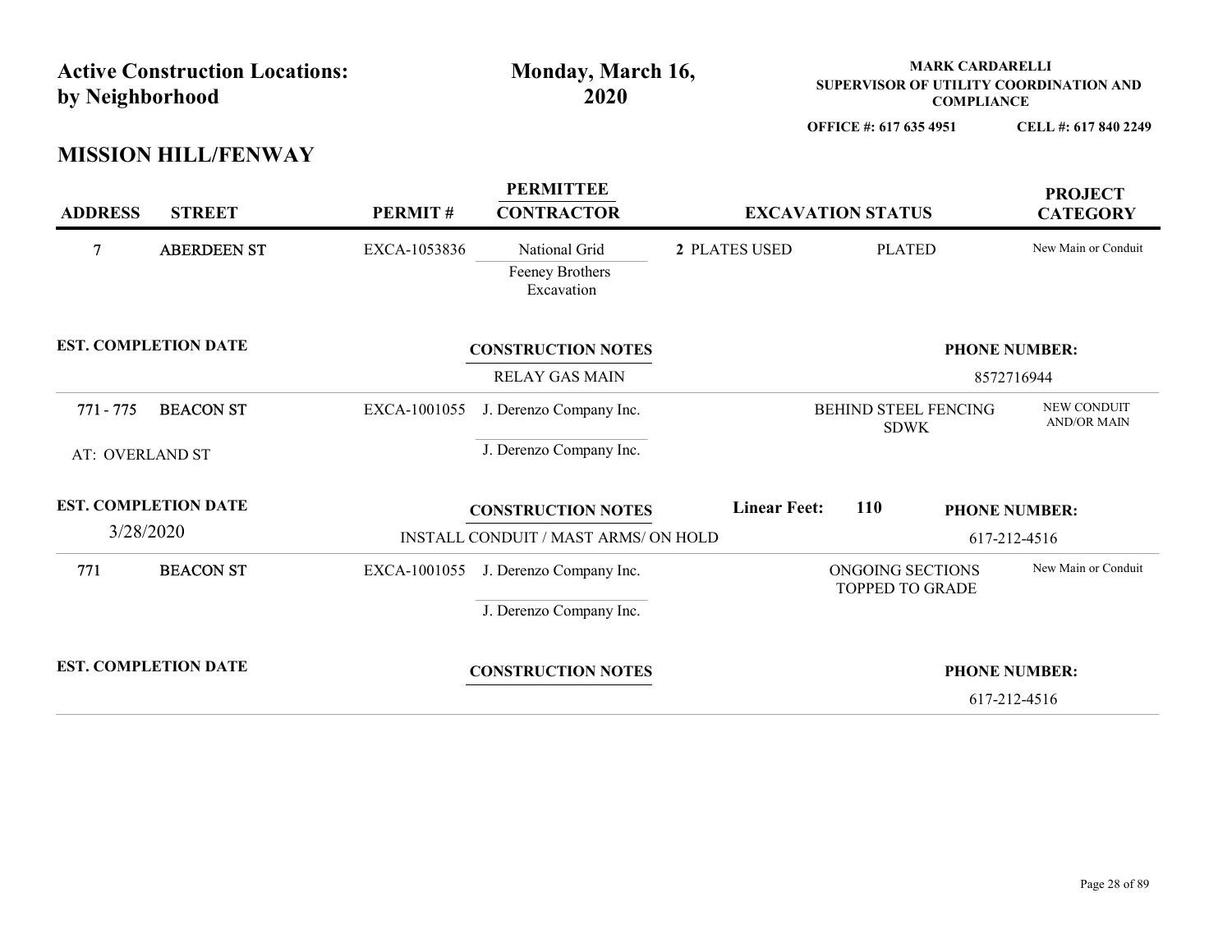# Active Construction Locations: by Neighborhood

**Monday, March 16, 2020**

**MARK CARDARELLI**
**SUPERVISOR OF UTILITY COORDINATION AND COMPLIANCE**

**OFFICE #: 617 635 4951** **CELL #: 617 840 2249**

## MISSION HILL/FENWAY

| ADDRESS | STREET | PERMIT # | PERMITTEE / CONTRACTOR | | EXCAVATION STATUS | PROJECT CATEGORY |
|---|---|---|---|---|---|---|
| 7 | ABERDEEN ST | EXCA-1053836 | National Grid / Feeney Brothers Excavation | 2 PLATES USED | PLATED | New Main or Conduit |
| **EST. COMPLETION DATE** | | | **CONSTRUCTION NOTES** | | | **PHONE NUMBER:** |
| | | | RELAY GAS MAIN | | | 8572716944 |
| 771 - 775 | BEACON ST | EXCA-1001055 | J. Derenzo Company Inc. / J. Derenzo Company Inc. | | BEHIND STEEL FENCING SDWK | NEW CONDUIT AND/OR MAIN |
| AT: OVERLAND ST | | | | | | |
| **EST. COMPLETION DATE** | | | **CONSTRUCTION NOTES** | **Linear Feet:** | 110 | **PHONE NUMBER:** |
| 3/28/2020 | | | INSTALL CONDUIT / MAST ARMS/ ON HOLD | | | 617-212-4516 |
| 771 | BEACON ST | EXCA-1001055 | J. Derenzo Company Inc. / J. Derenzo Company Inc. | | ONGOING SECTIONS TOPPED TO GRADE | New Main or Conduit |
| **EST. COMPLETION DATE** | | | **CONSTRUCTION NOTES** | | | **PHONE NUMBER:** |
| | | | | | | 617-212-4516 |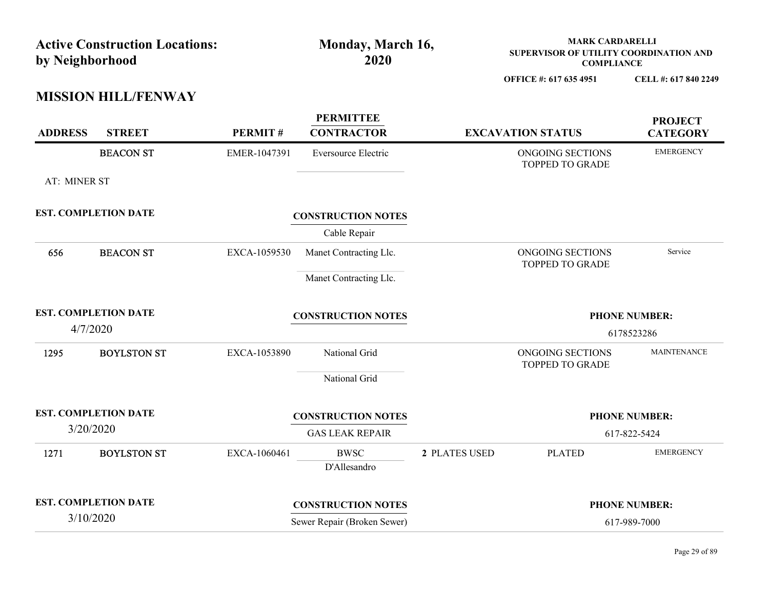# Active Construction Locations: by Neighborhood

**Monday, March 16, 2020**

**MARK CARDARELLI**
**SUPERVISOR OF UTILITY COORDINATION AND COMPLIANCE**

**OFFICE #: 617 635 4951** | **CELL #: 617 840 2249**

## MISSION HILL/FENWAY

| ADDRESS | STREET | PERMIT # | PERMITTEE / CONTRACTOR | | EXCAVATION STATUS | PROJECT CATEGORY |
|---|---|---|---|---|---|---|
| | BEACON ST | EMER-1047391 | Eversource Electric | | ONGOING SECTIONS TOPPED TO GRADE | EMERGENCY |
| AT: MINER ST | | | | | | |
| **EST. COMPLETION DATE** | | | **CONSTRUCTION NOTES** | | | |
| | | | Cable Repair | | | |
| 656 | BEACON ST | EXCA-1059530 | Manet Contracting Llc. / Manet Contracting Llc. | | ONGOING SECTIONS TOPPED TO GRADE | Service |
| **EST. COMPLETION DATE** | | | **CONSTRUCTION NOTES** | | | **PHONE NUMBER:** |
| 4/7/2020 | | | | | | 6178523286 |
| 1295 | BOYLSTON ST | EXCA-1053890 | National Grid / National Grid | | ONGOING SECTIONS TOPPED TO GRADE | MAINTENANCE |
| **EST. COMPLETION DATE** | | | **CONSTRUCTION NOTES** | | | **PHONE NUMBER:** |
| 3/20/2020 | | | GAS LEAK REPAIR | | | 617-822-5424 |
| 1271 | BOYLSTON ST | EXCA-1060461 | BWSC / D'Allesandro | **2 PLATES USED** | PLATED | EMERGENCY |
| **EST. COMPLETION DATE** | | | **CONSTRUCTION NOTES** | | | **PHONE NUMBER:** |
| 3/10/2020 | | | Sewer Repair (Broken Sewer) | | | 617-989-7000 |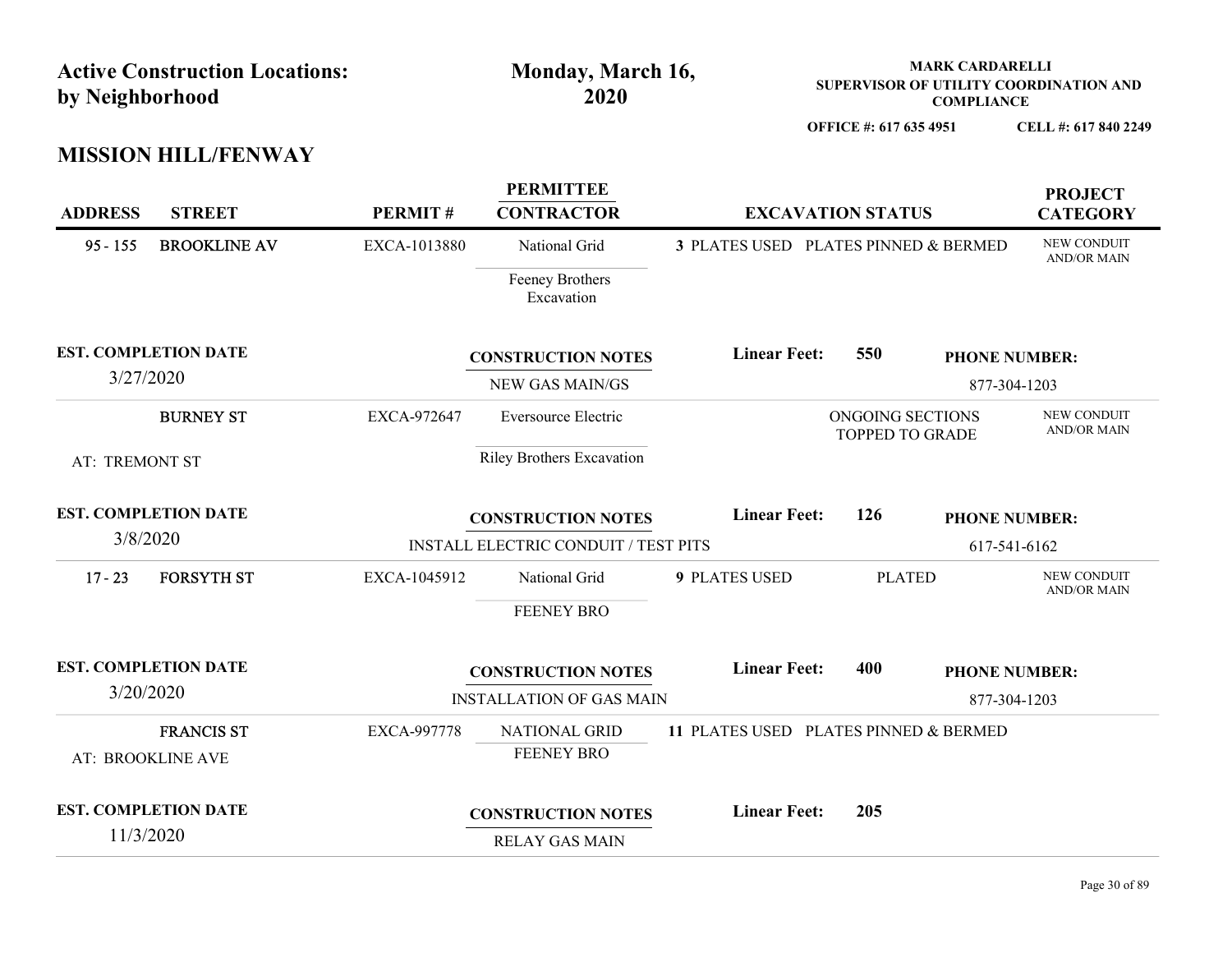**Active Construction Locations: by Neighborhood**

**Monday, March 16, 2020**

**MARK CARDARELLI**
**SUPERVISOR OF UTILITY COORDINATION AND COMPLIANCE**

**OFFICE #: 617 635 4951** **CELL #: 617 840 2249**

## MISSION HILL/FENWAY

| ADDRESS | STREET | PERMIT # | PERMITTEE CONTRACTOR | EXCAVATION STATUS | | PROJECT CATEGORY |
|---|---|---|---|---|---|---|
| 95 - 155 | BROOKLINE AV | EXCA-1013880 | National Grid / Feeney Brothers Excavation | 3 PLATES USED | PLATES PINNED & BERMED | NEW CONDUIT AND/OR MAIN |
| **EST. COMPLETION DATE** 3/27/2020 | | | **CONSTRUCTION NOTES** NEW GAS MAIN/GS | **Linear Feet:** 550 | | **PHONE NUMBER:** 877-304-1203 |
| | BURNEY ST AT: TREMONT ST | EXCA-972647 | Eversource Electric / Riley Brothers Excavation | | ONGOING SECTIONS TOPPED TO GRADE | NEW CONDUIT AND/OR MAIN |
| **EST. COMPLETION DATE** 3/8/2020 | | | **CONSTRUCTION NOTES** INSTALL ELECTRIC CONDUIT / TEST PITS | **Linear Feet:** 126 | | **PHONE NUMBER:** 617-541-6162 |
| 17 - 23 | FORSYTH ST | EXCA-1045912 | National Grid / FEENEY BRO | 9 PLATES USED | PLATED | NEW CONDUIT AND/OR MAIN |
| **EST. COMPLETION DATE** 3/20/2020 | | | **CONSTRUCTION NOTES** INSTALLATION OF GAS MAIN | **Linear Feet:** 400 | | **PHONE NUMBER:** 877-304-1203 |
| | FRANCIS ST AT: BROOKLINE AVE | EXCA-997778 | NATIONAL GRID / FEENEY BRO | 11 PLATES USED | PLATES PINNED & BERMED | |
| **EST. COMPLETION DATE** 11/3/2020 | | | **CONSTRUCTION NOTES** RELAY GAS MAIN | **Linear Feet:** 205 | | |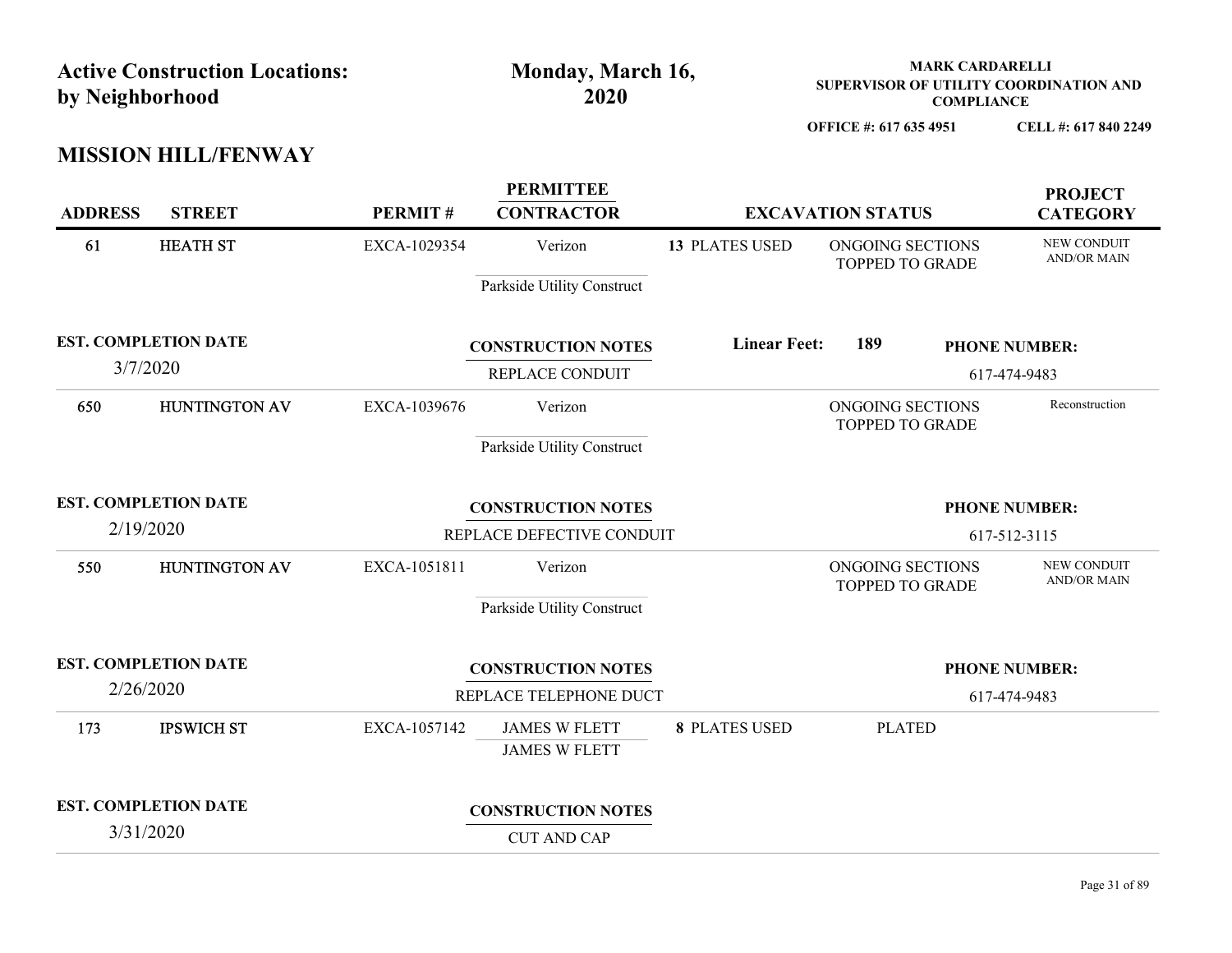# Active Construction Locations: by Neighborhood

**Monday, March 16, 2020**

**MARK CARDARELLI**
**SUPERVISOR OF UTILITY COORDINATION AND COMPLIANCE**

**OFFICE #: 617 635 4951** **CELL #: 617 840 2249**

## MISSION HILL/FENWAY

| ADDRESS | STREET | PERMIT # | PERMITTEE / CONTRACTOR | PLATES | EXCAVATION STATUS | PROJECT CATEGORY |
|---|---|---|---|---|---|---|
| 61 | HEATH ST | EXCA-1029354 | Verizon / Parkside Utility Construct | 13 PLATES USED | ONGOING SECTIONS TOPPED TO GRADE | NEW CONDUIT AND/OR MAIN |
| | **EST. COMPLETION DATE:** 3/7/2020 | | **CONSTRUCTION NOTES:** REPLACE CONDUIT | **Linear Feet:** 189 | | **PHONE NUMBER:** 617-474-9483 |
| 650 | HUNTINGTON AV | EXCA-1039676 | Verizon / Parkside Utility Construct | | ONGOING SECTIONS TOPPED TO GRADE | Reconstruction |
| | **EST. COMPLETION DATE:** 2/19/2020 | | **CONSTRUCTION NOTES:** REPLACE DEFECTIVE CONDUIT | | | **PHONE NUMBER:** 617-512-3115 |
| 550 | HUNTINGTON AV | EXCA-1051811 | Verizon / Parkside Utility Construct | | ONGOING SECTIONS TOPPED TO GRADE | NEW CONDUIT AND/OR MAIN |
| | **EST. COMPLETION DATE:** 2/26/2020 | | **CONSTRUCTION NOTES:** REPLACE TELEPHONE DUCT | | | **PHONE NUMBER:** 617-474-9483 |
| 173 | IPSWICH ST | EXCA-1057142 | JAMES W FLETT / JAMES W FLETT | 8 PLATES USED | PLATED | |
| | **EST. COMPLETION DATE:** 3/31/2020 | | **CONSTRUCTION NOTES:** CUT AND CAP | | | |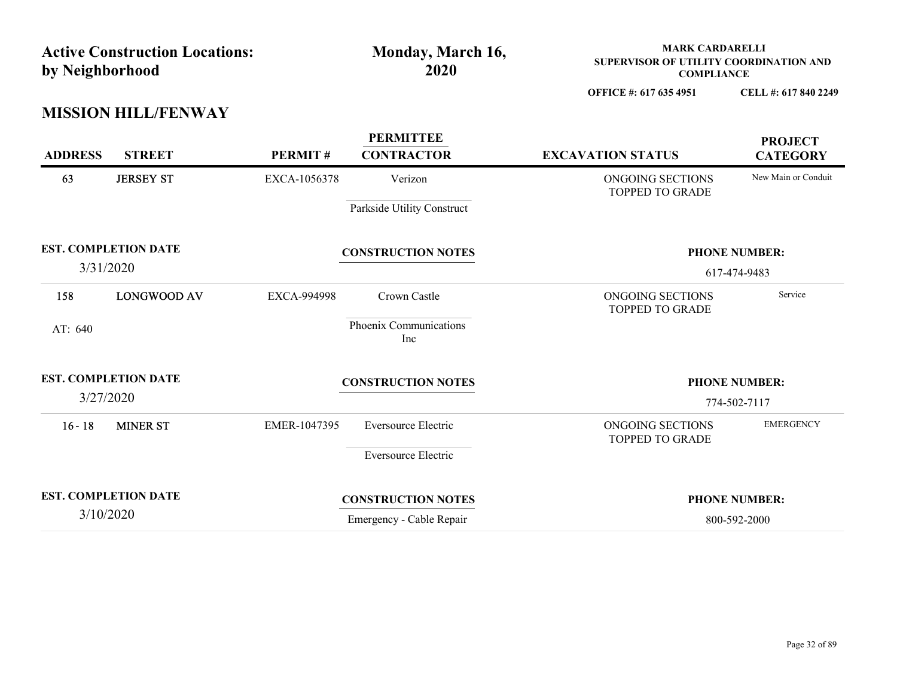# Active Construction Locations: by Neighborhood

**Monday, March 16, 2020**

**MARK CARDARELLI**
**SUPERVISOR OF UTILITY COORDINATION AND COMPLIANCE**

**OFFICE #: 617 635 4951** **CELL #: 617 840 2249**

## MISSION HILL/FENWAY

| ADDRESS | STREET | PERMIT # | PERMITTEE / CONTRACTOR | EXCAVATION STATUS | PROJECT CATEGORY |
|---|---|---|---|---|---|
| 63 | JERSEY ST | EXCA-1056378 | Verizon / Parkside Utility Construct | ONGOING SECTIONS TOPPED TO GRADE | New Main or Conduit |
| **EST. COMPLETION DATE:** 3/31/2020 | | | **CONSTRUCTION NOTES:** | | **PHONE NUMBER:** 617-474-9483 |
| 158 AT: 640 | LONGWOOD AV | EXCA-994998 | Crown Castle / Phoenix Communications Inc | ONGOING SECTIONS TOPPED TO GRADE | Service |
| **EST. COMPLETION DATE:** 3/27/2020 | | | **CONSTRUCTION NOTES:** | | **PHONE NUMBER:** 774-502-7117 |
| 16 - 18 | MINER ST | EMER-1047395 | Eversource Electric / Eversource Electric | ONGOING SECTIONS TOPPED TO GRADE | EMERGENCY |
| **EST. COMPLETION DATE:** 3/10/2020 | | | **CONSTRUCTION NOTES:** Emergency - Cable Repair | | **PHONE NUMBER:** 800-592-2000 |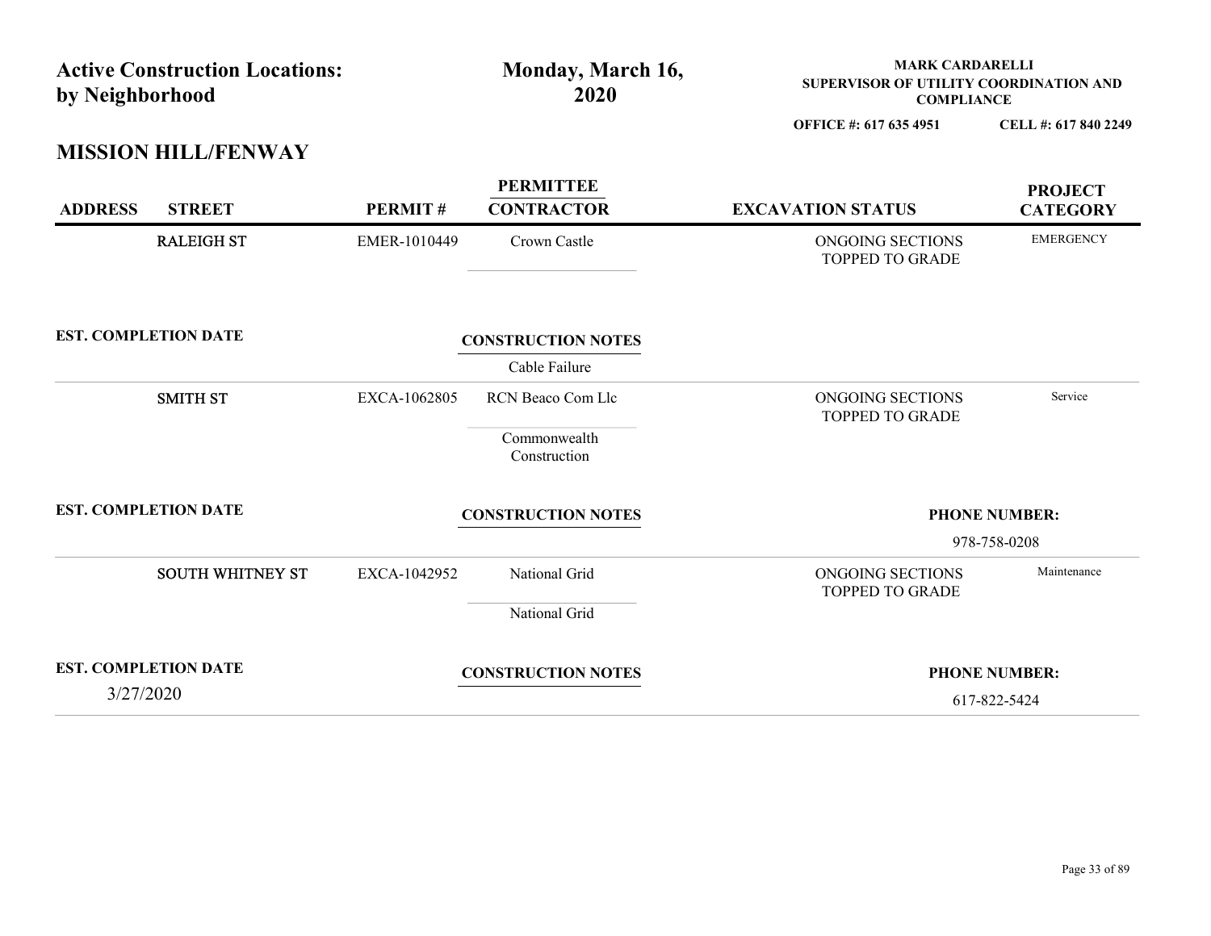# Active Construction Locations: by Neighborhood

**Monday, March 16, 2020**

**MARK CARDARELLI**
**SUPERVISOR OF UTILITY COORDINATION AND COMPLIANCE**

**OFFICE #: 617 635 4951** **CELL #: 617 840 2249**

## MISSION HILL/FENWAY

| ADDRESS | STREET | PERMIT # | PERMITTEE / CONTRACTOR | EXCAVATION STATUS | PROJECT CATEGORY |
|---|---|---|---|---|---|
| | RALEIGH ST | EMER-1010449 | Crown Castle | ONGOING SECTIONS TOPPED TO GRADE | EMERGENCY |
| **EST. COMPLETION DATE** | | | **CONSTRUCTION NOTES** | | |
| | | | Cable Failure | | |
| | SMITH ST | EXCA-1062805 | RCN Beaco Com Llc / Commonwealth Construction | ONGOING SECTIONS TOPPED TO GRADE | Service |
| **EST. COMPLETION DATE** | | | **CONSTRUCTION NOTES** | | **PHONE NUMBER:** |
| | | | | | 978-758-0208 |
| | SOUTH WHITNEY ST | EXCA-1042952 | National Grid / National Grid | ONGOING SECTIONS TOPPED TO GRADE | Maintenance |
| **EST. COMPLETION DATE** | | | **CONSTRUCTION NOTES** | | **PHONE NUMBER:** |
| 3/27/2020 | | | | | 617-822-5424 |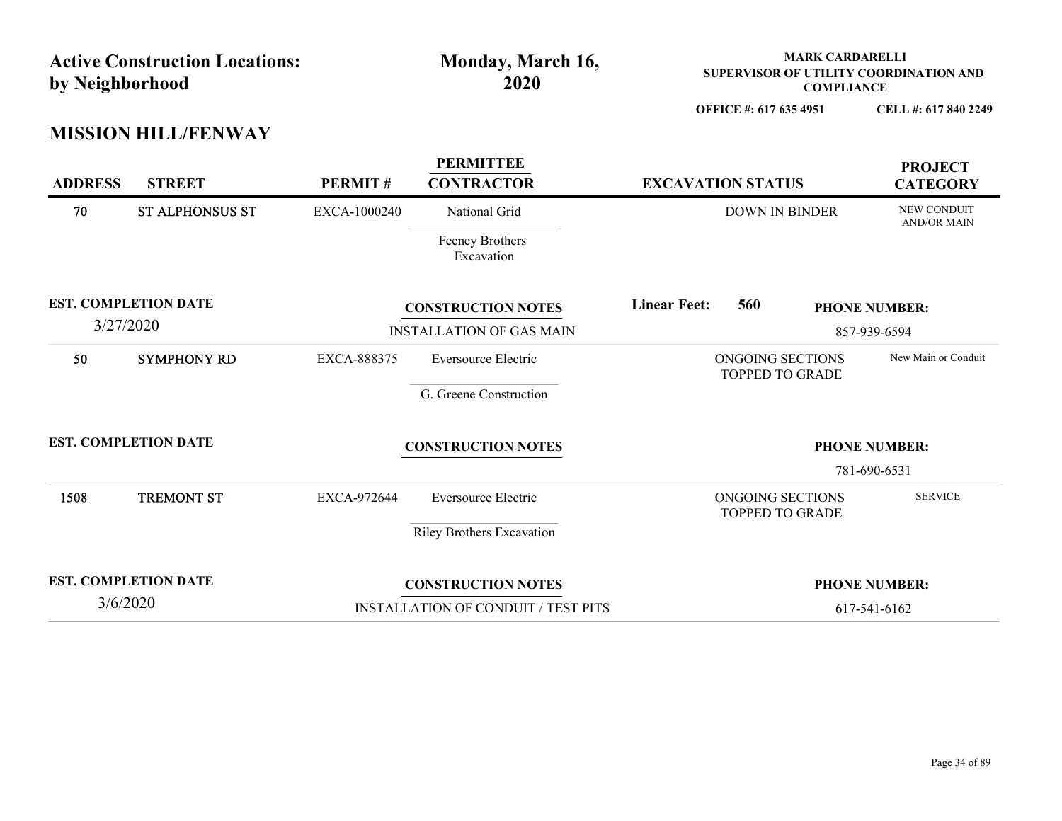# Active Construction Locations: by Neighborhood

**Monday, March 16, 2020**

**MARK CARDARELLI**
**SUPERVISOR OF UTILITY COORDINATION AND COMPLIANCE**

**OFFICE #: 617 635 4951** **CELL #: 617 840 2249**

## MISSION HILL/FENWAY

| ADDRESS | STREET | PERMIT # | PERMITTEE / CONTRACTOR | EXCAVATION STATUS | PROJECT CATEGORY |
|---|---|---|---|---|---|
| 70 | ST ALPHONSUS ST | EXCA-1000240 | National Grid / Feeney Brothers Excavation | DOWN IN BINDER | NEW CONDUIT AND/OR MAIN |
| **EST. COMPLETION DATE:** 3/27/2020 | | | **CONSTRUCTION NOTES:** INSTALLATION OF GAS MAIN | **Linear Feet:** 560 | **PHONE NUMBER:** 857-939-6594 |
| 50 | SYMPHONY RD | EXCA-888375 | Eversource Electric / G. Greene Construction | ONGOING SECTIONS TOPPED TO GRADE | New Main or Conduit |
| **EST. COMPLETION DATE:** | | | **CONSTRUCTION NOTES:** | | **PHONE NUMBER:** 781-690-6531 |
| 1508 | TREMONT ST | EXCA-972644 | Eversource Electric / Riley Brothers Excavation | ONGOING SECTIONS TOPPED TO GRADE | SERVICE |
| **EST. COMPLETION DATE:** 3/6/2020 | | | **CONSTRUCTION NOTES:** INSTALLATION OF CONDUIT / TEST PITS | | **PHONE NUMBER:** 617-541-6162 |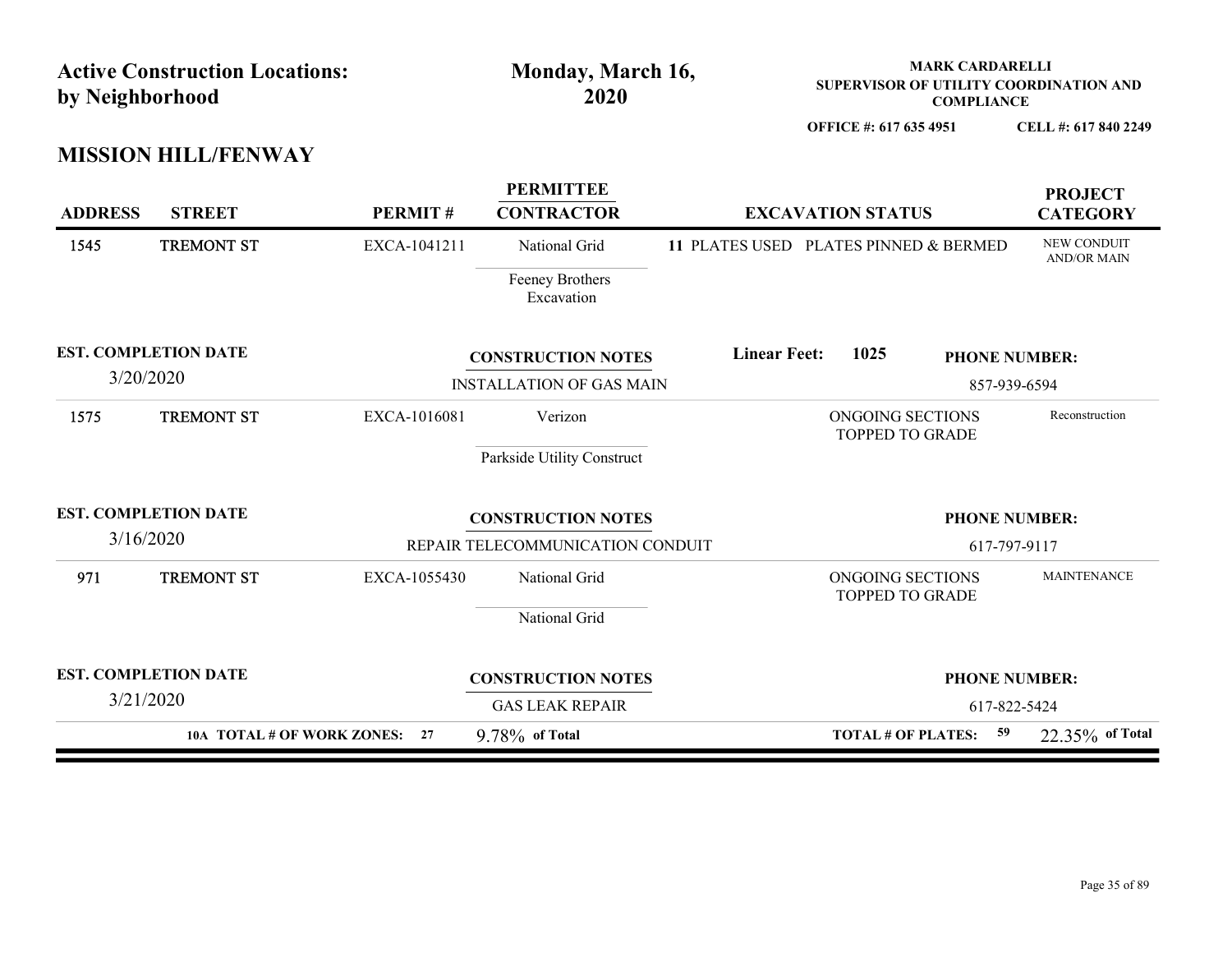# Active Construction Locations: by Neighborhood

**Monday, March 16, 2020**

**MARK CARDARELLI**
**SUPERVISOR OF UTILITY COORDINATION AND COMPLIANCE**

**OFFICE #: 617 635 4951** **CELL #: 617 840 2249**

## MISSION HILL/FENWAY

| ADDRESS | STREET | PERMIT # | PERMITTEE / CONTRACTOR | EXCAVATION STATUS | PROJECT CATEGORY |
|---|---|---|---|---|---|
| 1545 | TREMONT ST | EXCA-1041211 | National Grid / Feeney Brothers Excavation | 11 PLATES USED PLATES PINNED & BERMED | NEW CONDUIT AND/OR MAIN |
| **EST. COMPLETION DATE:** 3/20/2020 | | | **CONSTRUCTION NOTES:** INSTALLATION OF GAS MAIN | **Linear Feet:** 1025 | **PHONE NUMBER:** 857-939-6594 |
| 1575 | TREMONT ST | EXCA-1016081 | Verizon / Parkside Utility Construct | ONGOING SECTIONS TOPPED TO GRADE | Reconstruction |
| **EST. COMPLETION DATE:** 3/16/2020 | | | **CONSTRUCTION NOTES:** REPAIR TELECOMMUNICATION CONDUIT | | **PHONE NUMBER:** 617-797-9117 |
| 971 | TREMONT ST | EXCA-1055430 | National Grid / National Grid | ONGOING SECTIONS TOPPED TO GRADE | MAINTENANCE |
| **EST. COMPLETION DATE:** 3/21/2020 | | | **CONSTRUCTION NOTES:** GAS LEAK REPAIR | | **PHONE NUMBER:** 617-822-5424 |

**10A TOTAL # OF WORK ZONES: 27** 9.78% **of Total** **TOTAL # OF PLATES: 59** 22.35% **of Total**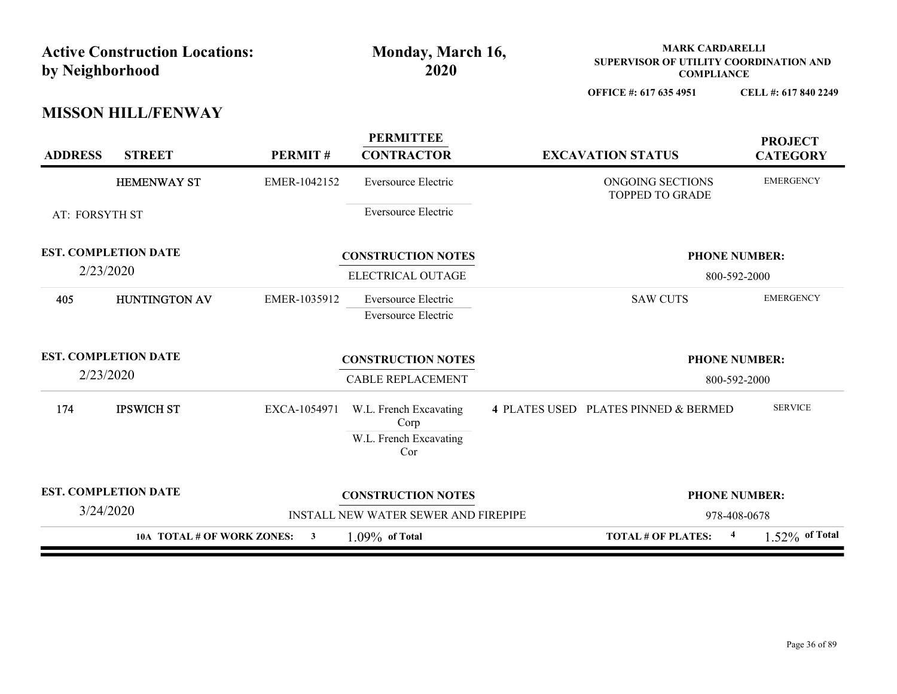# Active Construction Locations: by Neighborhood

**Monday, March 16, 2020**

**MARK CARDARELLI**
**SUPERVISOR OF UTILITY COORDINATION AND COMPLIANCE**

**OFFICE #: 617 635 4951** **CELL #: 617 840 2249**

## MISSON HILL/FENWAY

| ADDRESS | STREET | PERMIT # | PERMITTEE / CONTRACTOR | | EXCAVATION STATUS | PROJECT CATEGORY |
|---|---|---|---|---|---|---|
| | HEMENWAY ST | EMER-1042152 | Eversource Electric / Eversource Electric | | ONGOING SECTIONS TOPPED TO GRADE | EMERGENCY |
| AT: FORSYTH ST | | | | | | |
| **EST. COMPLETION DATE:** 2/23/2020 | | | **CONSTRUCTION NOTES:** ELECTRICAL OUTAGE | | **PHONE NUMBER:** 800-592-2000 | |
| 405 | HUNTINGTON AV | EMER-1035912 | Eversource Electric / Eversource Electric | | SAW CUTS | EMERGENCY |
| **EST. COMPLETION DATE:** 2/23/2020 | | | **CONSTRUCTION NOTES:** CABLE REPLACEMENT | | **PHONE NUMBER:** 800-592-2000 | |
| 174 | IPSWICH ST | EXCA-1054971 | W.L. French Excavating Corp / W.L. French Excavating Cor | 4 PLATES USED | PLATES PINNED & BERMED | SERVICE |
| **EST. COMPLETION DATE:** 3/24/2020 | | | **CONSTRUCTION NOTES:** INSTALL NEW WATER SEWER AND FIREPIPE | | **PHONE NUMBER:** 978-408-0678 | |
| | **10A TOTAL # OF WORK ZONES:** | **3** | 1.09% of Total | | **TOTAL # OF PLATES:** **4** | 1.52% of Total |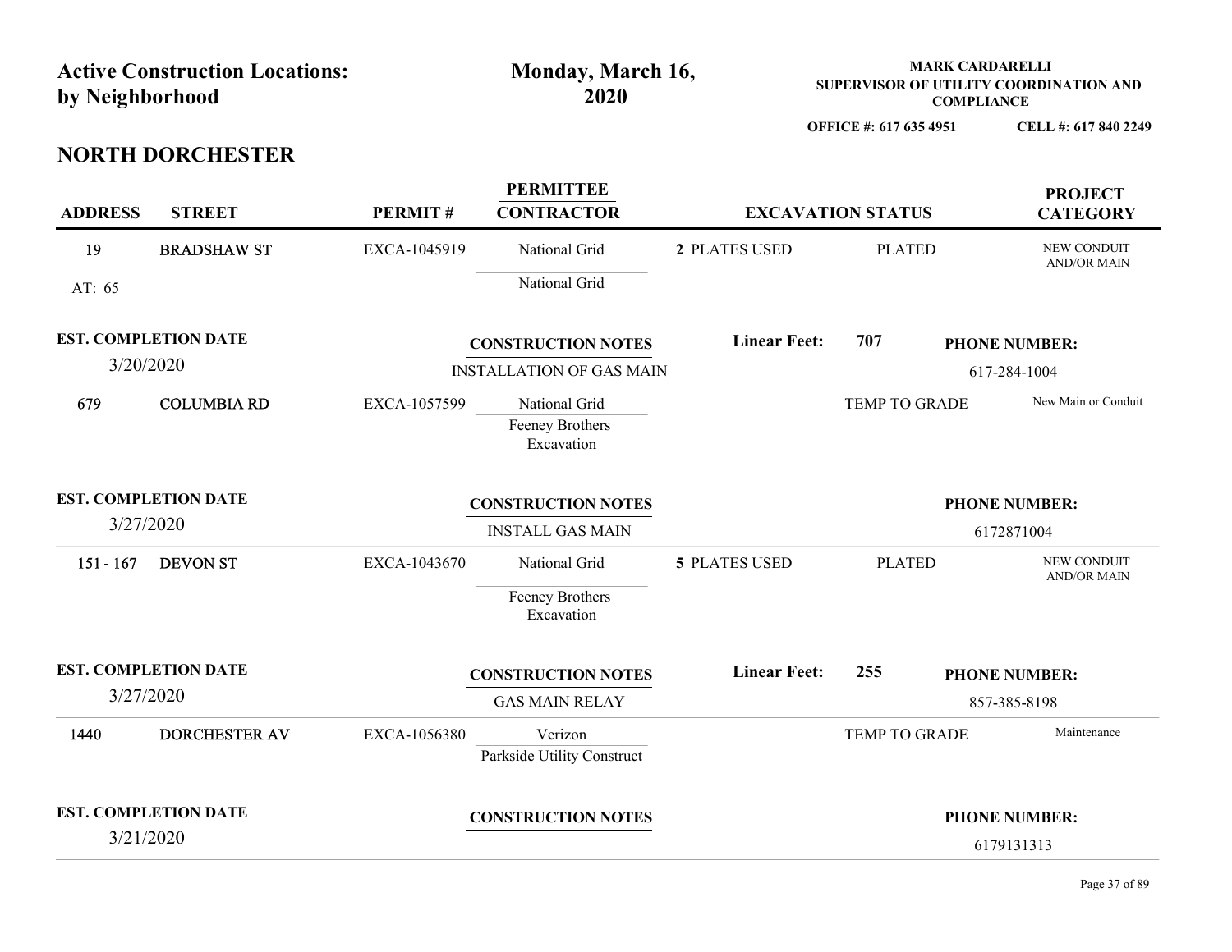# Active Construction Locations: by Neighborhood

**Monday, March 16, 2020**

**MARK CARDARELLI**
**SUPERVISOR OF UTILITY COORDINATION AND COMPLIANCE**

**OFFICE #: 617 635 4951** **CELL #: 617 840 2249**

## NORTH DORCHESTER

| ADDRESS | STREET | PERMIT # | PERMITTEE / CONTRACTOR | EXCAVATION STATUS | | PROJECT CATEGORY |
|---|---|---|---|---|---|---|
| 19 AT: 65 | BRADSHAW ST | EXCA-1045919 | National Grid / National Grid | 2 PLATES USED | PLATED | NEW CONDUIT AND/OR MAIN |
| **EST. COMPLETION DATE:** 3/20/2020 | | | **CONSTRUCTION NOTES:** INSTALLATION OF GAS MAIN | **Linear Feet:** 707 | | **PHONE NUMBER:** 617-284-1004 |
| 679 | COLUMBIA RD | EXCA-1057599 | National Grid / Feeney Brothers Excavation | | TEMP TO GRADE | New Main or Conduit |
| **EST. COMPLETION DATE:** 3/27/2020 | | | **CONSTRUCTION NOTES:** INSTALL GAS MAIN | | | **PHONE NUMBER:** 6172871004 |
| 151 - 167 | DEVON ST | EXCA-1043670 | National Grid / Feeney Brothers Excavation | 5 PLATES USED | PLATED | NEW CONDUIT AND/OR MAIN |
| **EST. COMPLETION DATE:** 3/27/2020 | | | **CONSTRUCTION NOTES:** GAS MAIN RELAY | **Linear Feet:** 255 | | **PHONE NUMBER:** 857-385-8198 |
| 1440 | DORCHESTER AV | EXCA-1056380 | Verizon / Parkside Utility Construct | | TEMP TO GRADE | Maintenance |
| **EST. COMPLETION DATE:** 3/21/2020 | | | **CONSTRUCTION NOTES:** | | | **PHONE NUMBER:** 6179131313 |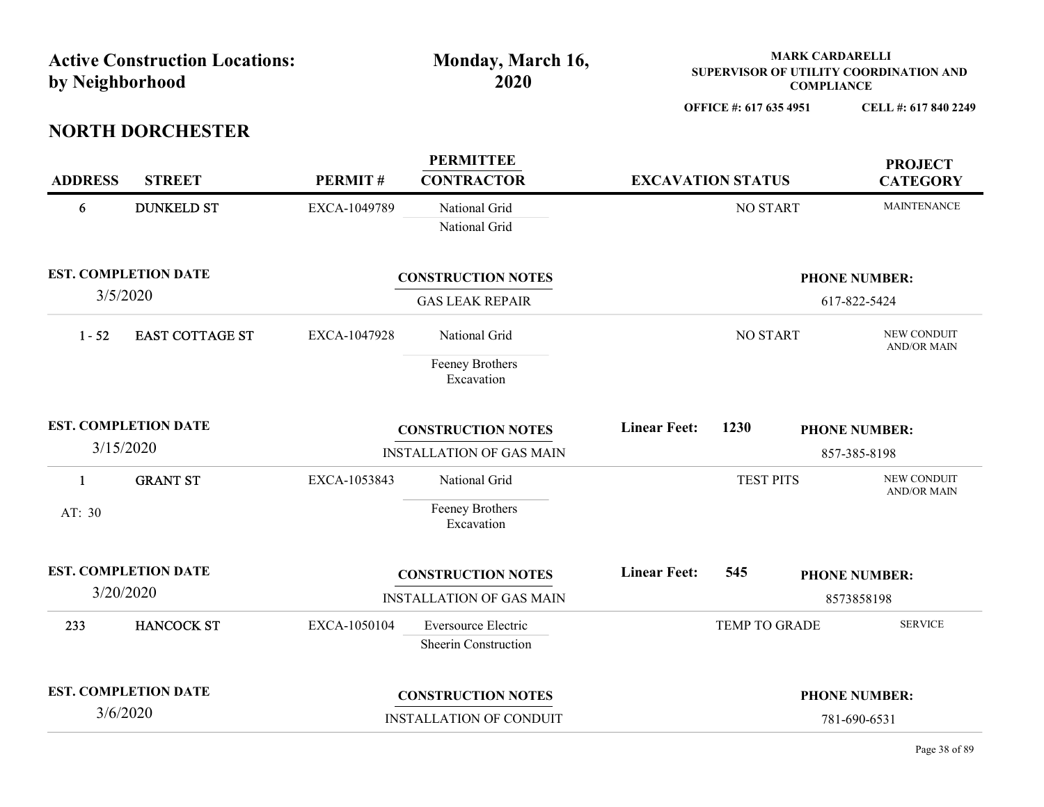# Active Construction Locations: by Neighborhood

**Monday, March 16, 2020**

**MARK CARDARELLI**
**SUPERVISOR OF UTILITY COORDINATION AND COMPLIANCE**

**OFFICE #: 617 635 4951** **CELL #: 617 840 2249**

## NORTH DORCHESTER

| ADDRESS | STREET | PERMIT # | PERMITTEE / CONTRACTOR | EXCAVATION STATUS | PROJECT CATEGORY |
|---|---|---|---|---|---|
| 6 | DUNKELD ST | EXCA-1049789 | National Grid / National Grid | NO START | MAINTENANCE |
| **EST. COMPLETION DATE:** 3/5/2020 | | | **CONSTRUCTION NOTES:** GAS LEAK REPAIR | | **PHONE NUMBER:** 617-822-5424 |
| 1 - 52 | EAST COTTAGE ST | EXCA-1047928 | National Grid / Feeney Brothers Excavation | NO START | NEW CONDUIT AND/OR MAIN |
| **EST. COMPLETION DATE:** 3/15/2020 | | | **CONSTRUCTION NOTES:** INSTALLATION OF GAS MAIN | **Linear Feet:** 1230 | **PHONE NUMBER:** 857-385-8198 |
| 1 AT: 30 | GRANT ST | EXCA-1053843 | National Grid / Feeney Brothers Excavation | TEST PITS | NEW CONDUIT AND/OR MAIN |
| **EST. COMPLETION DATE:** 3/20/2020 | | | **CONSTRUCTION NOTES:** INSTALLATION OF GAS MAIN | **Linear Feet:** 545 | **PHONE NUMBER:** 8573858198 |
| 233 | HANCOCK ST | EXCA-1050104 | Eversource Electric / Sheerin Construction | TEMP TO GRADE | SERVICE |
| **EST. COMPLETION DATE:** 3/6/2020 | | | **CONSTRUCTION NOTES:** INSTALLATION OF CONDUIT | | **PHONE NUMBER:** 781-690-6531 |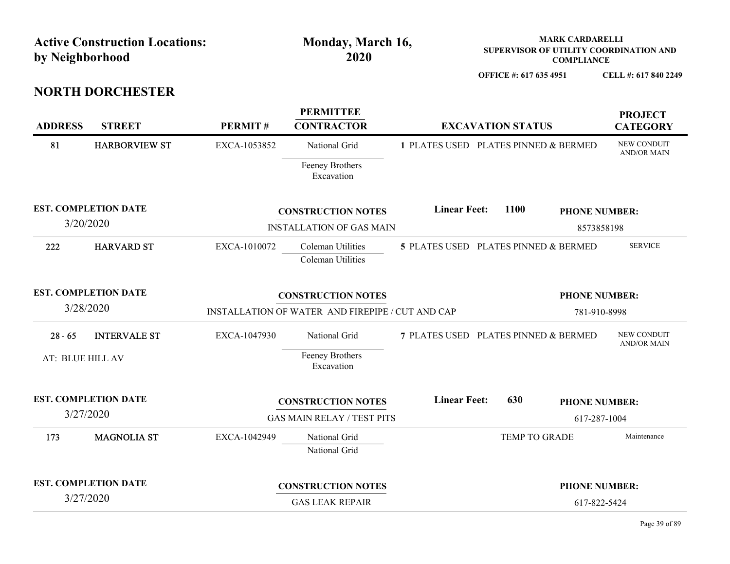# Active Construction Locations: by Neighborhood

**Monday, March 16, 2020**

**MARK CARDARELLI**
**SUPERVISOR OF UTILITY COORDINATION AND COMPLIANCE**

**OFFICE #: 617 635 4951** **CELL #: 617 840 2249**

## NORTH DORCHESTER

| ADDRESS | STREET | PERMIT # | PERMITTEE / CONTRACTOR | EXCAVATION STATUS | PROJECT CATEGORY |
|---|---|---|---|---|---|
| 81 | HARBORVIEW ST | EXCA-1053852 | National Grid / Feeney Brothers Excavation | 1 PLATES USED PLATES PINNED & BERMED | NEW CONDUIT AND/OR MAIN |
| **EST. COMPLETION DATE:** 3/20/2020 | | | **CONSTRUCTION NOTES:** INSTALLATION OF GAS MAIN | **Linear Feet:** 1100 | **PHONE NUMBER:** 8573858198 |
| 222 | HARVARD ST | EXCA-1010072 | Coleman Utilities / Coleman Utilities | 5 PLATES USED PLATES PINNED & BERMED | SERVICE |
| **EST. COMPLETION DATE:** 3/28/2020 | | | **CONSTRUCTION NOTES:** INSTALLATION OF WATER AND FIREPIPE / CUT AND CAP | | **PHONE NUMBER:** 781-910-8998 |
| 28 - 65 | INTERVALE ST AT: BLUE HILL AV | EXCA-1047930 | National Grid / Feeney Brothers Excavation | 7 PLATES USED PLATES PINNED & BERMED | NEW CONDUIT AND/OR MAIN |
| **EST. COMPLETION DATE:** 3/27/2020 | | | **CONSTRUCTION NOTES:** GAS MAIN RELAY / TEST PITS | **Linear Feet:** 630 | **PHONE NUMBER:** 617-287-1004 |
| 173 | MAGNOLIA ST | EXCA-1042949 | National Grid / National Grid | TEMP TO GRADE | Maintenance |
| **EST. COMPLETION DATE:** 3/27/2020 | | | **CONSTRUCTION NOTES:** GAS LEAK REPAIR | | **PHONE NUMBER:** 617-822-5424 |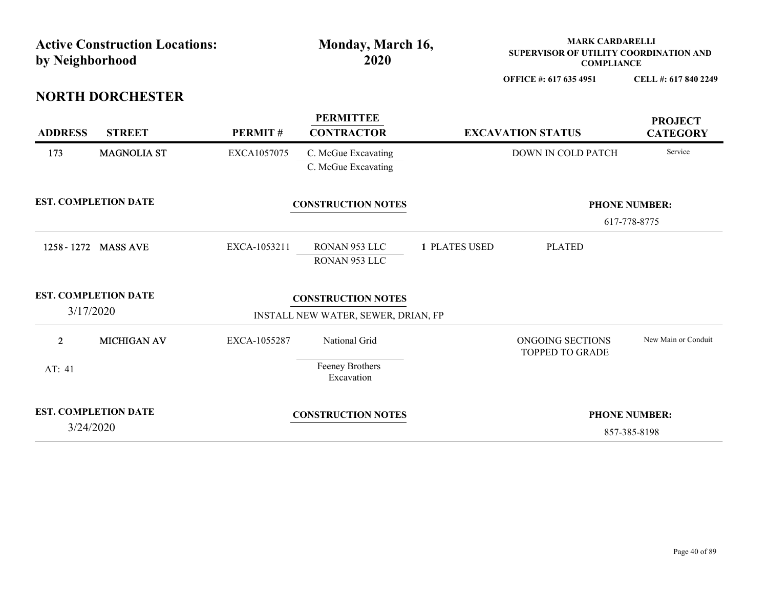# Active Construction Locations: by Neighborhood

**Monday, March 16, 2020**

**MARK CARDARELLI**
**SUPERVISOR OF UTILITY COORDINATION AND COMPLIANCE**

**OFFICE #: 617 635 4951** **CELL #: 617 840 2249**

## NORTH DORCHESTER

| ADDRESS | STREET | PERMIT # | PERMITTEE / CONTRACTOR | | EXCAVATION STATUS | PROJECT CATEGORY |
|---|---|---|---|---|---|---|
| 173 | MAGNOLIA ST | EXCA1057075 | C. McGue Excavating / C. McGue Excavating | | DOWN IN COLD PATCH | Service |
| **EST. COMPLETION DATE** | | | **CONSTRUCTION NOTES** | | | **PHONE NUMBER:** 617-778-8775 |
| 1258 - 1272 | MASS AVE | EXCA-1053211 | RONAN 953 LLC / RONAN 953 LLC | 1 PLATES USED | PLATED | |
| **EST. COMPLETION DATE** 3/17/2020 | | | **CONSTRUCTION NOTES** INSTALL NEW WATER, SEWER, DRIAN, FP | | | |
| 2 AT: 41 | MICHIGAN AV | EXCA-1055287 | National Grid / Feeney Brothers Excavation | | ONGOING SECTIONS TOPPED TO GRADE | New Main or Conduit |
| **EST. COMPLETION DATE** 3/24/2020 | | | **CONSTRUCTION NOTES** | | | **PHONE NUMBER:** 857-385-8198 |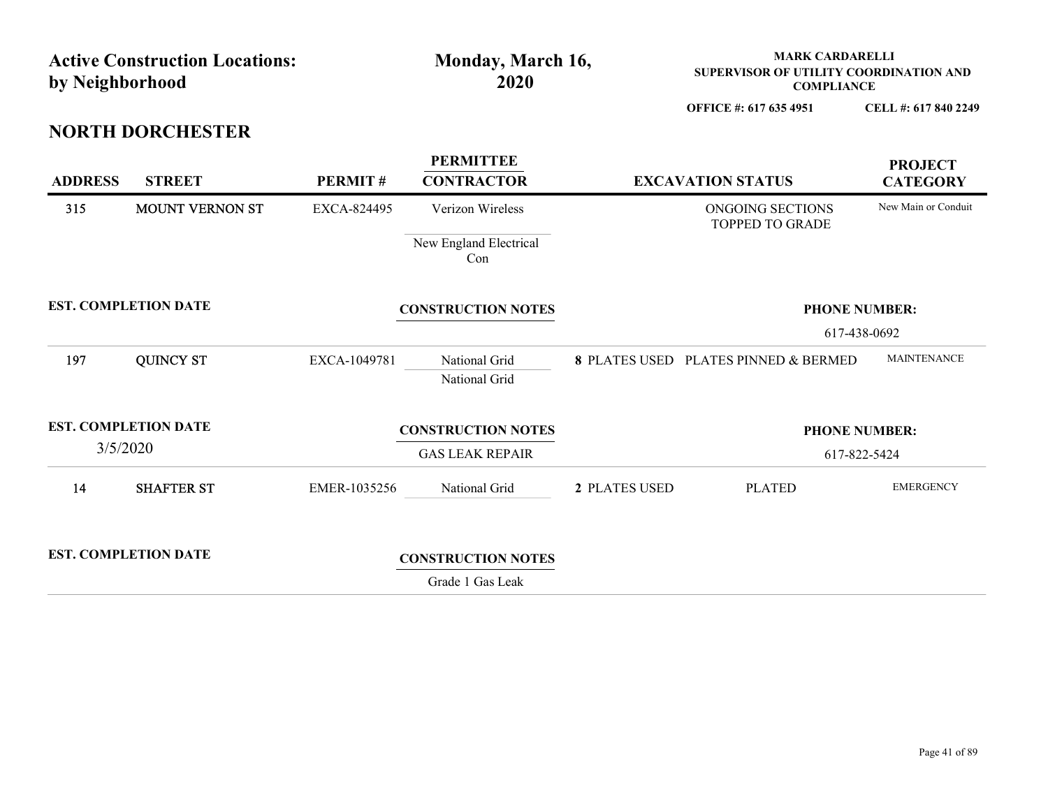# Active Construction Locations: by Neighborhood

**Monday, March 16, 2020**

**MARK CARDARELLI**
**SUPERVISOR OF UTILITY COORDINATION AND COMPLIANCE**

**OFFICE #: 617 635 4951** **CELL #: 617 840 2249**

## NORTH DORCHESTER

| ADDRESS | STREET | PERMIT # | PERMITTEE / CONTRACTOR | | EXCAVATION STATUS | PROJECT CATEGORY |
|---|---|---|---|---|---|---|
| 315 | MOUNT VERNON ST | EXCA-824495 | Verizon Wireless / New England Electrical Con | | ONGOING SECTIONS TOPPED TO GRADE | New Main or Conduit |
| **EST. COMPLETION DATE** | | | **CONSTRUCTION NOTES** | | | **PHONE NUMBER:** 617-438-0692 |
| 197 | QUINCY ST | EXCA-1049781 | National Grid / National Grid | 8 PLATES USED | PLATES PINNED & BERMED | MAINTENANCE |
| **EST. COMPLETION DATE** 3/5/2020 | | | **CONSTRUCTION NOTES** GAS LEAK REPAIR | | | **PHONE NUMBER:** 617-822-5424 |
| 14 | SHAFTER ST | EMER-1035256 | National Grid | 2 PLATES USED | PLATED | EMERGENCY |
| **EST. COMPLETION DATE** | | | **CONSTRUCTION NOTES** Grade 1 Gas Leak | | | |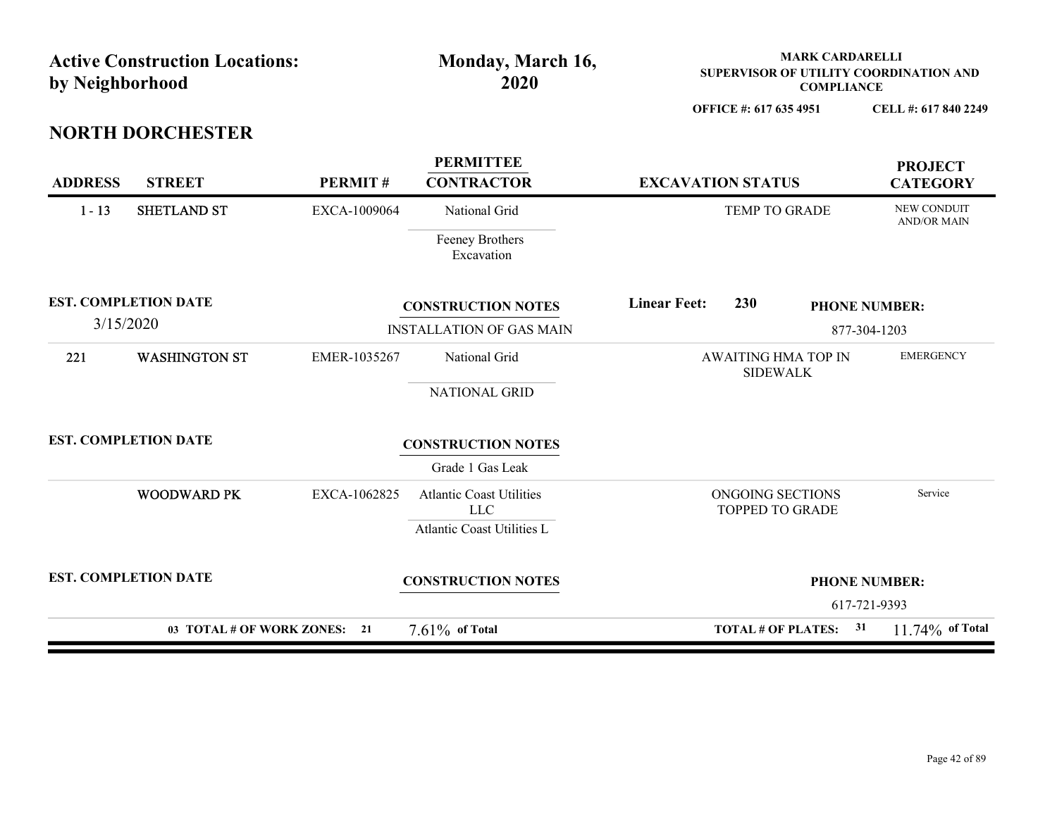# Active Construction Locations: by Neighborhood

**Monday, March 16, 2020**

**MARK CARDARELLI**
**SUPERVISOR OF UTILITY COORDINATION AND COMPLIANCE**

**OFFICE #: 617 635 4951** **CELL #: 617 840 2249**

## NORTH DORCHESTER

| ADDRESS | STREET | PERMIT # | PERMITTEE / CONTRACTOR | EXCAVATION STATUS | PROJECT CATEGORY |
|---|---|---|---|---|---|
| 1 - 13 | SHETLAND ST | EXCA-1009064 | National Grid / Feeney Brothers Excavation | TEMP TO GRADE | NEW CONDUIT AND/OR MAIN |
| **EST. COMPLETION DATE:** 3/15/2020 | | | **CONSTRUCTION NOTES:** INSTALLATION OF GAS MAIN | **Linear Feet:** 230 | **PHONE NUMBER:** 877-304-1203 |
| 221 | WASHINGTON ST | EMER-1035267 | National Grid / NATIONAL GRID | AWAITING HMA TOP IN SIDEWALK | EMERGENCY |
| **EST. COMPLETION DATE:** | | | **CONSTRUCTION NOTES:** Grade 1 Gas Leak | | |
| | WOODWARD PK | EXCA-1062825 | Atlantic Coast Utilities LLC / Atlantic Coast Utilities L | ONGOING SECTIONS TOPPED TO GRADE | Service |
| **EST. COMPLETION DATE:** | | | **CONSTRUCTION NOTES:** | | **PHONE NUMBER:** 617-721-9393 |

**03 TOTAL # OF WORK ZONES: 21** 7.61% **of Total** **TOTAL # OF PLATES: 31** 11.74% **of Total**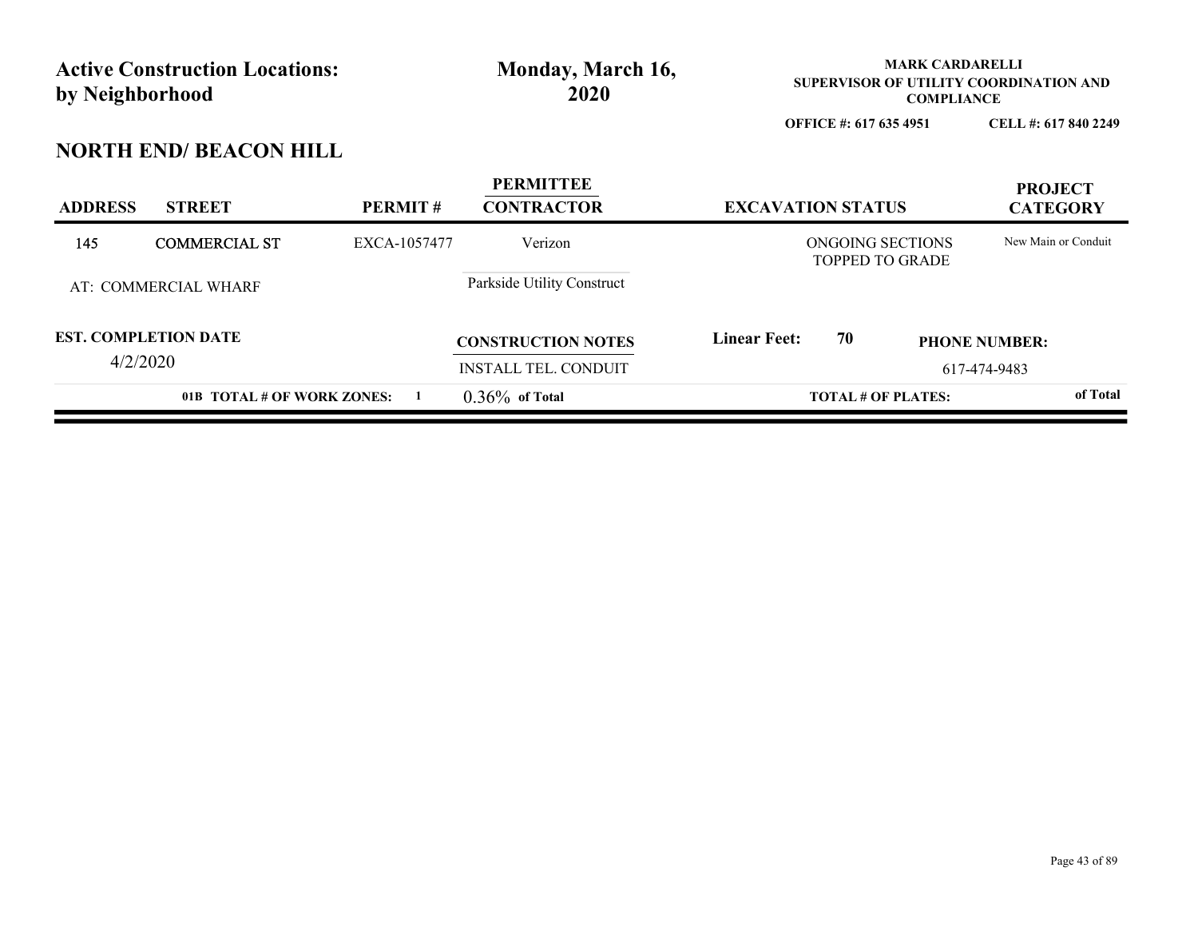# Active Construction Locations: by Neighborhood

**Monday, March 16, 2020**

**MARK CARDARELLI**
**SUPERVISOR OF UTILITY COORDINATION AND COMPLIANCE**

**OFFICE #: 617 635 4951** **CELL #: 617 840 2249**

## NORTH END/ BEACON HILL

| ADDRESS | STREET | PERMIT # | PERMITTEE CONTRACTOR | EXCAVATION STATUS | PROJECT CATEGORY |
|---|---|---|---|---|---|
| 145 | COMMERCIAL ST | EXCA-1057477 | Verizon | ONGOING SECTIONS TOPPED TO GRADE | New Main or Conduit |
| | AT: COMMERCIAL WHARF | | Parkside Utility Construct | | |

**EST. COMPLETION DATE**
4/2/2020

**CONSTRUCTION NOTES**
INSTALL TEL. CONDUIT

**Linear Feet:** **70**

**PHONE NUMBER:**
617-474-9483

**01B TOTAL # OF WORK ZONES:** **1** 0.36% **of Total**

**TOTAL # OF PLATES:** **of Total**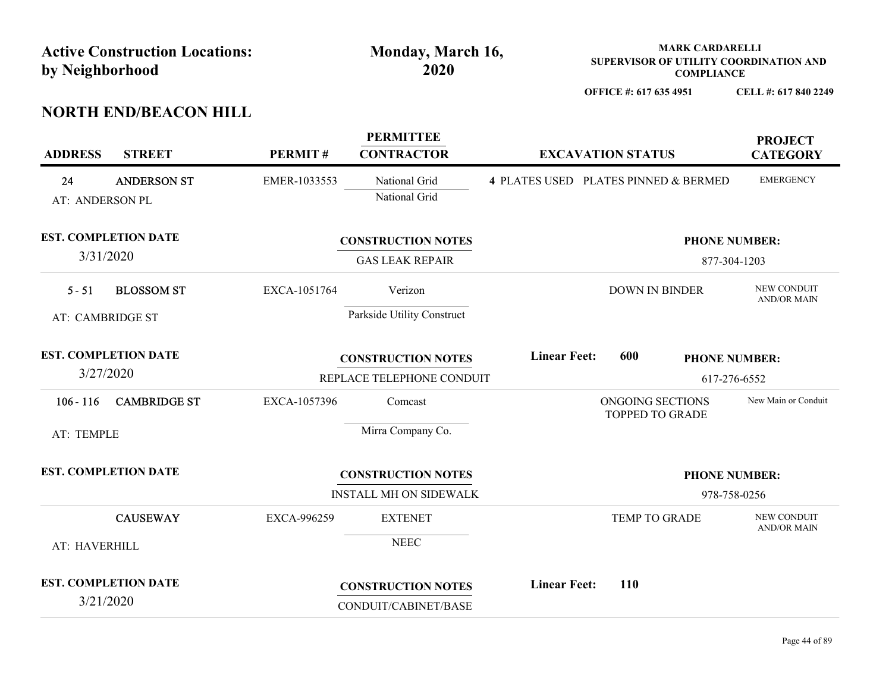# Active Construction Locations: by Neighborhood

**Monday, March 16, 2020**

**MARK CARDARELLI**
**SUPERVISOR OF UTILITY COORDINATION AND COMPLIANCE**

**OFFICE #: 617 635 4951** **CELL #: 617 840 2249**

## NORTH END/BEACON HILL

| ADDRESS | STREET | PERMIT # | PERMITTEE / CONTRACTOR | EXCAVATION STATUS | PROJECT CATEGORY |
|---|---|---|---|---|---|
| 24 | ANDERSON ST<br>AT: ANDERSON PL | EMER-1033553 | National Grid / National Grid | 4 PLATES USED PLATES PINNED & BERMED | EMERGENCY |
| EST. COMPLETION DATE: 3/31/2020 | | | CONSTRUCTION NOTES: GAS LEAK REPAIR | | PHONE NUMBER: 877-304-1203 |
| 5 - 51 | BLOSSOM ST<br>AT: CAMBRIDGE ST | EXCA-1051764 | Verizon / Parkside Utility Construct | DOWN IN BINDER | NEW CONDUIT AND/OR MAIN |
| EST. COMPLETION DATE: 3/27/2020 | | | CONSTRUCTION NOTES: REPLACE TELEPHONE CONDUIT | Linear Feet: 600 | PHONE NUMBER: 617-276-6552 |
| 106 - 116 | CAMBRIDGE ST<br>AT: TEMPLE | EXCA-1057396 | Comcast / Mirra Company Co. | ONGOING SECTIONS TOPPED TO GRADE | New Main or Conduit |
| EST. COMPLETION DATE: | | | CONSTRUCTION NOTES: INSTALL MH ON SIDEWALK | | PHONE NUMBER: 978-758-0256 |
| | CAUSEWAY<br>AT: HAVERHILL | EXCA-996259 | EXTENET / NEEC | TEMP TO GRADE | NEW CONDUIT AND/OR MAIN |
| EST. COMPLETION DATE: 3/21/2020 | | | CONSTRUCTION NOTES: CONDUIT/CABINET/BASE | Linear Feet: 110 | |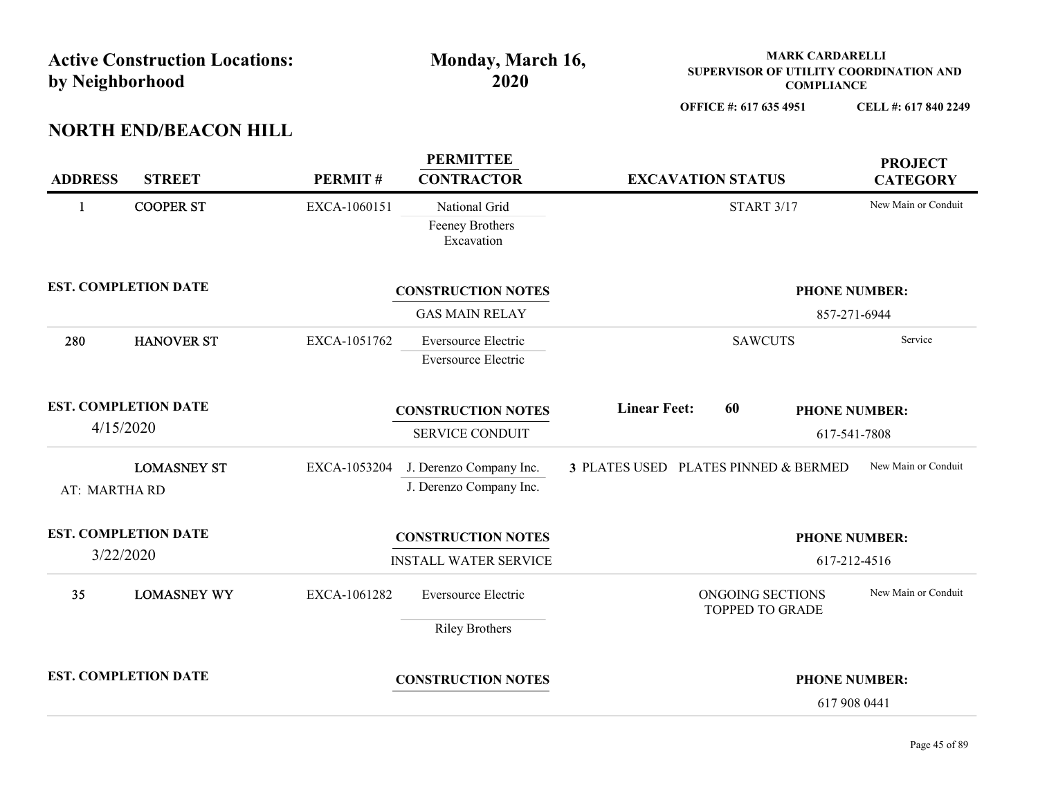# Active Construction Locations: by Neighborhood

**Monday, March 16, 2020**

**MARK CARDARELLI**
**SUPERVISOR OF UTILITY COORDINATION AND COMPLIANCE**

**OFFICE #: 617 635 4951** **CELL #: 617 840 2249**

## NORTH END/BEACON HILL

| ADDRESS | STREET | PERMIT # | PERMITTEE / CONTRACTOR | EXCAVATION STATUS | PROJECT CATEGORY |
|---|---|---|---|---|---|
| 1 | COOPER ST | EXCA-1060151 | National Grid / Feeney Brothers Excavation | START 3/17 | New Main or Conduit |
| **EST. COMPLETION DATE:** | | | **CONSTRUCTION NOTES:** GAS MAIN RELAY | | **PHONE NUMBER:** 857-271-6944 |
| 280 | HANOVER ST | EXCA-1051762 | Eversource Electric / Eversource Electric | SAWCUTS | Service |
| **EST. COMPLETION DATE:** 4/15/2020 | | | **CONSTRUCTION NOTES:** SERVICE CONDUIT | **Linear Feet:** 60 | **PHONE NUMBER:** 617-541-7808 |
| | LOMASNEY ST AT: MARTHA RD | EXCA-1053204 | J. Derenzo Company Inc. / J. Derenzo Company Inc. | 3 PLATES USED PLATES PINNED & BERMED | New Main or Conduit |
| **EST. COMPLETION DATE:** 3/22/2020 | | | **CONSTRUCTION NOTES:** INSTALL WATER SERVICE | | **PHONE NUMBER:** 617-212-4516 |
| 35 | LOMASNEY WY | EXCA-1061282 | Eversource Electric / Riley Brothers | ONGOING SECTIONS TOPPED TO GRADE | New Main or Conduit |
| **EST. COMPLETION DATE:** | | | **CONSTRUCTION NOTES:** | | **PHONE NUMBER:** 617 908 0441 |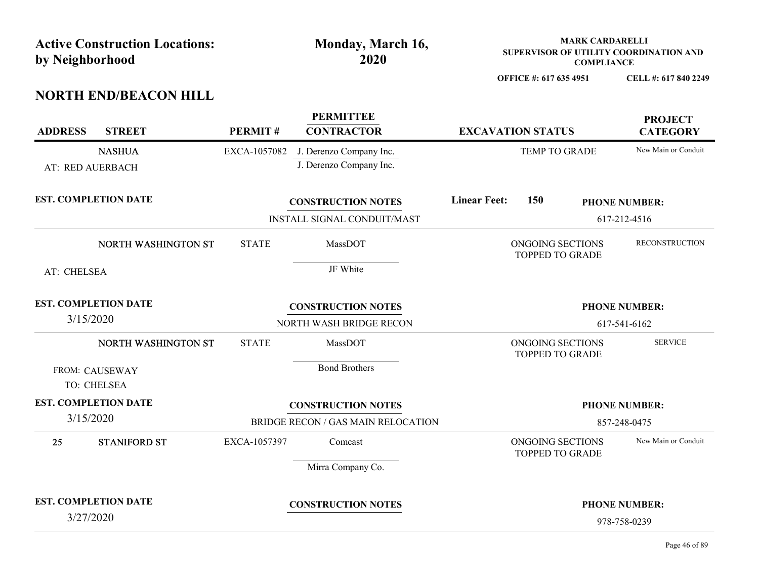# Active Construction Locations: by Neighborhood

**Monday, March 16, 2020**

**MARK CARDARELLI**
**SUPERVISOR OF UTILITY COORDINATION AND COMPLIANCE**
**OFFICE #: 617 635 4951** **CELL #: 617 840 2249**

## NORTH END/BEACON HILL

| ADDRESS | STREET | PERMIT # | PERMITTEE / CONTRACTOR | EXCAVATION STATUS | PROJECT CATEGORY |
|---|---|---|---|---|---|
| | NASHUA<br>AT: RED AUERBACH | EXCA-1057082 | J. Derenzo Company Inc.<br>J. Derenzo Company Inc. | TEMP TO GRADE | New Main or Conduit |
| EST. COMPLETION DATE: | | | CONSTRUCTION NOTES: INSTALL SIGNAL CONDUIT/MAST | Linear Feet: 150 | PHONE NUMBER: 617-212-4516 |
| | NORTH WASHINGTON ST<br>AT: CHELSEA | STATE | MassDOT<br>JF White | ONGOING SECTIONS TOPPED TO GRADE | RECONSTRUCTION |
| EST. COMPLETION DATE: 3/15/2020 | | | CONSTRUCTION NOTES: NORTH WASH BRIDGE RECON | | PHONE NUMBER: 617-541-6162 |
| | NORTH WASHINGTON ST<br>FROM: CAUSEWAY<br>TO: CHELSEA | STATE | MassDOT<br>Bond Brothers | ONGOING SECTIONS TOPPED TO GRADE | SERVICE |
| EST. COMPLETION DATE: 3/15/2020 | | | CONSTRUCTION NOTES: BRIDGE RECON / GAS MAIN RELOCATION | | PHONE NUMBER: 857-248-0475 |
| 25 | STANIFORD ST | EXCA-1057397 | Comcast<br>Mirra Company Co. | ONGOING SECTIONS TOPPED TO GRADE | New Main or Conduit |
| EST. COMPLETION DATE: 3/27/2020 | | | CONSTRUCTION NOTES: | | PHONE NUMBER: 978-758-0239 |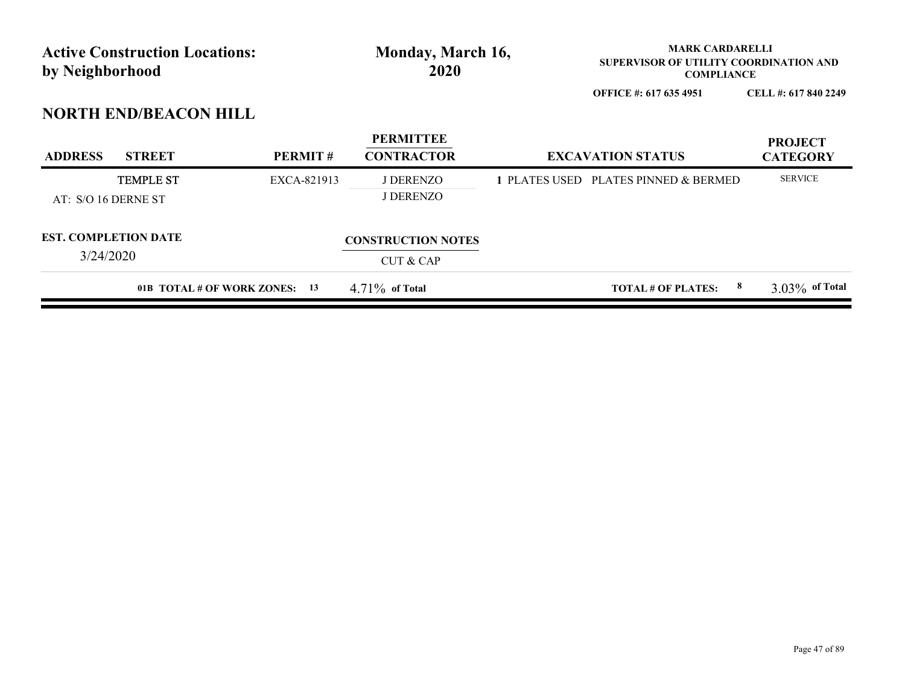# Active Construction Locations: by Neighborhood

**Monday, March 16, 2020**

**MARK CARDARELLI**
**SUPERVISOR OF UTILITY COORDINATION AND COMPLIANCE**

**OFFICE #: 617 635 4951** **CELL #: 617 840 2249**

## NORTH END/BEACON HILL

| ADDRESS | STREET | PERMIT # | PERMITTEE CONTRACTOR | EXCAVATION STATUS | PROJECT CATEGORY |
| --- | --- | --- | --- | --- | --- |
| | TEMPLE ST | EXCA-821913 | J DERENZO | 1 PLATES USED PLATES PINNED & BERMED | SERVICE |
| AT: S/O 16 DERNE ST | | | J DERENZO | | |

**EST. COMPLETION DATE**
3/24/2020

**CONSTRUCTION NOTES**
CUT & CAP

**01B TOTAL # OF WORK ZONES: 13** 4.71% **of Total** **TOTAL # OF PLATES: 8** 3.03% **of Total**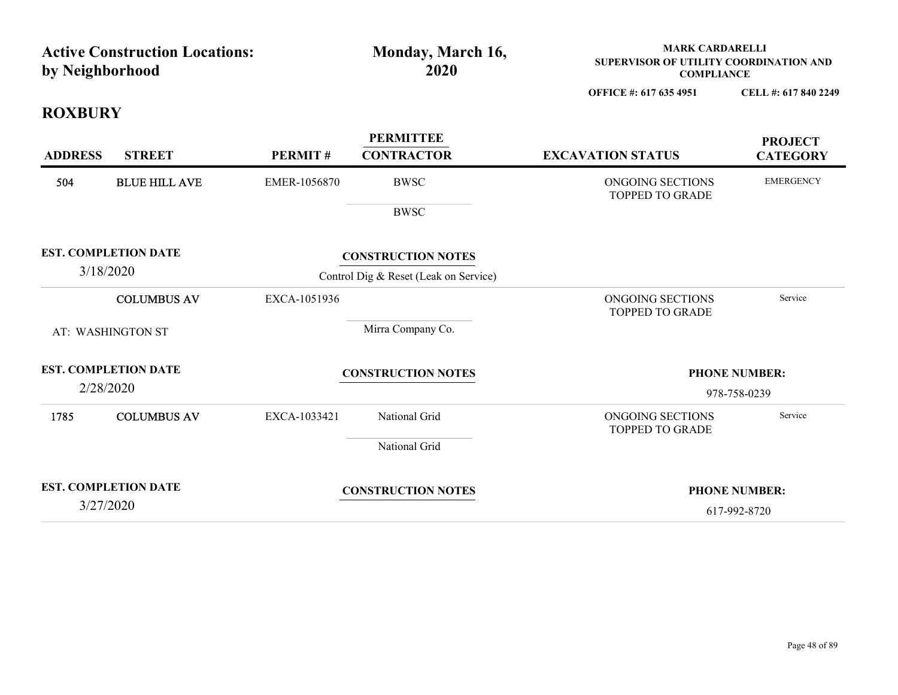# Active Construction Locations: by Neighborhood

**Monday, March 16, 2020**

**MARK CARDARELLI**
**SUPERVISOR OF UTILITY COORDINATION AND COMPLIANCE**

**OFFICE #: 617 635 4951** **CELL #: 617 840 2249**

## ROXBURY

| ADDRESS | STREET | PERMIT # | PERMITTEE / CONTRACTOR | EXCAVATION STATUS | PROJECT CATEGORY |
|---|---|---|---|---|---|
| 504 | BLUE HILL AVE | EMER-1056870 | BWSC / BWSC | ONGOING SECTIONS TOPPED TO GRADE | EMERGENCY |
| **EST. COMPLETION DATE:** 3/18/2020 | | | **CONSTRUCTION NOTES:** Control Dig & Reset (Leak on Service) | | |
| | COLUMBUS AV AT: WASHINGTON ST | EXCA-1051936 | / Mirra Company Co. | ONGOING SECTIONS TOPPED TO GRADE | Service |
| **EST. COMPLETION DATE:** 2/28/2020 | | | **CONSTRUCTION NOTES:** | **PHONE NUMBER:** 978-758-0239 | |
| 1785 | COLUMBUS AV | EXCA-1033421 | National Grid / National Grid | ONGOING SECTIONS TOPPED TO GRADE | Service |
| **EST. COMPLETION DATE:** 3/27/2020 | | | **CONSTRUCTION NOTES:** | **PHONE NUMBER:** 617-992-8720 | |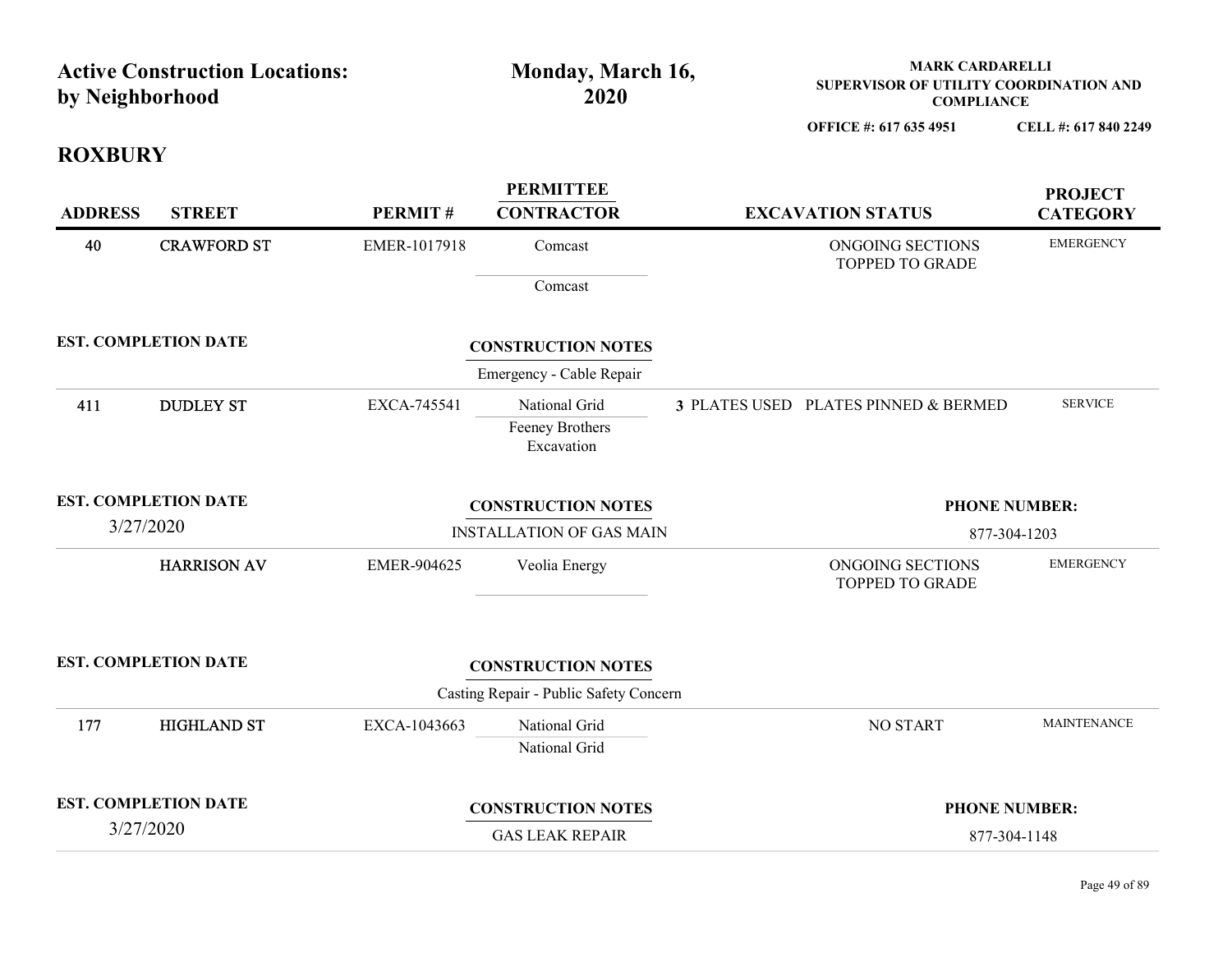# Active Construction Locations: by Neighborhood

**Monday, March 16, 2020**

**MARK CARDARELLI**
**SUPERVISOR OF UTILITY COORDINATION AND COMPLIANCE**
**OFFICE #: 617 635 4951** **CELL #: 617 840 2249**

## ROXBURY

| ADDRESS | STREET | PERMIT # | PERMITTEE / CONTRACTOR | | EXCAVATION STATUS | PROJECT CATEGORY |
|---|---|---|---|---|---|---|
| 40 | CRAWFORD ST | EMER-1017918 | Comcast / Comcast | | ONGOING SECTIONS TOPPED TO GRADE | EMERGENCY |
| **EST. COMPLETION DATE** | | | **CONSTRUCTION NOTES** | | | |
| | | | Emergency - Cable Repair | | | |
| 411 | DUDLEY ST | EXCA-745541 | National Grid / Feeney Brothers Excavation | 3 PLATES USED | PLATES PINNED & BERMED | SERVICE |
| **EST. COMPLETION DATE** | | | **CONSTRUCTION NOTES** | | | **PHONE NUMBER:** |
| 3/27/2020 | | | INSTALLATION OF GAS MAIN | | | 877-304-1203 |
| | HARRISON AV | EMER-904625 | Veolia Energy | | ONGOING SECTIONS TOPPED TO GRADE | EMERGENCY |
| **EST. COMPLETION DATE** | | | **CONSTRUCTION NOTES** | | | |
| | | | Casting Repair - Public Safety Concern | | | |
| 177 | HIGHLAND ST | EXCA-1043663 | National Grid / National Grid | | NO START | MAINTENANCE |
| **EST. COMPLETION DATE** | | | **CONSTRUCTION NOTES** | | | **PHONE NUMBER:** |
| 3/27/2020 | | | GAS LEAK REPAIR | | | 877-304-1148 |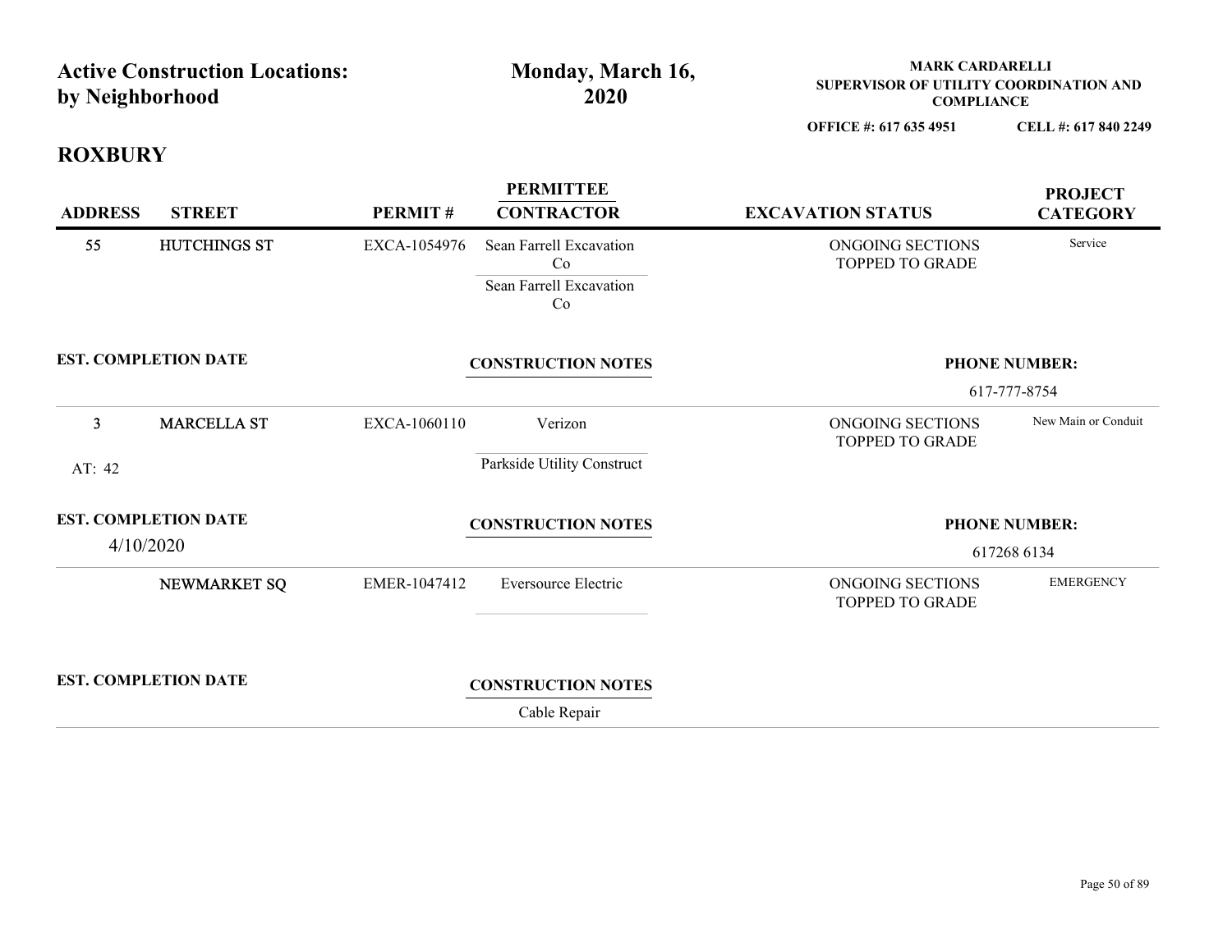# Active Construction Locations: by Neighborhood

**Monday, March 16, 2020**

**MARK CARDARELLI**
**SUPERVISOR OF UTILITY COORDINATION AND COMPLIANCE**

**OFFICE #: 617 635 4951** **CELL #: 617 840 2249**

## ROXBURY

| ADDRESS | STREET | PERMIT # | PERMITTEE / CONTRACTOR | EXCAVATION STATUS | PROJECT CATEGORY |
|---|---|---|---|---|---|
| 55 | HUTCHINGS ST | EXCA-1054976 | Sean Farrell Excavation Co / Sean Farrell Excavation Co | ONGOING SECTIONS TOPPED TO GRADE | Service |
| **EST. COMPLETION DATE** | | | **CONSTRUCTION NOTES** | | **PHONE NUMBER:** 617-777-8754 |
| 3 AT: 42 | MARCELLA ST | EXCA-1060110 | Verizon / Parkside Utility Construct | ONGOING SECTIONS TOPPED TO GRADE | New Main or Conduit |
| **EST. COMPLETION DATE** 4/10/2020 | | | **CONSTRUCTION NOTES** | | **PHONE NUMBER:** 617268 6134 |
| | NEWMARKET SQ | EMER-1047412 | Eversource Electric | ONGOING SECTIONS TOPPED TO GRADE | EMERGENCY |
| **EST. COMPLETION DATE** | | | **CONSTRUCTION NOTES** Cable Repair | | |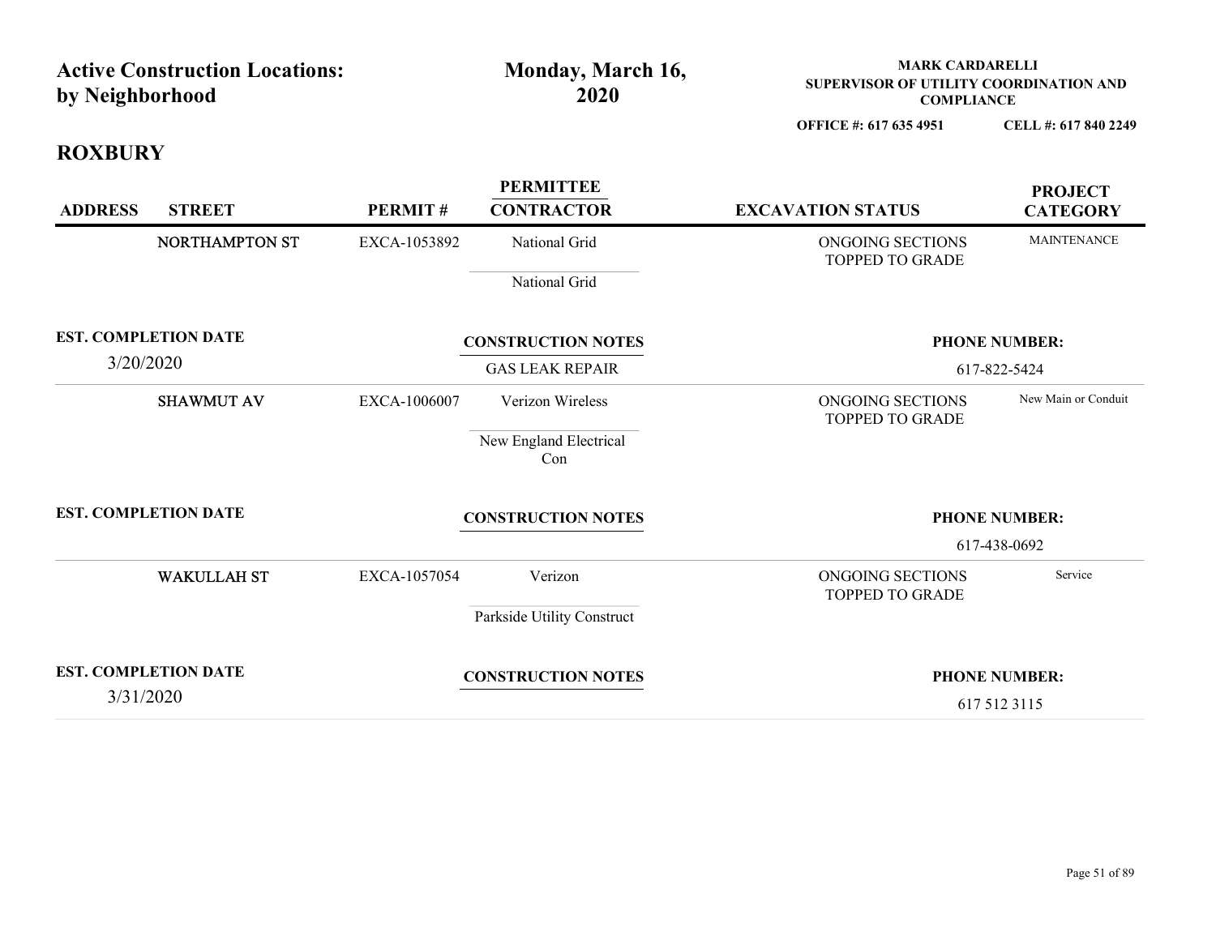# Active Construction Locations: by Neighborhood

**Monday, March 16, 2020**

**MARK CARDARELLI**
**SUPERVISOR OF UTILITY COORDINATION AND COMPLIANCE**

**OFFICE #: 617 635 4951** **CELL #: 617 840 2249**

## ROXBURY

| ADDRESS | STREET | PERMIT # | PERMITTEE / CONTRACTOR | EXCAVATION STATUS | PROJECT CATEGORY |
|---|---|---|---|---|---|
| | NORTHAMPTON ST | EXCA-1053892 | National Grid / National Grid | ONGOING SECTIONS TOPPED TO GRADE | MAINTENANCE |
| **EST. COMPLETION DATE:** 3/20/2020 | | | **CONSTRUCTION NOTES:** GAS LEAK REPAIR | | **PHONE NUMBER:** 617-822-5424 |
| | SHAWMUT AV | EXCA-1006007 | Verizon Wireless / New England Electrical Con | ONGOING SECTIONS TOPPED TO GRADE | New Main or Conduit |
| **EST. COMPLETION DATE:** | | | **CONSTRUCTION NOTES:** | | **PHONE NUMBER:** 617-438-0692 |
| | WAKULLAH ST | EXCA-1057054 | Verizon / Parkside Utility Construct | ONGOING SECTIONS TOPPED TO GRADE | Service |
| **EST. COMPLETION DATE:** 3/31/2020 | | | **CONSTRUCTION NOTES:** | | **PHONE NUMBER:** 617 512 3115 |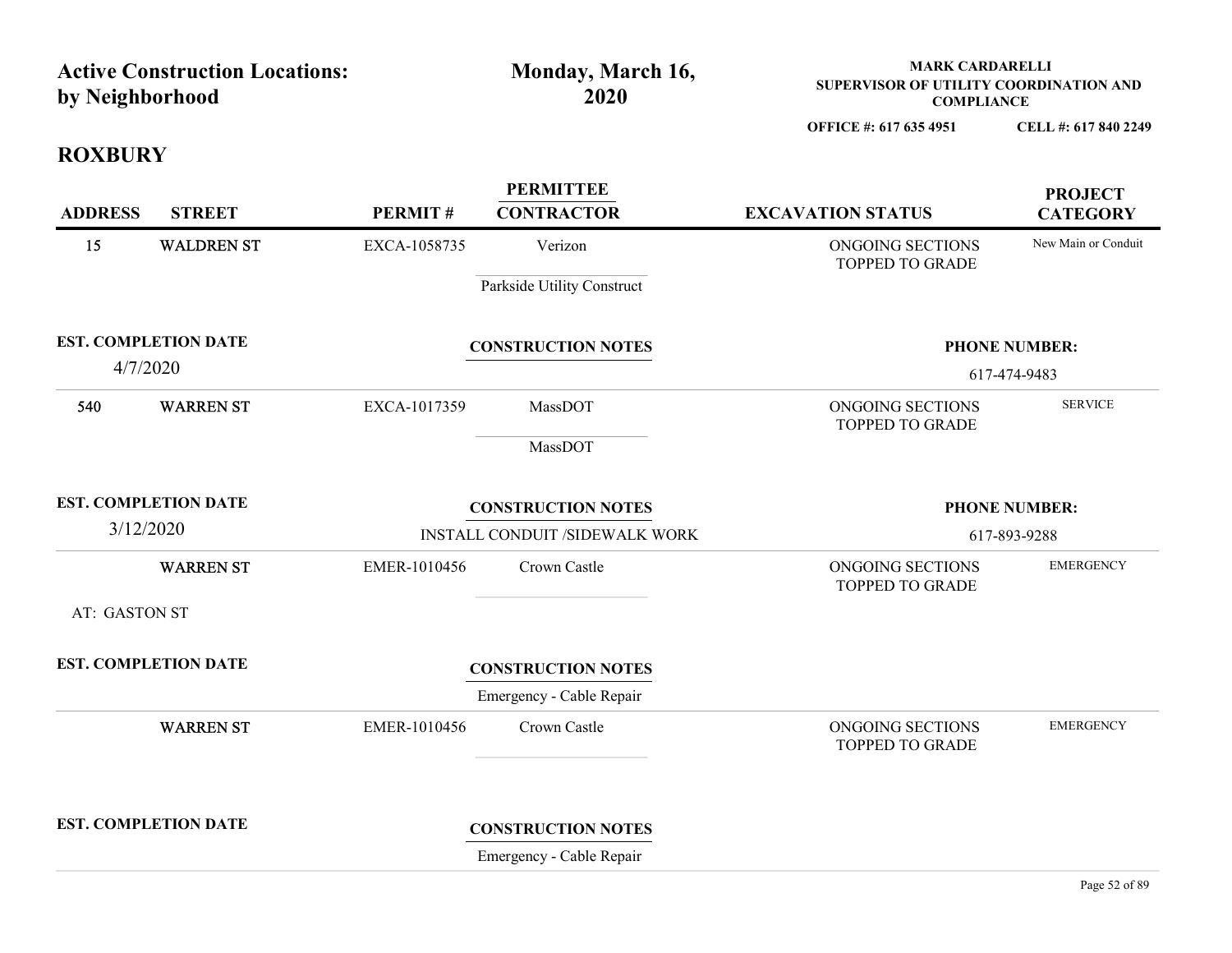# Active Construction Locations: by Neighborhood

**Monday, March 16, 2020**

**MARK CARDARELLI**
**SUPERVISOR OF UTILITY COORDINATION AND COMPLIANCE**

**OFFICE #: 617 635 4951** **CELL #: 617 840 2249**

## ROXBURY

| ADDRESS | STREET | PERMIT # | PERMITTEE / CONTRACTOR | EXCAVATION STATUS | PROJECT CATEGORY |
|---|---|---|---|---|---|
| 15 | WALDREN ST | EXCA-1058735 | Verizon / Parkside Utility Construct | ONGOING SECTIONS TOPPED TO GRADE | New Main or Conduit |
| **EST. COMPLETION DATE:** 4/7/2020 | | | **CONSTRUCTION NOTES:** | | **PHONE NUMBER:** 617-474-9483 |
| 540 | WARREN ST | EXCA-1017359 | MassDOT / MassDOT | ONGOING SECTIONS TOPPED TO GRADE | SERVICE |
| **EST. COMPLETION DATE:** 3/12/2020 | | | **CONSTRUCTION NOTES:** INSTALL CONDUIT /SIDEWALK WORK | | **PHONE NUMBER:** 617-893-9288 |
| AT: GASTON ST | WARREN ST | EMER-1010456 | Crown Castle | ONGOING SECTIONS TOPPED TO GRADE | EMERGENCY |
| **EST. COMPLETION DATE:** | | | **CONSTRUCTION NOTES:** Emergency - Cable Repair | | |
| | WARREN ST | EMER-1010456 | Crown Castle | ONGOING SECTIONS TOPPED TO GRADE | EMERGENCY |
| **EST. COMPLETION DATE:** | | | **CONSTRUCTION NOTES:** Emergency - Cable Repair | | |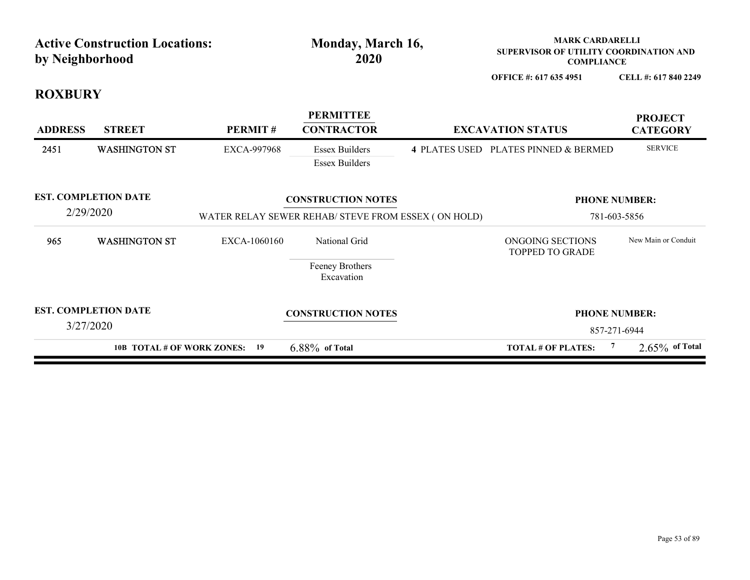# Active Construction Locations: by Neighborhood

**Monday, March 16, 2020**

**MARK CARDARELLI**
**SUPERVISOR OF UTILITY COORDINATION AND COMPLIANCE**

**OFFICE #: 617 635 4951** **CELL #: 617 840 2249**

## ROXBURY

| ADDRESS | STREET | PERMIT # | PERMITTEE / CONTRACTOR | EXCAVATION STATUS | PROJECT CATEGORY |
|---|---|---|---|---|---|
| 2451 | WASHINGTON ST | EXCA-997968 | Essex Builders / Essex Builders | 4 PLATES USED PLATES PINNED & BERMED | SERVICE |
| **EST. COMPLETION DATE:** 2/29/2020 | | | **CONSTRUCTION NOTES:** WATER RELAY SEWER REHAB/ STEVE FROM ESSEX ( ON HOLD) | | **PHONE NUMBER:** 781-603-5856 |
| 965 | WASHINGTON ST | EXCA-1060160 | National Grid / Feeney Brothers Excavation | ONGOING SECTIONS TOPPED TO GRADE | New Main or Conduit |
| **EST. COMPLETION DATE:** 3/27/2020 | | | **CONSTRUCTION NOTES:** | | **PHONE NUMBER:** 857-271-6944 |

**10B TOTAL # OF WORK ZONES: 19** 6.88% **of Total** **TOTAL # OF PLATES: 7** 2.65% **of Total**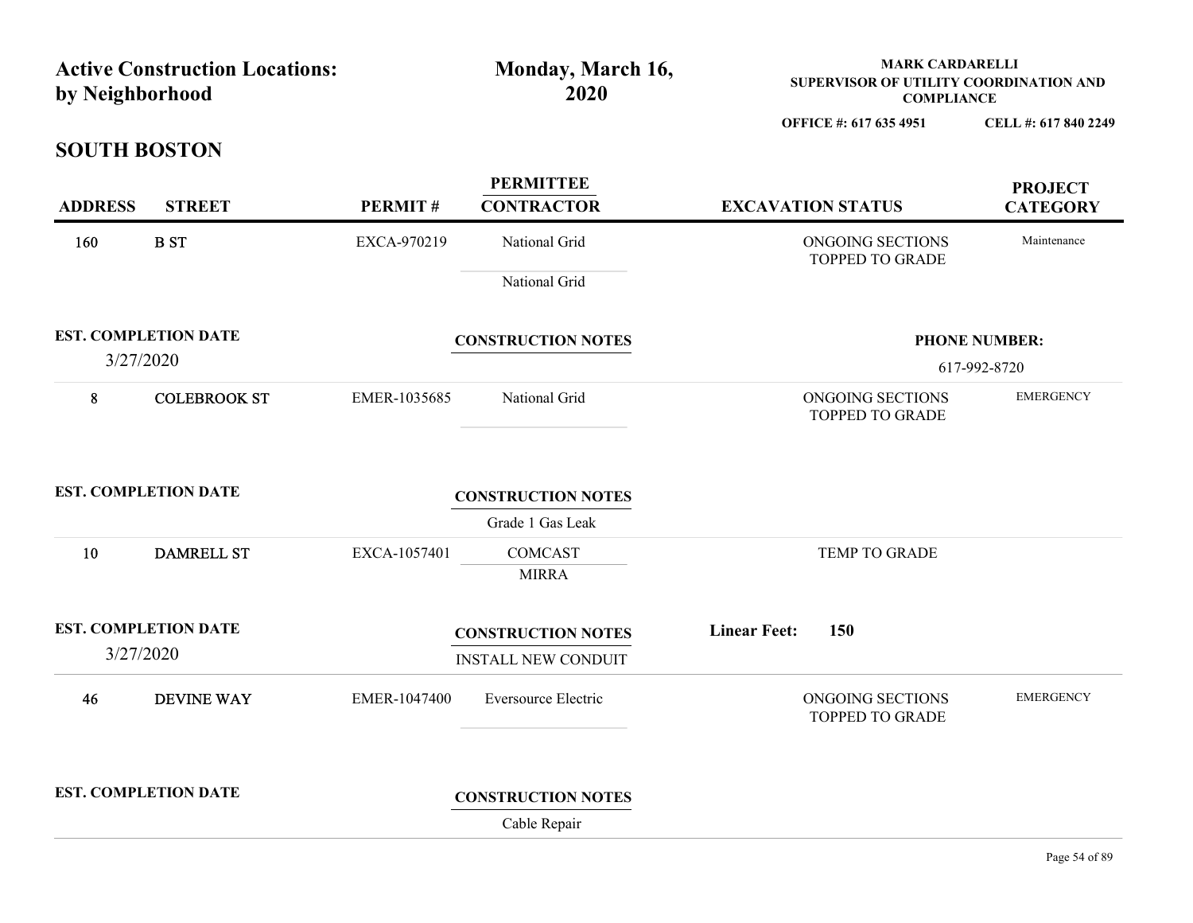# Active Construction Locations: by Neighborhood

**Monday, March 16, 2020**

**MARK CARDARELLI**
**SUPERVISOR OF UTILITY COORDINATION AND COMPLIANCE**
**OFFICE #: 617 635 4951** **CELL #: 617 840 2249**

## SOUTH BOSTON

| ADDRESS | STREET | PERMIT # | PERMITTEE / CONTRACTOR | EXCAVATION STATUS | PROJECT CATEGORY |
|---|---|---|---|---|---|
| 160 | B ST | EXCA-970219 | National Grid / National Grid | ONGOING SECTIONS TOPPED TO GRADE | Maintenance |
| **EST. COMPLETION DATE:** 3/27/2020 | | | **CONSTRUCTION NOTES:** | **PHONE NUMBER:** 617-992-8720 | |
| 8 | COLEBROOK ST | EMER-1035685 | National Grid | ONGOING SECTIONS TOPPED TO GRADE | EMERGENCY |
| **EST. COMPLETION DATE:** | | | **CONSTRUCTION NOTES:** Grade 1 Gas Leak | | |
| 10 | DAMRELL ST | EXCA-1057401 | COMCAST / MIRRA | TEMP TO GRADE | |
| **EST. COMPLETION DATE:** 3/27/2020 | | | **CONSTRUCTION NOTES:** INSTALL NEW CONDUIT | **Linear Feet:** 150 | |
| 46 | DEVINE WAY | EMER-1047400 | Eversource Electric | ONGOING SECTIONS TOPPED TO GRADE | EMERGENCY |
| **EST. COMPLETION DATE:** | | | **CONSTRUCTION NOTES:** Cable Repair | | |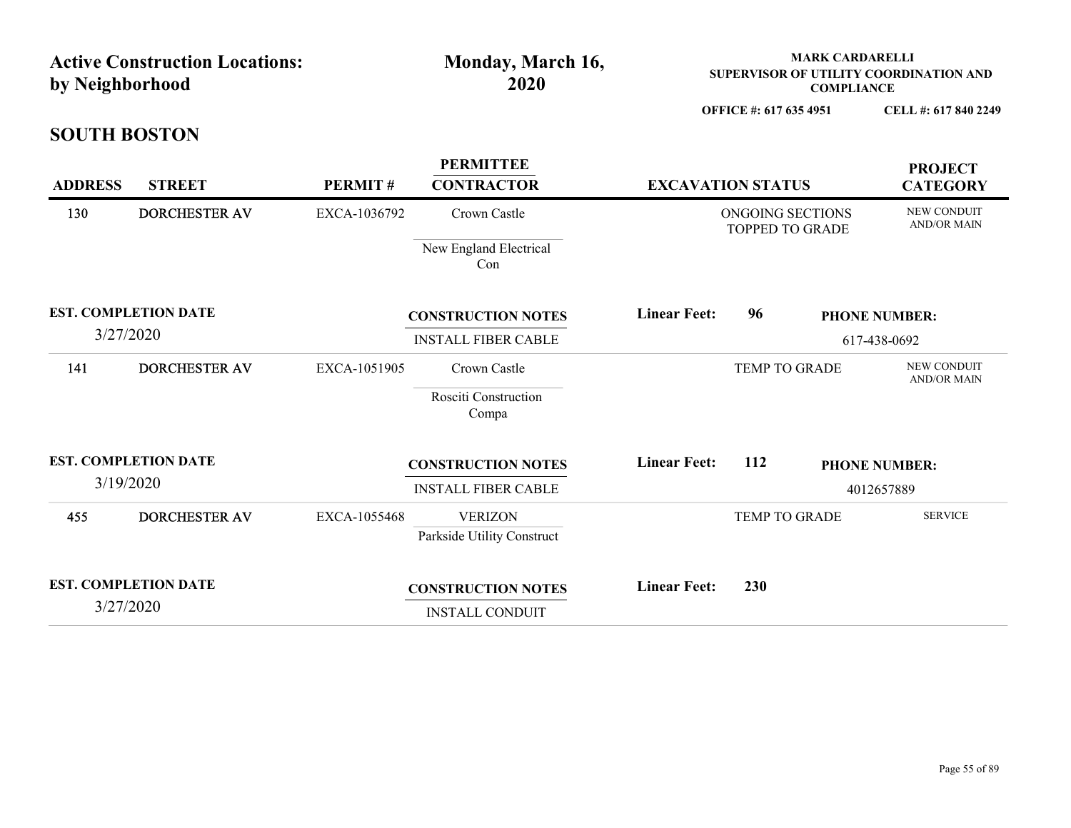# Active Construction Locations: by Neighborhood

**Monday, March 16, 2020**

**MARK CARDARELLI**
**SUPERVISOR OF UTILITY COORDINATION AND COMPLIANCE**

**OFFICE #: 617 635 4951** **CELL #: 617 840 2249**

## SOUTH BOSTON

| ADDRESS | STREET | PERMIT # | PERMITTEE / CONTRACTOR | EXCAVATION STATUS | PROJECT CATEGORY |
|---|---|---|---|---|---|
| 130 | DORCHESTER AV | EXCA-1036792 | Crown Castle / New England Electrical Con | ONGOING SECTIONS TOPPED TO GRADE | NEW CONDUIT AND/OR MAIN |
| **EST. COMPLETION DATE:** 3/27/2020 | | | **CONSTRUCTION NOTES:** INSTALL FIBER CABLE | **Linear Feet:** 96 | **PHONE NUMBER:** 617-438-0692 |
| 141 | DORCHESTER AV | EXCA-1051905 | Crown Castle / Rosciti Construction Compa | TEMP TO GRADE | NEW CONDUIT AND/OR MAIN |
| **EST. COMPLETION DATE:** 3/19/2020 | | | **CONSTRUCTION NOTES:** INSTALL FIBER CABLE | **Linear Feet:** 112 | **PHONE NUMBER:** 4012657889 |
| 455 | DORCHESTER AV | EXCA-1055468 | VERIZON / Parkside Utility Construct | TEMP TO GRADE | SERVICE |
| **EST. COMPLETION DATE:** 3/27/2020 | | | **CONSTRUCTION NOTES:** INSTALL CONDUIT | **Linear Feet:** 230 | |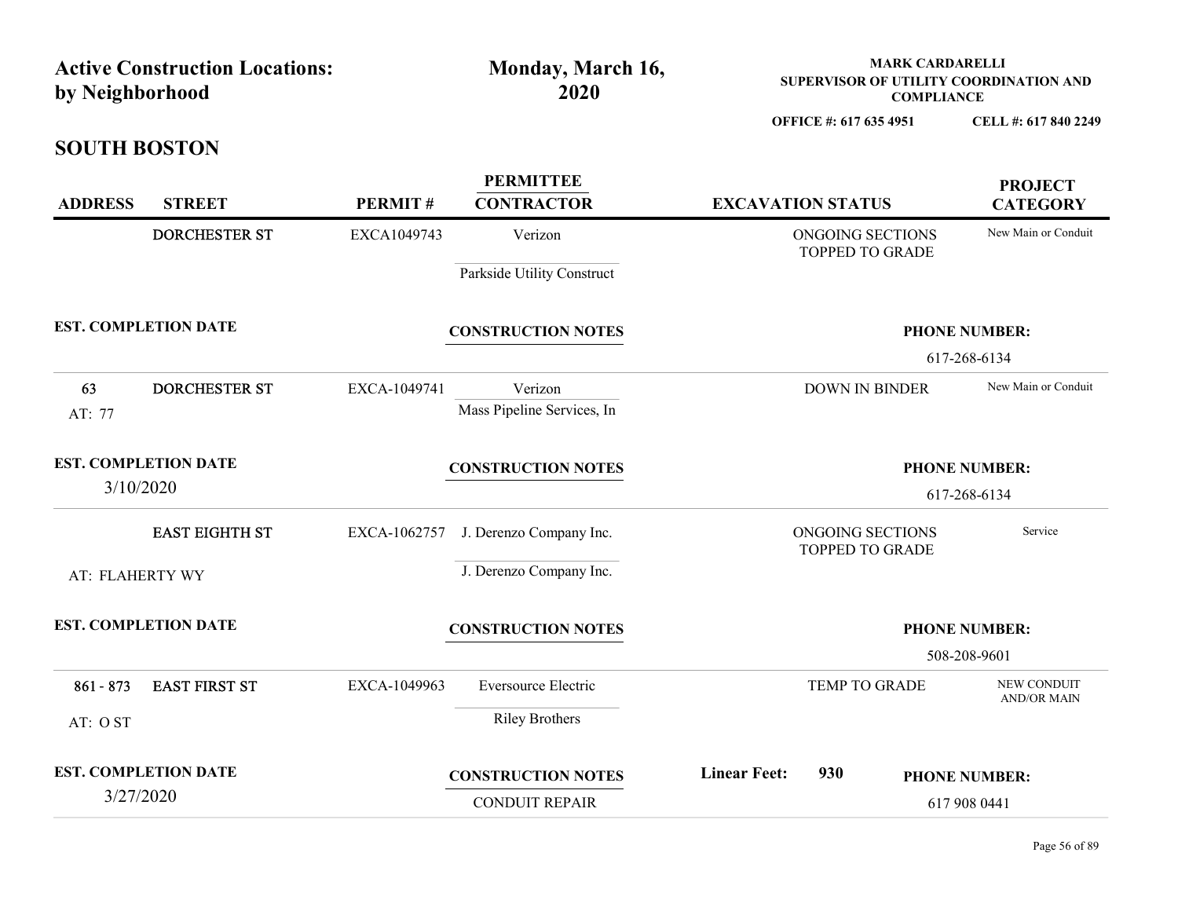# Active Construction Locations: by Neighborhood

**Monday, March 16, 2020**

**MARK CARDARELLI**
**SUPERVISOR OF UTILITY COORDINATION AND COMPLIANCE**

**OFFICE #: 617 635 4951** **CELL #: 617 840 2249**

## SOUTH BOSTON

| ADDRESS | STREET | PERMIT # | PERMITTEE / CONTRACTOR | EXCAVATION STATUS | PROJECT CATEGORY |
|---|---|---|---|---|---|
| | DORCHESTER ST | EXCA1049743 | Verizon / Parkside Utility Construct | ONGOING SECTIONS TOPPED TO GRADE | New Main or Conduit |
| **EST. COMPLETION DATE:** | | | **CONSTRUCTION NOTES:** | | **PHONE NUMBER:** 617-268-6134 |
| 63 AT: 77 | DORCHESTER ST | EXCA-1049741 | Verizon / Mass Pipeline Services, In | DOWN IN BINDER | New Main or Conduit |
| **EST. COMPLETION DATE:** 3/10/2020 | | | **CONSTRUCTION NOTES:** | | **PHONE NUMBER:** 617-268-6134 |
| AT: FLAHERTY WY | EAST EIGHTH ST | EXCA-1062757 | J. Derenzo Company Inc. / J. Derenzo Company Inc. | ONGOING SECTIONS TOPPED TO GRADE | Service |
| **EST. COMPLETION DATE:** | | | **CONSTRUCTION NOTES:** | | **PHONE NUMBER:** 508-208-9601 |
| 861 - 873 AT: O ST | EAST FIRST ST | EXCA-1049963 | Eversource Electric / Riley Brothers | TEMP TO GRADE | NEW CONDUIT AND/OR MAIN |
| **EST. COMPLETION DATE:** 3/27/2020 | | | **CONSTRUCTION NOTES:** CONDUIT REPAIR | **Linear Feet:** 930 | **PHONE NUMBER:** 617 908 0441 |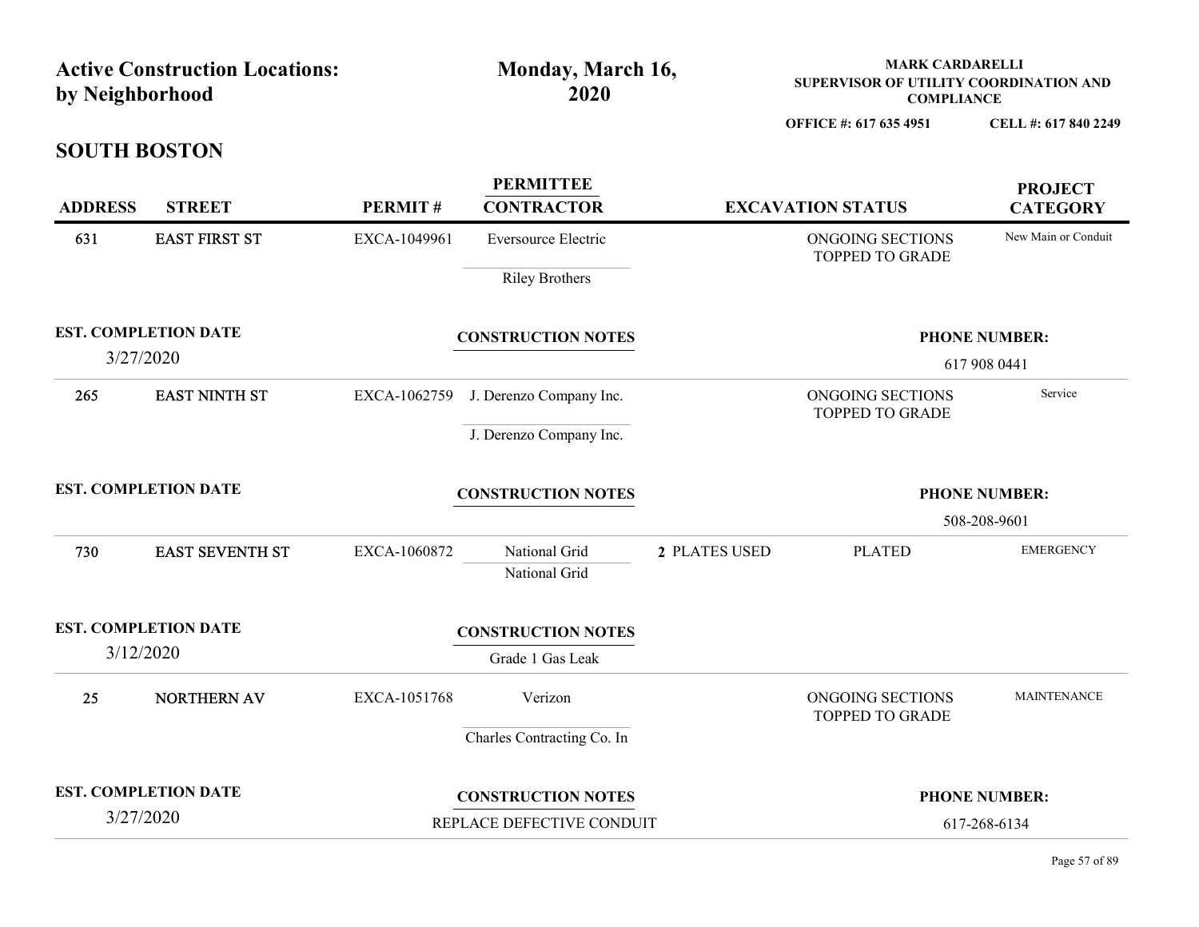# Active Construction Locations: by Neighborhood

**Monday, March 16, 2020**

**MARK CARDARELLI**
**SUPERVISOR OF UTILITY COORDINATION AND COMPLIANCE**

**OFFICE #: 617 635 4951** **CELL #: 617 840 2249**

## SOUTH BOSTON

| ADDRESS | STREET | PERMIT # | PERMITTEE / CONTRACTOR | | EXCAVATION STATUS | PROJECT CATEGORY |
|---|---|---|---|---|---|---|
| 631 | EAST FIRST ST | EXCA-1049961 | Eversource Electric / Riley Brothers | | ONGOING SECTIONS TOPPED TO GRADE | New Main or Conduit |
| **EST. COMPLETION DATE** | | | **CONSTRUCTION NOTES** | | | **PHONE NUMBER:** |
| 3/27/2020 | | | | | | 617 908 0441 |
| 265 | EAST NINTH ST | EXCA-1062759 | J. Derenzo Company Inc. / J. Derenzo Company Inc. | | ONGOING SECTIONS TOPPED TO GRADE | Service |
| **EST. COMPLETION DATE** | | | **CONSTRUCTION NOTES** | | | **PHONE NUMBER:** |
| | | | | | | 508-208-9601 |
| 730 | EAST SEVENTH ST | EXCA-1060872 | National Grid / National Grid | 2 PLATES USED | PLATED | EMERGENCY |
| **EST. COMPLETION DATE** | | | **CONSTRUCTION NOTES** | | | |
| 3/12/2020 | | | Grade 1 Gas Leak | | | |
| 25 | NORTHERN AV | EXCA-1051768 | Verizon / Charles Contracting Co. In | | ONGOING SECTIONS TOPPED TO GRADE | MAINTENANCE |
| **EST. COMPLETION DATE** | | | **CONSTRUCTION NOTES** | | | **PHONE NUMBER:** |
| 3/27/2020 | | | REPLACE DEFECTIVE CONDUIT | | | 617-268-6134 |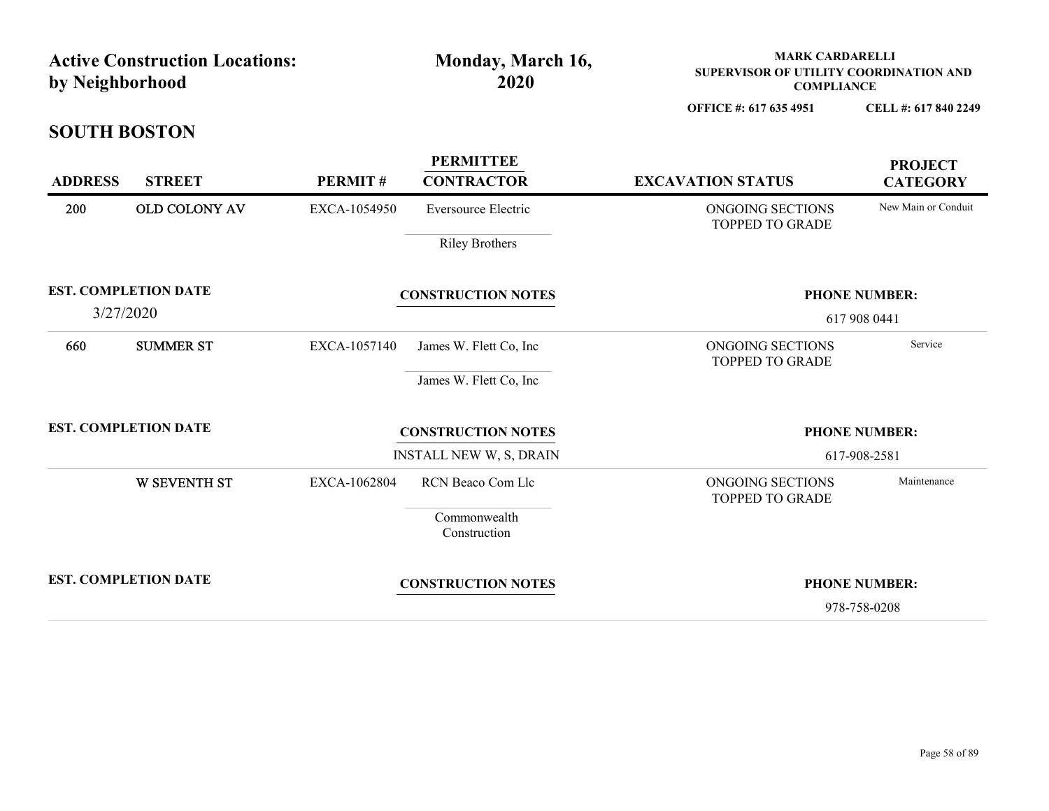# Active Construction Locations: by Neighborhood

**Monday, March 16, 2020**

**MARK CARDARELLI**
**SUPERVISOR OF UTILITY COORDINATION AND COMPLIANCE**

**OFFICE #: 617 635 4951** **CELL #: 617 840 2249**

## SOUTH BOSTON

| ADDRESS | STREET | PERMIT # | PERMITTEE / CONTRACTOR | EXCAVATION STATUS | PROJECT CATEGORY |
|---|---|---|---|---|---|
| 200 | OLD COLONY AV | EXCA-1054950 | Eversource Electric / Riley Brothers | ONGOING SECTIONS TOPPED TO GRADE | New Main or Conduit |
| **EST. COMPLETION DATE:** 3/27/2020 | | | **CONSTRUCTION NOTES:** | | **PHONE NUMBER:** 617 908 0441 |
| 660 | SUMMER ST | EXCA-1057140 | James W. Flett Co, Inc / James W. Flett Co, Inc | ONGOING SECTIONS TOPPED TO GRADE | Service |
| **EST. COMPLETION DATE:** | | | **CONSTRUCTION NOTES:** INSTALL NEW W, S, DRAIN | | **PHONE NUMBER:** 617-908-2581 |
| | W SEVENTH ST | EXCA-1062804 | RCN Beaco Com Llc / Commonwealth Construction | ONGOING SECTIONS TOPPED TO GRADE | Maintenance |
| **EST. COMPLETION DATE:** | | | **CONSTRUCTION NOTES:** | | **PHONE NUMBER:** 978-758-0208 |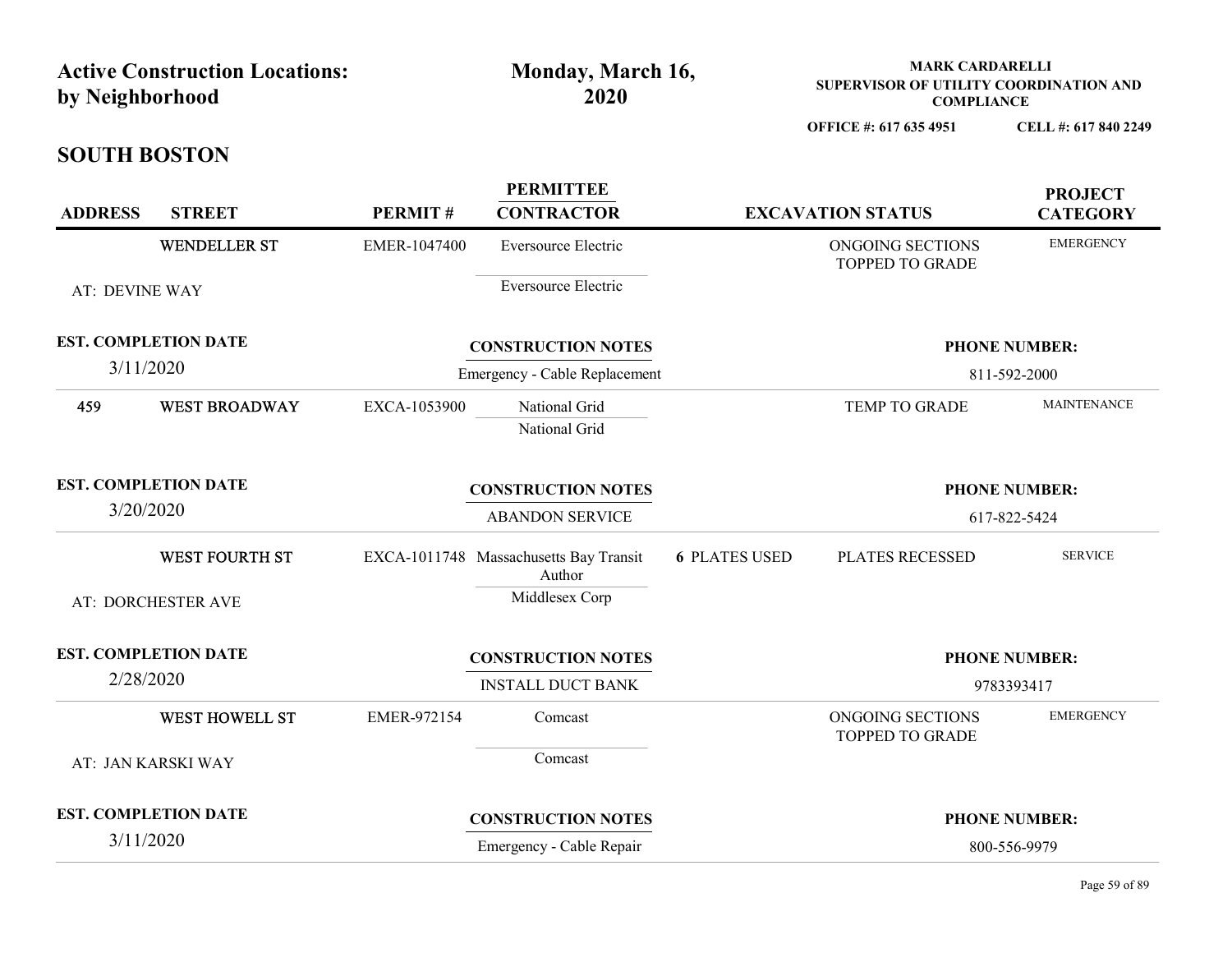# Active Construction Locations: by Neighborhood

**Monday, March 16, 2020**

**MARK CARDARELLI**
**SUPERVISOR OF UTILITY COORDINATION AND COMPLIANCE**

**OFFICE #: 617 635 4951** **CELL #: 617 840 2249**

## SOUTH BOSTON

| ADDRESS | STREET | PERMIT # | PERMITTEE / CONTRACTOR | | EXCAVATION STATUS | PROJECT CATEGORY |
|---|---|---|---|---|---|---|
| | WENDELLER ST | EMER-1047400 | Eversource Electric / Eversource Electric | | ONGOING SECTIONS TOPPED TO GRADE | EMERGENCY |
| AT: DEVINE WAY | | | | | | |
| **EST. COMPLETION DATE:** 3/11/2020 | | | **CONSTRUCTION NOTES:** Emergency - Cable Replacement | | **PHONE NUMBER:** 811-592-2000 | |
| 459 | WEST BROADWAY | EXCA-1053900 | National Grid / National Grid | | TEMP TO GRADE | MAINTENANCE |
| **EST. COMPLETION DATE:** 3/20/2020 | | | **CONSTRUCTION NOTES:** ABANDON SERVICE | | **PHONE NUMBER:** 617-822-5424 | |
| | WEST FOURTH ST | EXCA-1011748 | Massachusetts Bay Transit Author / Middlesex Corp | 6 PLATES USED | PLATES RECESSED | SERVICE |
| AT: DORCHESTER AVE | | | | | | |
| **EST. COMPLETION DATE:** 2/28/2020 | | | **CONSTRUCTION NOTES:** INSTALL DUCT BANK | | **PHONE NUMBER:** 9783393417 | |
| | WEST HOWELL ST | EMER-972154 | Comcast / Comcast | | ONGOING SECTIONS TOPPED TO GRADE | EMERGENCY |
| AT: JAN KARSKI WAY | | | | | | |
| **EST. COMPLETION DATE:** 3/11/2020 | | | **CONSTRUCTION NOTES:** Emergency - Cable Repair | | **PHONE NUMBER:** 800-556-9979 | |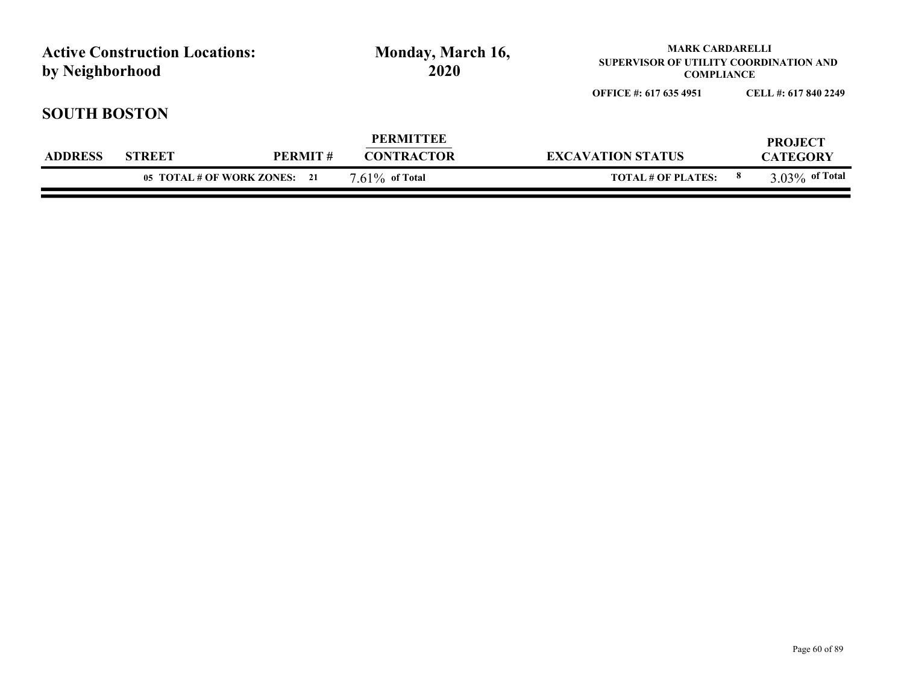# Active Construction Locations: by Neighborhood

**Monday, March 16, 2020**

**MARK CARDARELLI**
**SUPERVISOR OF UTILITY COORDINATION AND COMPLIANCE**

**OFFICE #: 617 635 4951** **CELL #: 617 840 2249**

## SOUTH BOSTON

| ADDRESS | STREET | PERMIT # | PERMITTEE CONTRACTOR | EXCAVATION STATUS | PROJECT CATEGORY |
|---|---|---|---|---|---|
| | 05 TOTAL # OF WORK ZONES: 21 | | 7.61% of Total | TOTAL # OF PLATES: 8 | 3.03% of Total |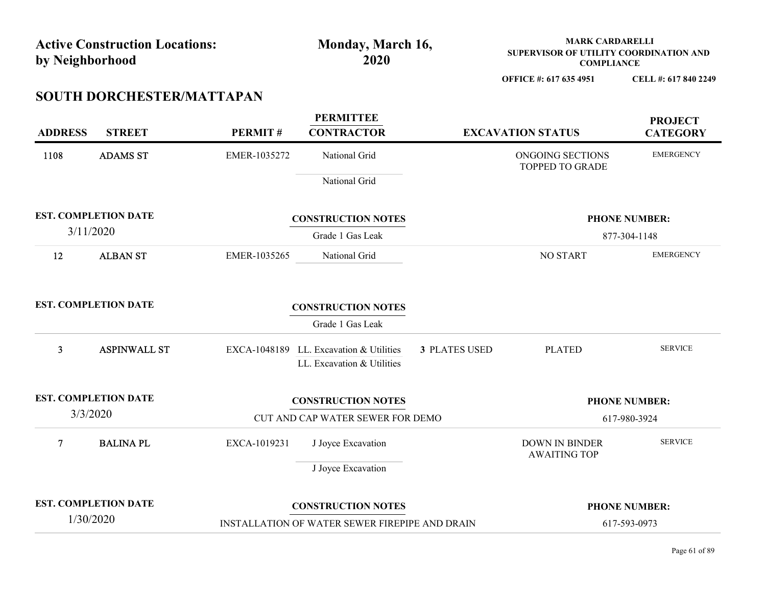# Active Construction Locations: by Neighborhood

**Monday, March 16, 2020**

**MARK CARDARELLI**
**SUPERVISOR OF UTILITY COORDINATION AND COMPLIANCE**

**OFFICE #: 617 635 4951** **CELL #: 617 840 2249**

## SOUTH DORCHESTER/MATTAPAN

| ADDRESS | STREET | PERMIT # | PERMITTEE / CONTRACTOR | | EXCAVATION STATUS | PROJECT CATEGORY |
|---|---|---|---|---|---|---|
| 1108 | ADAMS ST | EMER-1035272 | National Grid / National Grid | | ONGOING SECTIONS TOPPED TO GRADE | EMERGENCY |
| **EST. COMPLETION DATE:** 3/11/2020 | | | **CONSTRUCTION NOTES:** Grade 1 Gas Leak | | **PHONE NUMBER:** 877-304-1148 | |
| 12 | ALBAN ST | EMER-1035265 | National Grid | | NO START | EMERGENCY |
| **EST. COMPLETION DATE:** | | | **CONSTRUCTION NOTES:** Grade 1 Gas Leak | | | |
| 3 | ASPINWALL ST | EXCA-1048189 | LL. Excavation & Utilities / LL. Excavation & Utilities | 3 PLATES USED | PLATED | SERVICE |
| **EST. COMPLETION DATE:** 3/3/2020 | | | **CONSTRUCTION NOTES:** CUT AND CAP WATER SEWER FOR DEMO | | **PHONE NUMBER:** 617-980-3924 | |
| 7 | BALINA PL | EXCA-1019231 | J Joyce Excavation / J Joyce Excavation | | DOWN IN BINDER AWAITING TOP | SERVICE |
| **EST. COMPLETION DATE:** 1/30/2020 | | | **CONSTRUCTION NOTES:** INSTALLATION OF WATER SEWER FIREPIPE AND DRAIN | | **PHONE NUMBER:** 617-593-0973 | |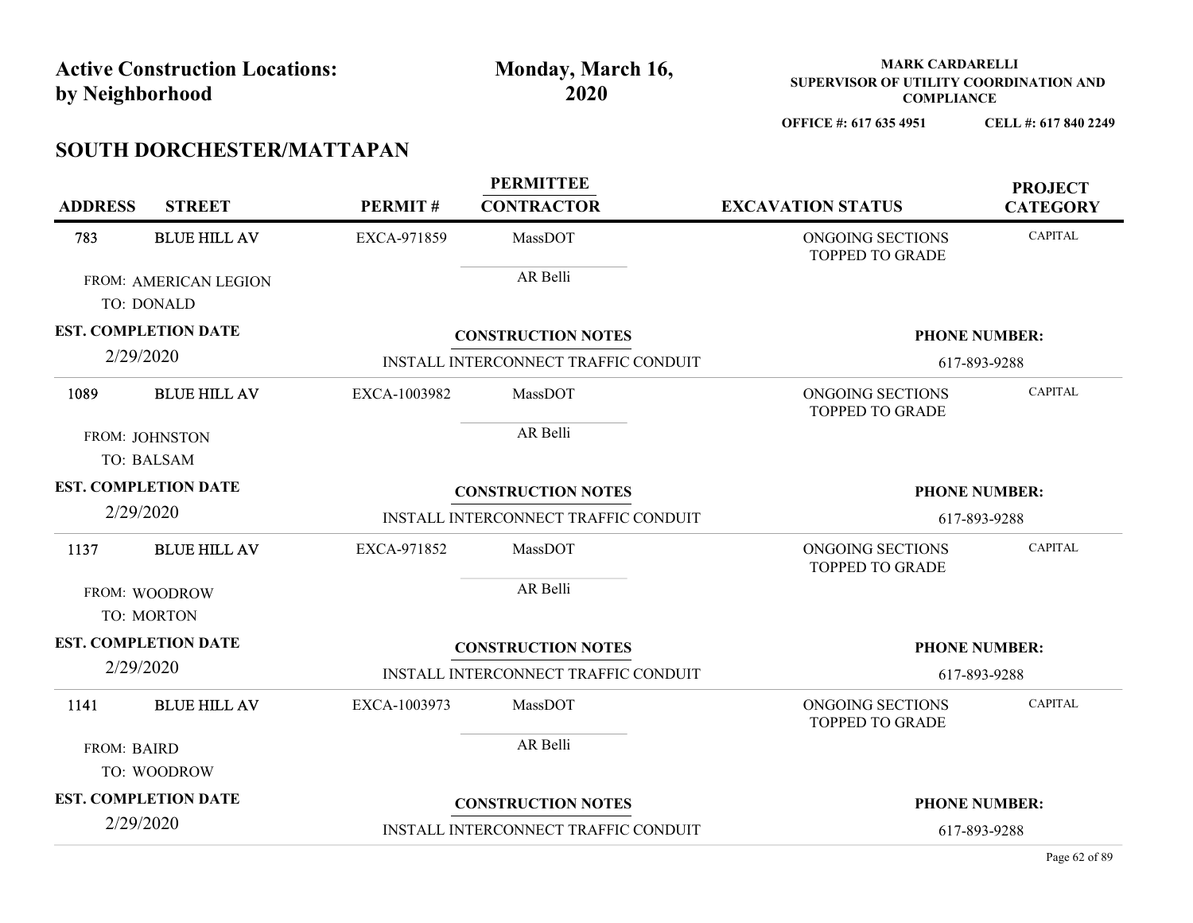# Active Construction Locations: by Neighborhood

**Monday, March 16, 2020**

**MARK CARDARELLI**
**SUPERVISOR OF UTILITY COORDINATION AND COMPLIANCE**

**OFFICE #: 617 635 4951** **CELL #: 617 840 2249**

## SOUTH DORCHESTER/MATTAPAN

| ADDRESS | STREET | PERMIT # | PERMITTEE / CONTRACTOR | EXCAVATION STATUS | PROJECT CATEGORY |
|---|---|---|---|---|---|
| 783 | BLUE HILL AV<br>FROM: AMERICAN LEGION<br>TO: DONALD | EXCA-971859 | MassDOT<br>AR Belli | ONGOING SECTIONS TOPPED TO GRADE | CAPITAL |
| **EST. COMPLETION DATE:** 2/29/2020 | | | **CONSTRUCTION NOTES:** INSTALL INTERCONNECT TRAFFIC CONDUIT | | **PHONE NUMBER:** 617-893-9288 |
| 1089 | BLUE HILL AV<br>FROM: JOHNSTON<br>TO: BALSAM | EXCA-1003982 | MassDOT<br>AR Belli | ONGOING SECTIONS TOPPED TO GRADE | CAPITAL |
| **EST. COMPLETION DATE:** 2/29/2020 | | | **CONSTRUCTION NOTES:** INSTALL INTERCONNECT TRAFFIC CONDUIT | | **PHONE NUMBER:** 617-893-9288 |
| 1137 | BLUE HILL AV<br>FROM: WOODROW<br>TO: MORTON | EXCA-971852 | MassDOT<br>AR Belli | ONGOING SECTIONS TOPPED TO GRADE | CAPITAL |
| **EST. COMPLETION DATE:** 2/29/2020 | | | **CONSTRUCTION NOTES:** INSTALL INTERCONNECT TRAFFIC CONDUIT | | **PHONE NUMBER:** 617-893-9288 |
| 1141 | BLUE HILL AV<br>FROM: BAIRD<br>TO: WOODROW | EXCA-1003973 | MassDOT<br>AR Belli | ONGOING SECTIONS TOPPED TO GRADE | CAPITAL |
| **EST. COMPLETION DATE:** 2/29/2020 | | | **CONSTRUCTION NOTES:** INSTALL INTERCONNECT TRAFFIC CONDUIT | | **PHONE NUMBER:** 617-893-9288 |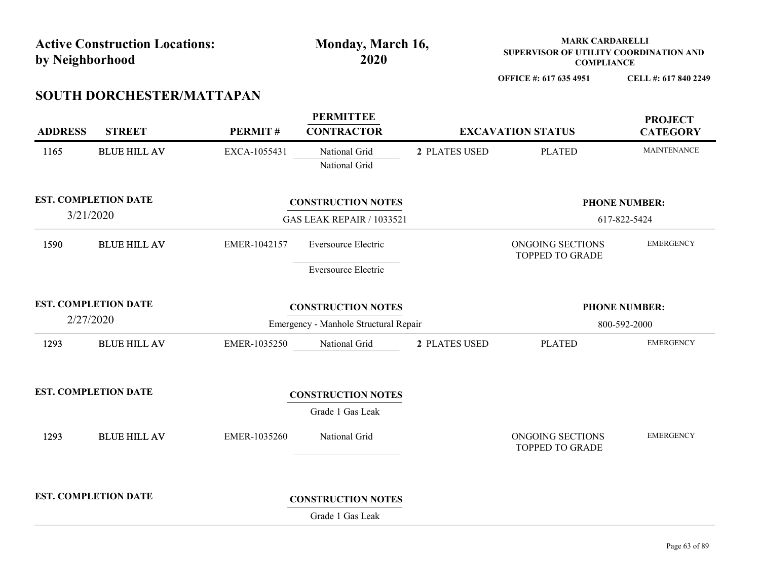# Active Construction Locations: by Neighborhood

**Monday, March 16, 2020**

**MARK CARDARELLI**
**SUPERVISOR OF UTILITY COORDINATION AND COMPLIANCE**

**OFFICE #: 617 635 4951** **CELL #: 617 840 2249**

## SOUTH DORCHESTER/MATTAPAN

| ADDRESS | STREET | PERMIT # | PERMITTEE / CONTRACTOR | | EXCAVATION STATUS | PROJECT CATEGORY |
|---|---|---|---|---|---|---|
| 1165 | BLUE HILL AV | EXCA-1055431 | National Grid / National Grid | 2 PLATES USED | PLATED | MAINTENANCE |
| **EST. COMPLETION DATE:** 3/21/2020 | | | **CONSTRUCTION NOTES:** GAS LEAK REPAIR / 1033521 | | | **PHONE NUMBER:** 617-822-5424 |
| 1590 | BLUE HILL AV | EMER-1042157 | Eversource Electric / Eversource Electric | | ONGOING SECTIONS TOPPED TO GRADE | EMERGENCY |
| **EST. COMPLETION DATE:** 2/27/2020 | | | **CONSTRUCTION NOTES:** Emergency - Manhole Structural Repair | | | **PHONE NUMBER:** 800-592-2000 |
| 1293 | BLUE HILL AV | EMER-1035250 | National Grid | 2 PLATES USED | PLATED | EMERGENCY |
| **EST. COMPLETION DATE:** | | | **CONSTRUCTION NOTES:** Grade 1 Gas Leak | | | |
| 1293 | BLUE HILL AV | EMER-1035260 | National Grid | | ONGOING SECTIONS TOPPED TO GRADE | EMERGENCY |
| **EST. COMPLETION DATE:** | | | **CONSTRUCTION NOTES:** Grade 1 Gas Leak | | | |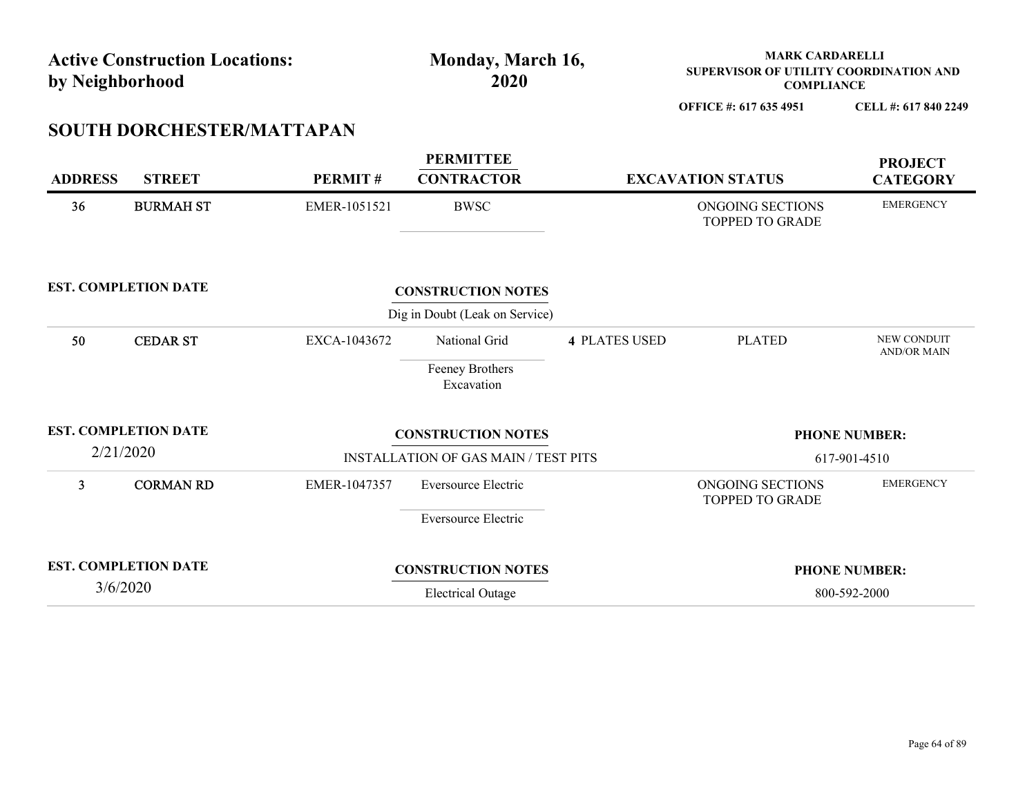# Active Construction Locations: by Neighborhood

**Monday, March 16, 2020**

**MARK CARDARELLI**
**SUPERVISOR OF UTILITY COORDINATION AND COMPLIANCE**

**OFFICE #: 617 635 4951** **CELL #: 617 840 2249**

## SOUTH DORCHESTER/MATTAPAN

| ADDRESS | STREET | PERMIT # | PERMITTEE / CONTRACTOR | | EXCAVATION STATUS | PROJECT CATEGORY |
|---|---|---|---|---|---|---|
| 36 | BURMAH ST | EMER-1051521 | BWSC | | ONGOING SECTIONS TOPPED TO GRADE | EMERGENCY |
| **EST. COMPLETION DATE** | | | **CONSTRUCTION NOTES** | | | |
| | | | Dig in Doubt (Leak on Service) | | | |
| 50 | CEDAR ST | EXCA-1043672 | National Grid / Feeney Brothers Excavation | 4 PLATES USED | PLATED | NEW CONDUIT AND/OR MAIN |
| **EST. COMPLETION DATE** | | | **CONSTRUCTION NOTES** | | | **PHONE NUMBER:** |
| 2/21/2020 | | | INSTALLATION OF GAS MAIN / TEST PITS | | | 617-901-4510 |
| 3 | CORMAN RD | EMER-1047357 | Eversource Electric / Eversource Electric | | ONGOING SECTIONS TOPPED TO GRADE | EMERGENCY |
| **EST. COMPLETION DATE** | | | **CONSTRUCTION NOTES** | | | **PHONE NUMBER:** |
| 3/6/2020 | | | Electrical Outage | | | 800-592-2000 |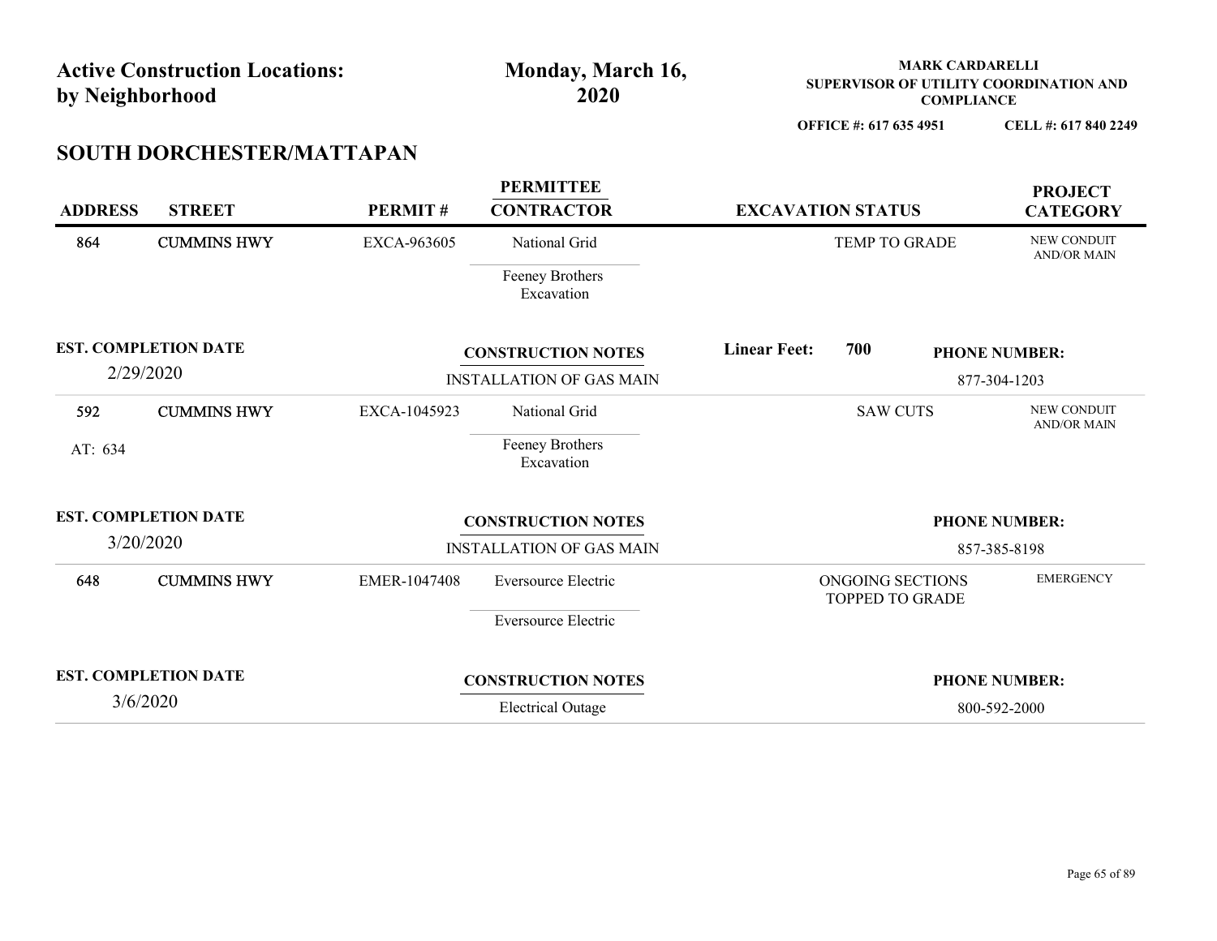# Active Construction Locations: by Neighborhood

**Monday, March 16, 2020**

**MARK CARDARELLI**
**SUPERVISOR OF UTILITY COORDINATION AND COMPLIANCE**

**OFFICE #: 617 635 4951** **CELL #: 617 840 2249**

## SOUTH DORCHESTER/MATTAPAN

| ADDRESS | STREET | PERMIT # | PERMITTEE / CONTRACTOR | EXCAVATION STATUS | PROJECT CATEGORY |
|---|---|---|---|---|---|
| 864 | CUMMINS HWY | EXCA-963605 | National Grid / Feeney Brothers Excavation | TEMP TO GRADE | NEW CONDUIT AND/OR MAIN |
| **EST. COMPLETION DATE:** 2/29/2020 | | | **CONSTRUCTION NOTES:** INSTALLATION OF GAS MAIN | **Linear Feet:** 700 | **PHONE NUMBER:** 877-304-1203 |
| 592 AT: 634 | CUMMINS HWY | EXCA-1045923 | National Grid / Feeney Brothers Excavation | SAW CUTS | NEW CONDUIT AND/OR MAIN |
| **EST. COMPLETION DATE:** 3/20/2020 | | | **CONSTRUCTION NOTES:** INSTALLATION OF GAS MAIN | | **PHONE NUMBER:** 857-385-8198 |
| 648 | CUMMINS HWY | EMER-1047408 | Eversource Electric / Eversource Electric | ONGOING SECTIONS TOPPED TO GRADE | EMERGENCY |
| **EST. COMPLETION DATE:** 3/6/2020 | | | **CONSTRUCTION NOTES:** Electrical Outage | | **PHONE NUMBER:** 800-592-2000 |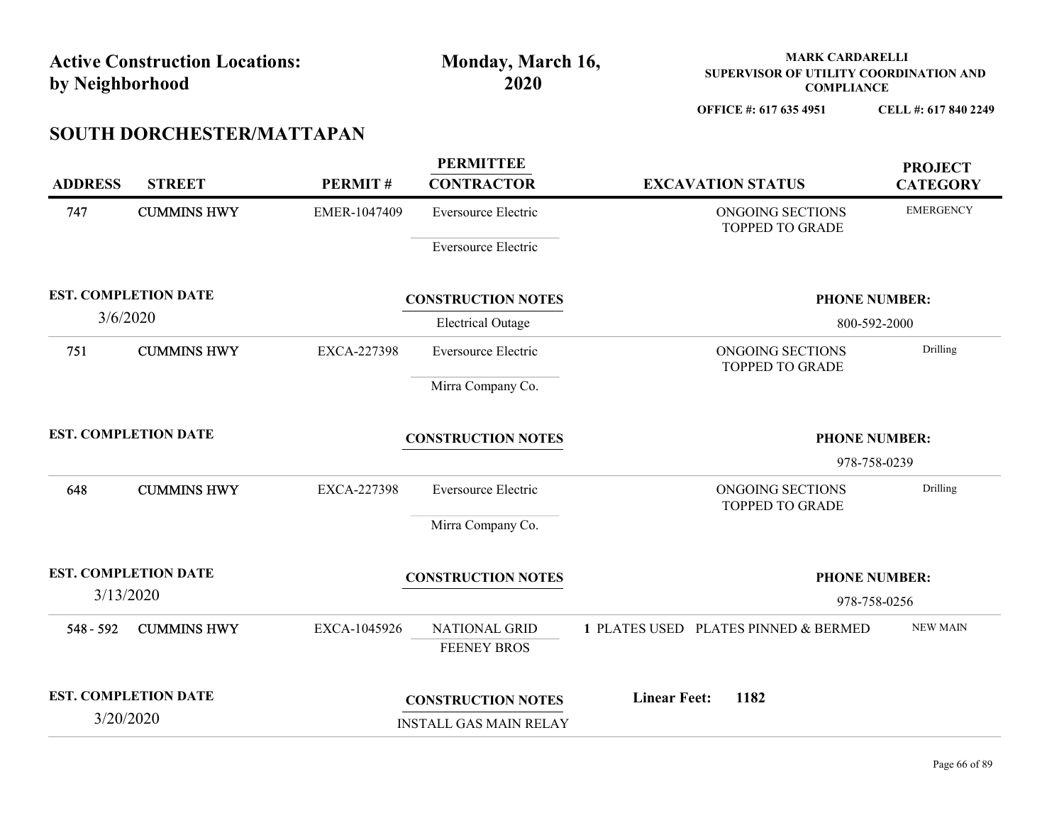# Active Construction Locations: by Neighborhood

**Monday, March 16, 2020**

**MARK CARDARELLI**
**SUPERVISOR OF UTILITY COORDINATION AND COMPLIANCE**

**OFFICE #: 617 635 4951** **CELL #: 617 840 2249**

## SOUTH DORCHESTER/MATTAPAN

| ADDRESS | STREET | PERMIT # | PERMITTEE / CONTRACTOR | EXCAVATION STATUS | PROJECT CATEGORY |
|---|---|---|---|---|---|
| 747 | CUMMINS HWY | EMER-1047409 | Eversource Electric / Eversource Electric | ONGOING SECTIONS TOPPED TO GRADE | EMERGENCY |
| **EST. COMPLETION DATE:** 3/6/2020 | | | **CONSTRUCTION NOTES:** Electrical Outage | | **PHONE NUMBER:** 800-592-2000 |
| 751 | CUMMINS HWY | EXCA-227398 | Eversource Electric / Mirra Company Co. | ONGOING SECTIONS TOPPED TO GRADE | Drilling |
| **EST. COMPLETION DATE:** | | | **CONSTRUCTION NOTES:** | | **PHONE NUMBER:** 978-758-0239 |
| 648 | CUMMINS HWY | EXCA-227398 | Eversource Electric / Mirra Company Co. | ONGOING SECTIONS TOPPED TO GRADE | Drilling |
| **EST. COMPLETION DATE:** 3/13/2020 | | | **CONSTRUCTION NOTES:** | | **PHONE NUMBER:** 978-758-0256 |
| 548 - 592 | CUMMINS HWY | EXCA-1045926 | NATIONAL GRID / FEENEY BROS | 1 PLATES USED PLATES PINNED & BERMED | NEW MAIN |
| **EST. COMPLETION DATE:** 3/20/2020 | | | **CONSTRUCTION NOTES:** INSTALL GAS MAIN RELAY | **Linear Feet:** 1182 | |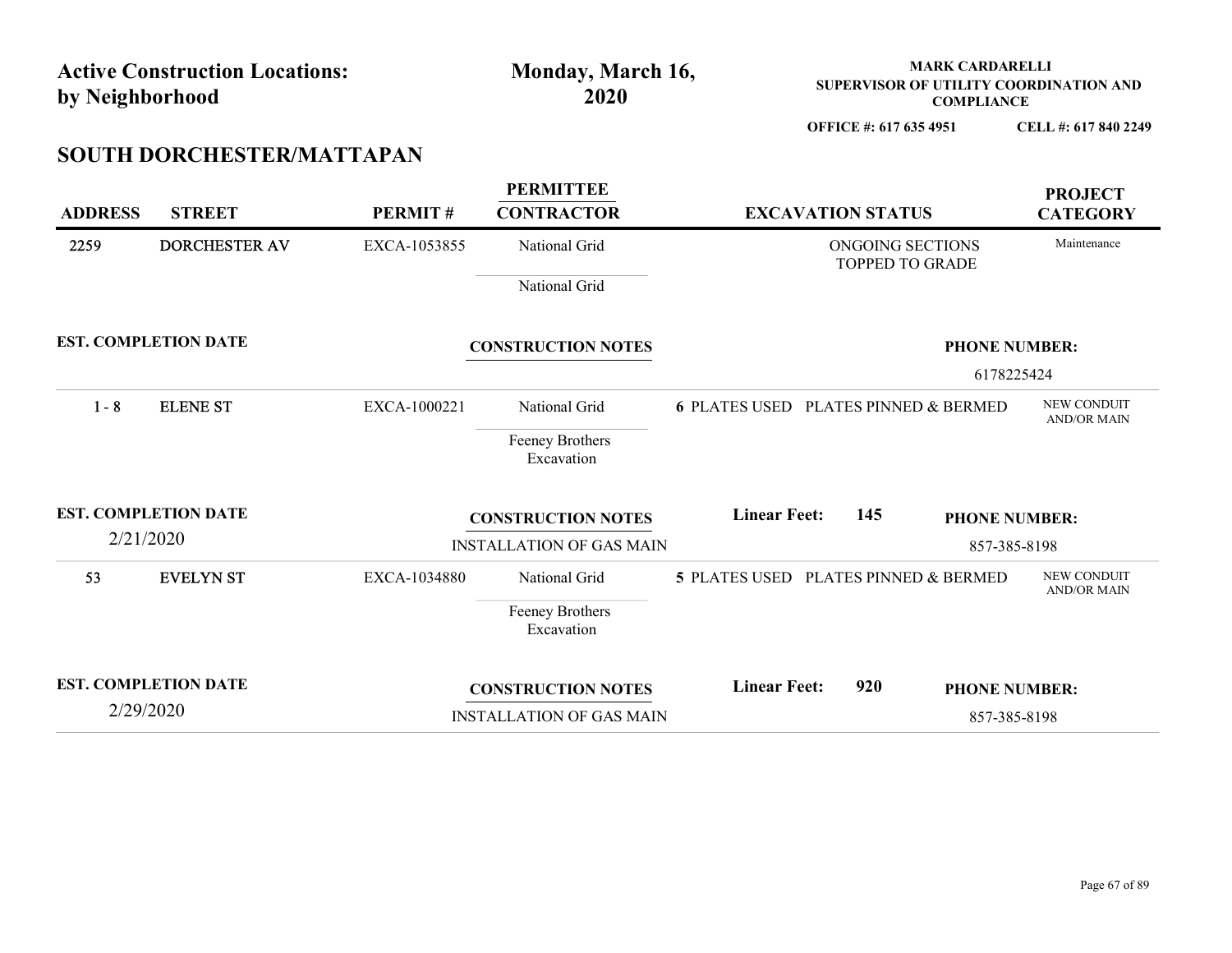# Active Construction Locations: by Neighborhood

**Monday, March 16, 2020**

**MARK CARDARELLI**
**SUPERVISOR OF UTILITY COORDINATION AND COMPLIANCE**

**OFFICE #: 617 635 4951** **CELL #: 617 840 2249**

## SOUTH DORCHESTER/MATTAPAN

| ADDRESS | STREET | PERMIT # | PERMITTEE / CONTRACTOR | EXCAVATION STATUS | PROJECT CATEGORY |
|---|---|---|---|---|---|
| 2259 | DORCHESTER AV | EXCA-1053855 | National Grid / National Grid | ONGOING SECTIONS TOPPED TO GRADE | Maintenance |
| **EST. COMPLETION DATE** | | | **CONSTRUCTION NOTES** | | **PHONE NUMBER:** 6178225424 |
| 1 - 8 | ELENE ST | EXCA-1000221 | National Grid / Feeney Brothers Excavation | 6 PLATES USED PLATES PINNED & BERMED | NEW CONDUIT AND/OR MAIN |
| **EST. COMPLETION DATE** 2/21/2020 | | | **CONSTRUCTION NOTES** INSTALLATION OF GAS MAIN | **Linear Feet:** 145 | **PHONE NUMBER:** 857-385-8198 |
| 53 | EVELYN ST | EXCA-1034880 | National Grid / Feeney Brothers Excavation | 5 PLATES USED PLATES PINNED & BERMED | NEW CONDUIT AND/OR MAIN |
| **EST. COMPLETION DATE** 2/29/2020 | | | **CONSTRUCTION NOTES** INSTALLATION OF GAS MAIN | **Linear Feet:** 920 | **PHONE NUMBER:** 857-385-8198 |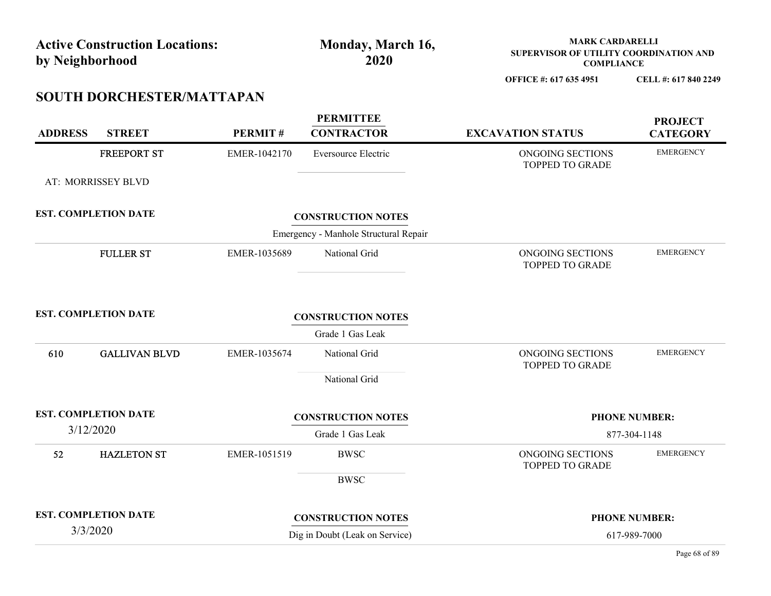# Active Construction Locations: by Neighborhood

**Monday, March 16, 2020**

**MARK CARDARELLI**
**SUPERVISOR OF UTILITY COORDINATION AND COMPLIANCE**

**OFFICE #: 617 635 4951** **CELL #: 617 840 2249**

## SOUTH DORCHESTER/MATTAPAN

| ADDRESS | STREET | PERMIT # | PERMITTEE CONTRACTOR | EXCAVATION STATUS | PROJECT CATEGORY |
|---|---|---|---|---|---|
| | FREEPORT ST | EMER-1042170 | Eversource Electric | ONGOING SECTIONS TOPPED TO GRADE | EMERGENCY |
| AT: MORRISSEY BLVD | | | | | |
| **EST. COMPLETION DATE** | | | **CONSTRUCTION NOTES** | | |
| | | | Emergency - Manhole Structural Repair | | |
| | FULLER ST | EMER-1035689 | National Grid | ONGOING SECTIONS TOPPED TO GRADE | EMERGENCY |
| **EST. COMPLETION DATE** | | | **CONSTRUCTION NOTES** | | |
| | | | Grade 1 Gas Leak | | |
| 610 | GALLIVAN BLVD | EMER-1035674 | National Grid / National Grid | ONGOING SECTIONS TOPPED TO GRADE | EMERGENCY |
| **EST. COMPLETION DATE** | | | **CONSTRUCTION NOTES** | | **PHONE NUMBER:** |
| 3/12/2020 | | | Grade 1 Gas Leak | | 877-304-1148 |
| 52 | HAZLETON ST | EMER-1051519 | BWSC / BWSC | ONGOING SECTIONS TOPPED TO GRADE | EMERGENCY |
| **EST. COMPLETION DATE** | | | **CONSTRUCTION NOTES** | | **PHONE NUMBER:** |
| 3/3/2020 | | | Dig in Doubt (Leak on Service) | | 617-989-7000 |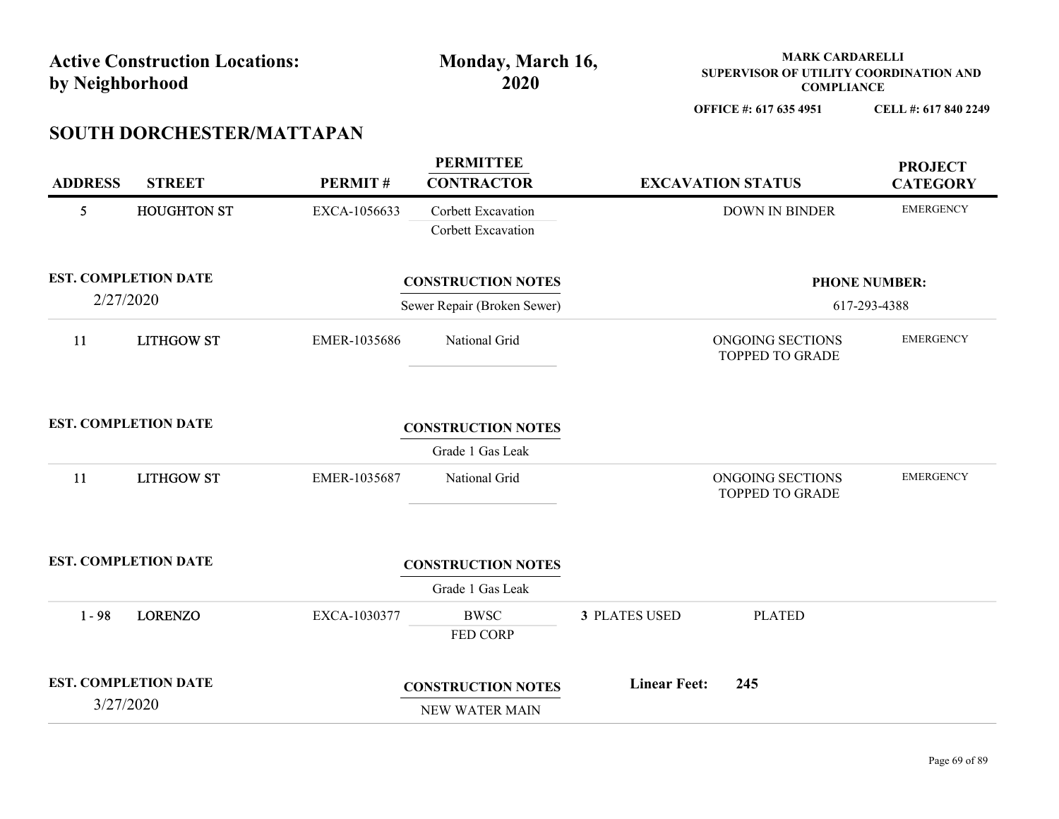# Active Construction Locations: by Neighborhood

**Monday, March 16, 2020**

**MARK CARDARELLI**
**SUPERVISOR OF UTILITY COORDINATION AND COMPLIANCE**

**OFFICE #: 617 635 4951** **CELL #: 617 840 2249**

## SOUTH DORCHESTER/MATTAPAN

| ADDRESS | STREET | PERMIT # | PERMITTEE / CONTRACTOR | | EXCAVATION STATUS | PROJECT CATEGORY |
|---|---|---|---|---|---|---|
| 5 | HOUGHTON ST | EXCA-1056633 | Corbett Excavation / Corbett Excavation | | DOWN IN BINDER | EMERGENCY |
| **EST. COMPLETION DATE** | | | **CONSTRUCTION NOTES** | | **PHONE NUMBER:** | |
| 2/27/2020 | | | Sewer Repair (Broken Sewer) | | 617-293-4388 | |
| 11 | LITHGOW ST | EMER-1035686 | National Grid | | ONGOING SECTIONS TOPPED TO GRADE | EMERGENCY |
| **EST. COMPLETION DATE** | | | **CONSTRUCTION NOTES** | | | |
| | | | Grade 1 Gas Leak | | | |
| 11 | LITHGOW ST | EMER-1035687 | National Grid | | ONGOING SECTIONS TOPPED TO GRADE | EMERGENCY |
| **EST. COMPLETION DATE** | | | **CONSTRUCTION NOTES** | | | |
| | | | Grade 1 Gas Leak | | | |
| 1 - 98 | LORENZO | EXCA-1030377 | BWSC / FED CORP | 3 PLATES USED | PLATED | |
| **EST. COMPLETION DATE** | | | **CONSTRUCTION NOTES** | **Linear Feet:** | 245 | |
| 3/27/2020 | | | NEW WATER MAIN | | | |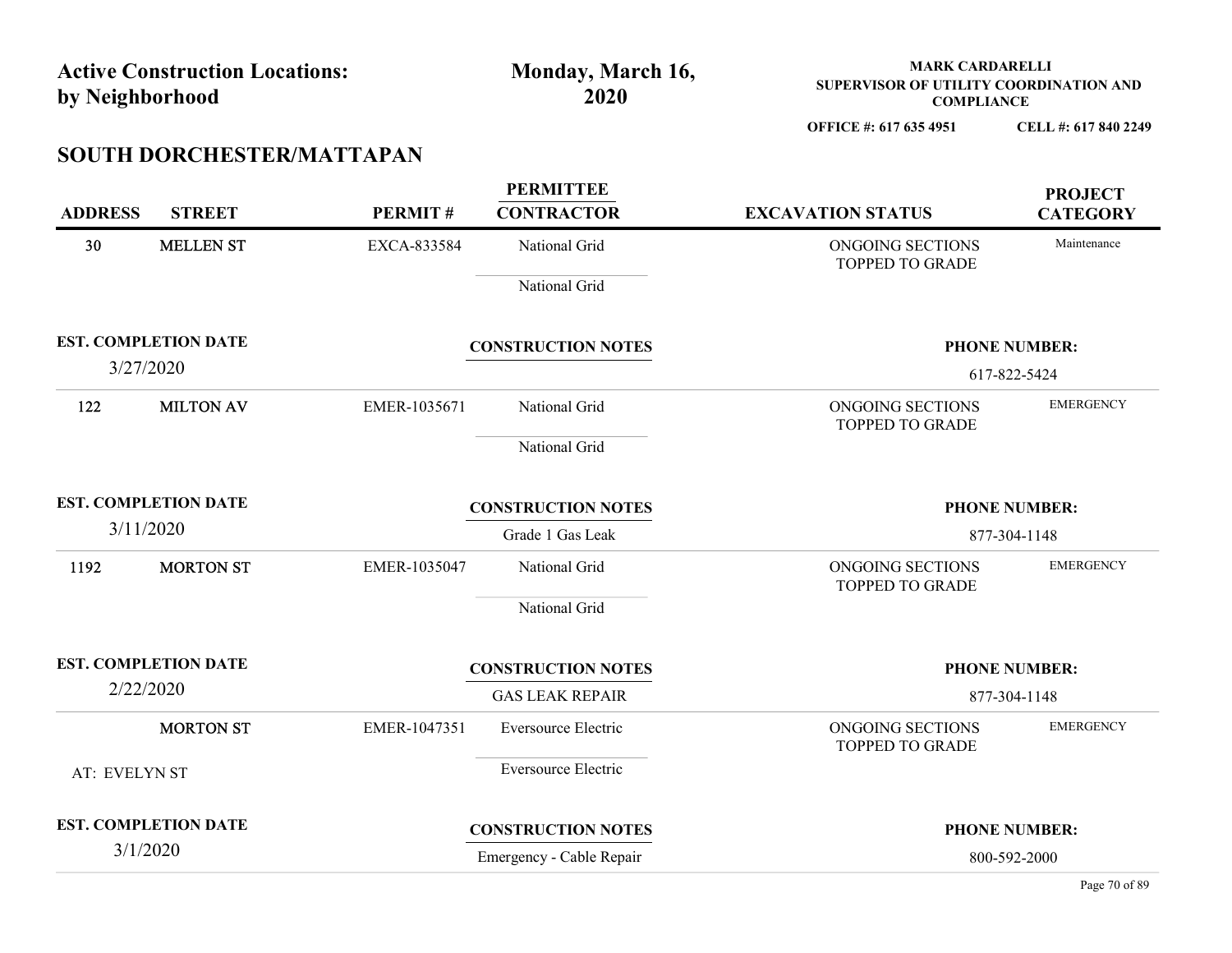# Active Construction Locations: by Neighborhood

**Monday, March 16, 2020**

**MARK CARDARELLI**
**SUPERVISOR OF UTILITY COORDINATION AND COMPLIANCE**

**OFFICE #: 617 635 4951** **CELL #: 617 840 2249**

## SOUTH DORCHESTER/MATTAPAN

| ADDRESS | STREET | PERMIT # | PERMITTEE / CONTRACTOR | EXCAVATION STATUS | PROJECT CATEGORY |
|---|---|---|---|---|---|
| 30 | MELLEN ST | EXCA-833584 | National Grid / National Grid | ONGOING SECTIONS TOPPED TO GRADE | Maintenance |
| **EST. COMPLETION DATE:** 3/27/2020 | | | **CONSTRUCTION NOTES:** | **PHONE NUMBER:** 617-822-5424 | |
| 122 | MILTON AV | EMER-1035671 | National Grid / National Grid | ONGOING SECTIONS TOPPED TO GRADE | EMERGENCY |
| **EST. COMPLETION DATE:** 3/11/2020 | | | **CONSTRUCTION NOTES:** Grade 1 Gas Leak | **PHONE NUMBER:** 877-304-1148 | |
| 1192 | MORTON ST | EMER-1035047 | National Grid / National Grid | ONGOING SECTIONS TOPPED TO GRADE | EMERGENCY |
| **EST. COMPLETION DATE:** 2/22/2020 | | | **CONSTRUCTION NOTES:** GAS LEAK REPAIR | **PHONE NUMBER:** 877-304-1148 | |
| AT: EVELYN ST | MORTON ST | EMER-1047351 | Eversource Electric / Eversource Electric | ONGOING SECTIONS TOPPED TO GRADE | EMERGENCY |
| **EST. COMPLETION DATE:** 3/1/2020 | | | **CONSTRUCTION NOTES:** Emergency - Cable Repair | **PHONE NUMBER:** 800-592-2000 | |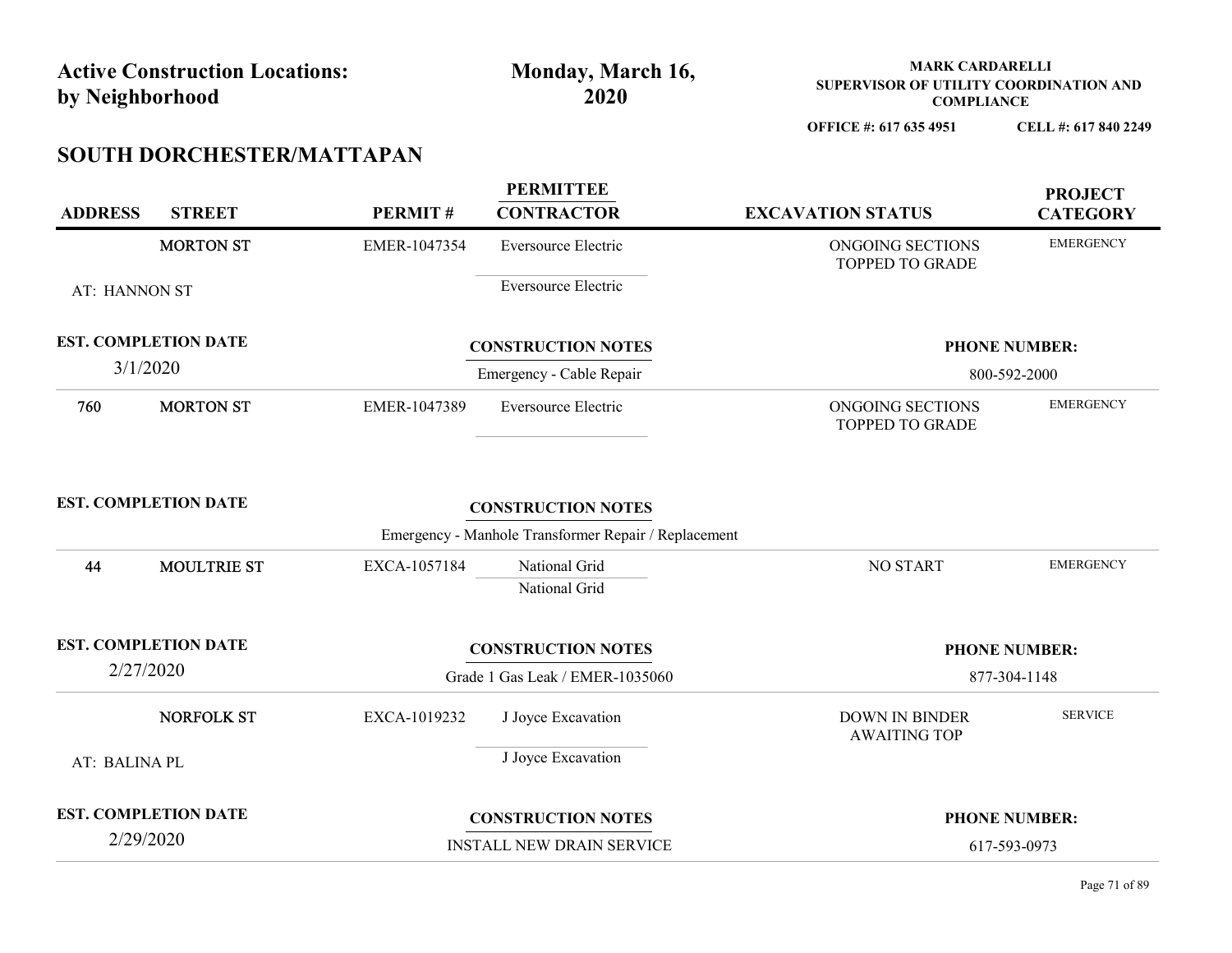# Active Construction Locations: by Neighborhood

**Monday, March 16, 2020**

**MARK CARDARELLI**
**SUPERVISOR OF UTILITY COORDINATION AND COMPLIANCE**

**OFFICE #: 617 635 4951** **CELL #: 617 840 2249**

## SOUTH DORCHESTER/MATTAPAN

| ADDRESS | STREET | PERMIT # | PERMITTEE / CONTRACTOR | EXCAVATION STATUS | PROJECT CATEGORY |
|---|---|---|---|---|---|
| | MORTON ST | EMER-1047354 | Eversource Electric / Eversource Electric | ONGOING SECTIONS TOPPED TO GRADE | EMERGENCY |
| AT: HANNON ST | | | | | |
| **EST. COMPLETION DATE:** 3/1/2020 | | | **CONSTRUCTION NOTES:** Emergency - Cable Repair | **PHONE NUMBER:** 800-592-2000 | |
| 760 | MORTON ST | EMER-1047389 | Eversource Electric | ONGOING SECTIONS TOPPED TO GRADE | EMERGENCY |
| **EST. COMPLETION DATE:** | | | **CONSTRUCTION NOTES:** Emergency - Manhole Transformer Repair / Replacement | | |
| 44 | MOULTRIE ST | EXCA-1057184 | National Grid / National Grid | NO START | EMERGENCY |
| **EST. COMPLETION DATE:** 2/27/2020 | | | **CONSTRUCTION NOTES:** Grade 1 Gas Leak / EMER-1035060 | **PHONE NUMBER:** 877-304-1148 | |
| | NORFOLK ST | EXCA-1019232 | J Joyce Excavation / J Joyce Excavation | DOWN IN BINDER AWAITING TOP | SERVICE |
| AT: BALINA PL | | | | | |
| **EST. COMPLETION DATE:** 2/29/2020 | | | **CONSTRUCTION NOTES:** INSTALL NEW DRAIN SERVICE | **PHONE NUMBER:** 617-593-0973 | |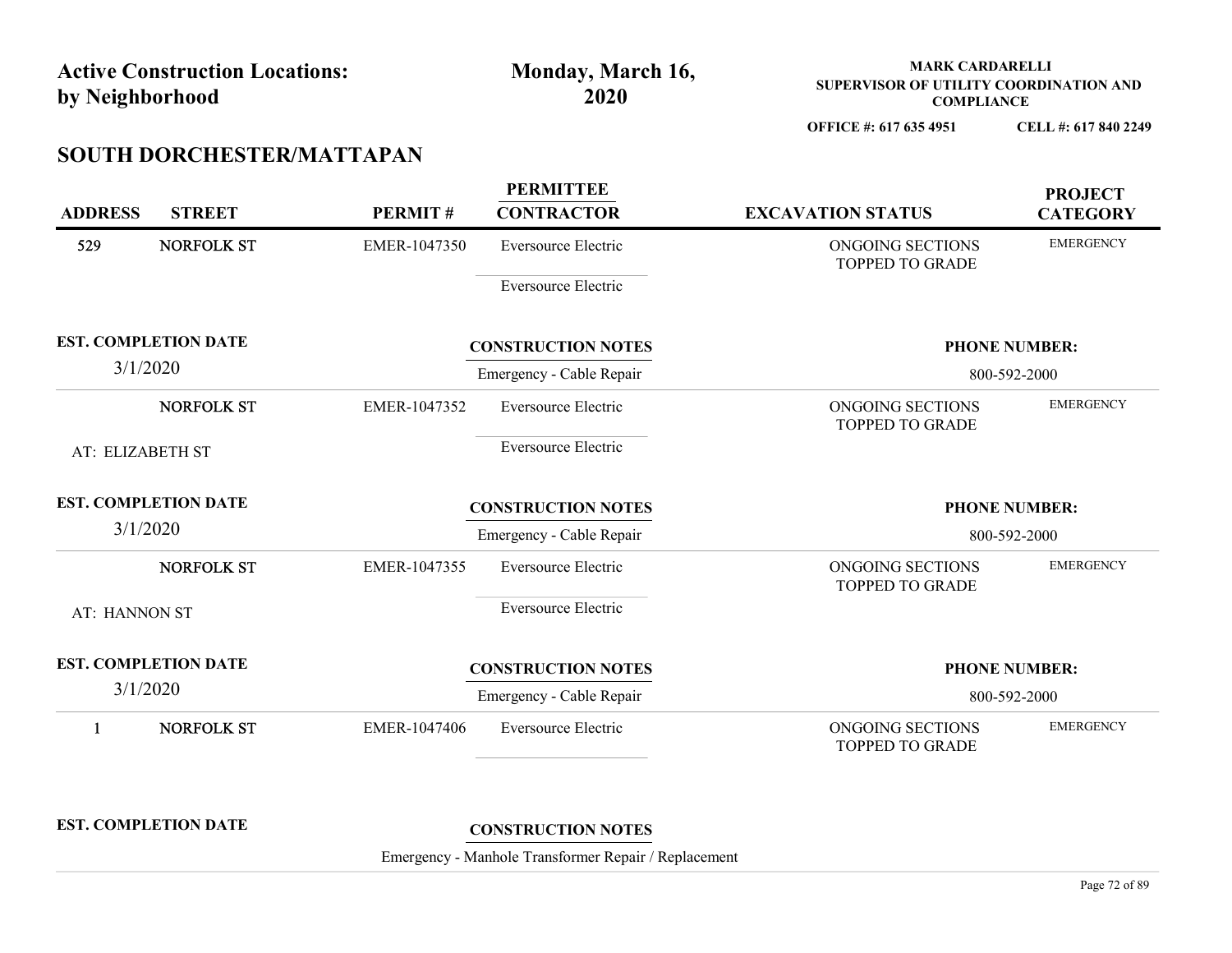# Active Construction Locations: by Neighborhood

**Monday, March 16, 2020**

**MARK CARDARELLI**
**SUPERVISOR OF UTILITY COORDINATION AND COMPLIANCE**

**OFFICE #: 617 635 4951** **CELL #: 617 840 2249**

## SOUTH DORCHESTER/MATTAPAN

| ADDRESS | STREET | PERMIT # | PERMITTEE / CONTRACTOR | EXCAVATION STATUS | PROJECT CATEGORY |
|---|---|---|---|---|---|
| 529 | NORFOLK ST | EMER-1047350 | Eversource Electric / Eversource Electric | ONGOING SECTIONS TOPPED TO GRADE | EMERGENCY |
| **EST. COMPLETION DATE:** 3/1/2020 | | | **CONSTRUCTION NOTES:** Emergency - Cable Repair | **PHONE NUMBER:** 800-592-2000 | |
| | NORFOLK ST AT: ELIZABETH ST | EMER-1047352 | Eversource Electric / Eversource Electric | ONGOING SECTIONS TOPPED TO GRADE | EMERGENCY |
| **EST. COMPLETION DATE:** 3/1/2020 | | | **CONSTRUCTION NOTES:** Emergency - Cable Repair | **PHONE NUMBER:** 800-592-2000 | |
| | NORFOLK ST AT: HANNON ST | EMER-1047355 | Eversource Electric / Eversource Electric | ONGOING SECTIONS TOPPED TO GRADE | EMERGENCY |
| **EST. COMPLETION DATE:** 3/1/2020 | | | **CONSTRUCTION NOTES:** Emergency - Cable Repair | **PHONE NUMBER:** 800-592-2000 | |
| 1 | NORFOLK ST | EMER-1047406 | Eversource Electric | ONGOING SECTIONS TOPPED TO GRADE | EMERGENCY |
| **EST. COMPLETION DATE:** | | | **CONSTRUCTION NOTES:** Emergency - Manhole Transformer Repair / Replacement | | |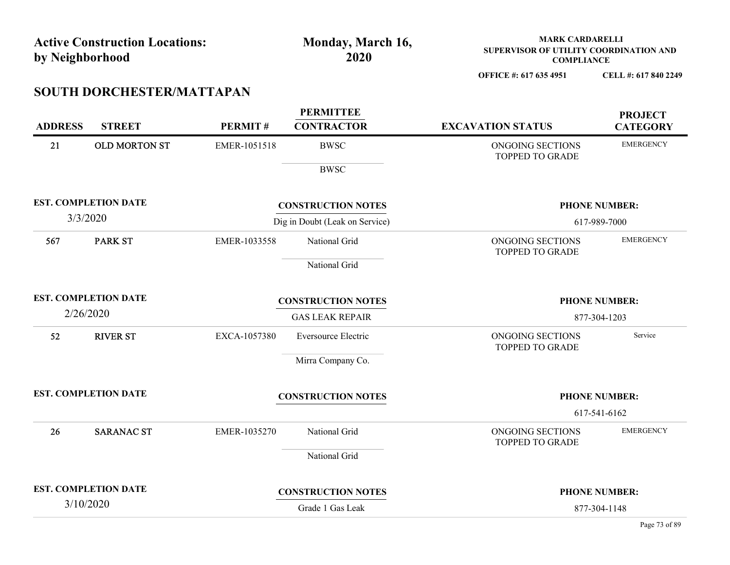# Active Construction Locations: by Neighborhood

**Monday, March 16, 2020**

**MARK CARDARELLI**
**SUPERVISOR OF UTILITY COORDINATION AND COMPLIANCE**

**OFFICE #: 617 635 4951** **CELL #: 617 840 2249**

## SOUTH DORCHESTER/MATTAPAN

| ADDRESS | STREET | PERMIT # | PERMITTEE / CONTRACTOR | EXCAVATION STATUS | PROJECT CATEGORY | EST. COMPLETION DATE | CONSTRUCTION NOTES | PHONE NUMBER |
|---|---|---|---|---|---|---|---|---|
| 21 | OLD MORTON ST | EMER-1051518 | BWSC / BWSC | ONGOING SECTIONS TOPPED TO GRADE | EMERGENCY | 3/3/2020 | Dig in Doubt (Leak on Service) | 617-989-7000 |
| 567 | PARK ST | EMER-1033558 | National Grid / National Grid | ONGOING SECTIONS TOPPED TO GRADE | EMERGENCY | 2/26/2020 | GAS LEAK REPAIR | 877-304-1203 |
| 52 | RIVER ST | EXCA-1057380 | Eversource Electric / Mirra Company Co. | ONGOING SECTIONS TOPPED TO GRADE | Service | | | 617-541-6162 |
| 26 | SARANAC ST | EMER-1035270 | National Grid / National Grid | ONGOING SECTIONS TOPPED TO GRADE | EMERGENCY | 3/10/2020 | Grade 1 Gas Leak | 877-304-1148 |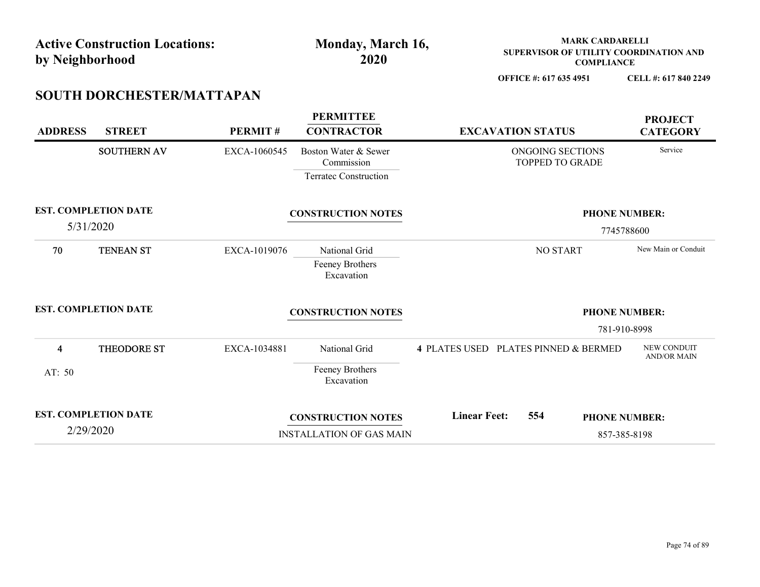# Active Construction Locations: by Neighborhood

**Monday, March 16, 2020**

**MARK CARDARELLI**
**SUPERVISOR OF UTILITY COORDINATION AND COMPLIANCE**

**OFFICE #: 617 635 4951** **CELL #: 617 840 2249**

## SOUTH DORCHESTER/MATTAPAN

| ADDRESS | STREET | PERMIT # | PERMITTEE / CONTRACTOR | EXCAVATION STATUS | PROJECT CATEGORY |
|---|---|---|---|---|---|
| | SOUTHERN AV | EXCA-1060545 | Boston Water & Sewer Commission / Terratec Construction | ONGOING SECTIONS TOPPED TO GRADE | Service |
| **EST. COMPLETION DATE:** 5/31/2020 | | | **CONSTRUCTION NOTES:** | | **PHONE NUMBER:** 7745788600 |
| 70 | TENEAN ST | EXCA-1019076 | National Grid / Feeney Brothers Excavation | NO START | New Main or Conduit |
| **EST. COMPLETION DATE:** | | | **CONSTRUCTION NOTES:** | | **PHONE NUMBER:** 781-910-8998 |
| 4 AT: 50 | THEODORE ST | EXCA-1034881 | National Grid / Feeney Brothers Excavation | 4 PLATES USED PLATES PINNED & BERMED | NEW CONDUIT AND/OR MAIN |
| **EST. COMPLETION DATE:** 2/29/2020 | | | **CONSTRUCTION NOTES:** INSTALLATION OF GAS MAIN | **Linear Feet:** 554 | **PHONE NUMBER:** 857-385-8198 |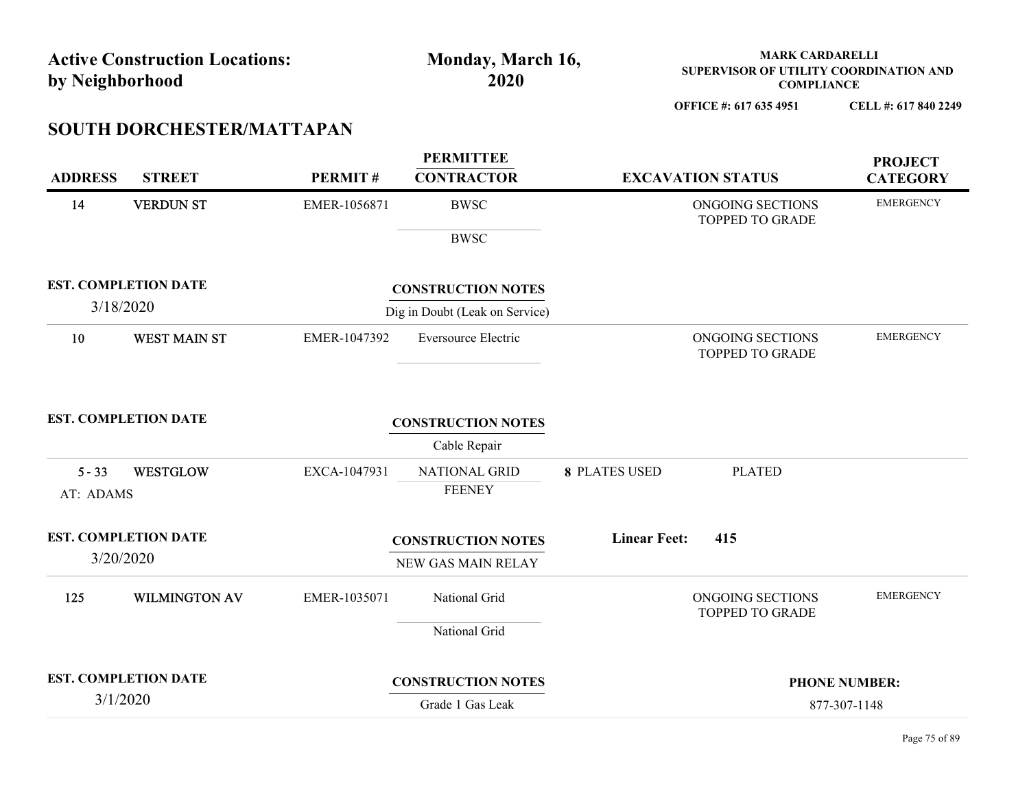# Active Construction Locations: by Neighborhood

**Monday, March 16, 2020**

**MARK CARDARELLI**
**SUPERVISOR OF UTILITY COORDINATION AND COMPLIANCE**
**OFFICE #: 617 635 4951** **CELL #: 617 840 2249**

## SOUTH DORCHESTER/MATTAPAN

| ADDRESS | STREET | PERMIT # | PERMITTEE / CONTRACTOR | | EXCAVATION STATUS | PROJECT CATEGORY |
|---|---|---|---|---|---|---|
| 14 | VERDUN ST | EMER-1056871 | BWSC / BWSC | | ONGOING SECTIONS TOPPED TO GRADE | EMERGENCY |
| **EST. COMPLETION DATE:** 3/18/2020 | | | **CONSTRUCTION NOTES:** Dig in Doubt (Leak on Service) | | | |
| 10 | WEST MAIN ST | EMER-1047392 | Eversource Electric | | ONGOING SECTIONS TOPPED TO GRADE | EMERGENCY |
| **EST. COMPLETION DATE:** | | | **CONSTRUCTION NOTES:** Cable Repair | | | |
| 5 - 33 AT: ADAMS | WESTGLOW | EXCA-1047931 | NATIONAL GRID / FEENEY | 8 PLATES USED | PLATED | |
| **EST. COMPLETION DATE:** 3/20/2020 | | | **CONSTRUCTION NOTES:** NEW GAS MAIN RELAY | **Linear Feet:** 415 | | |
| 125 | WILMINGTON AV | EMER-1035071 | National Grid / National Grid | | ONGOING SECTIONS TOPPED TO GRADE | EMERGENCY |
| **EST. COMPLETION DATE:** 3/1/2020 | | | **CONSTRUCTION NOTES:** Grade 1 Gas Leak | | | **PHONE NUMBER:** 877-307-1148 |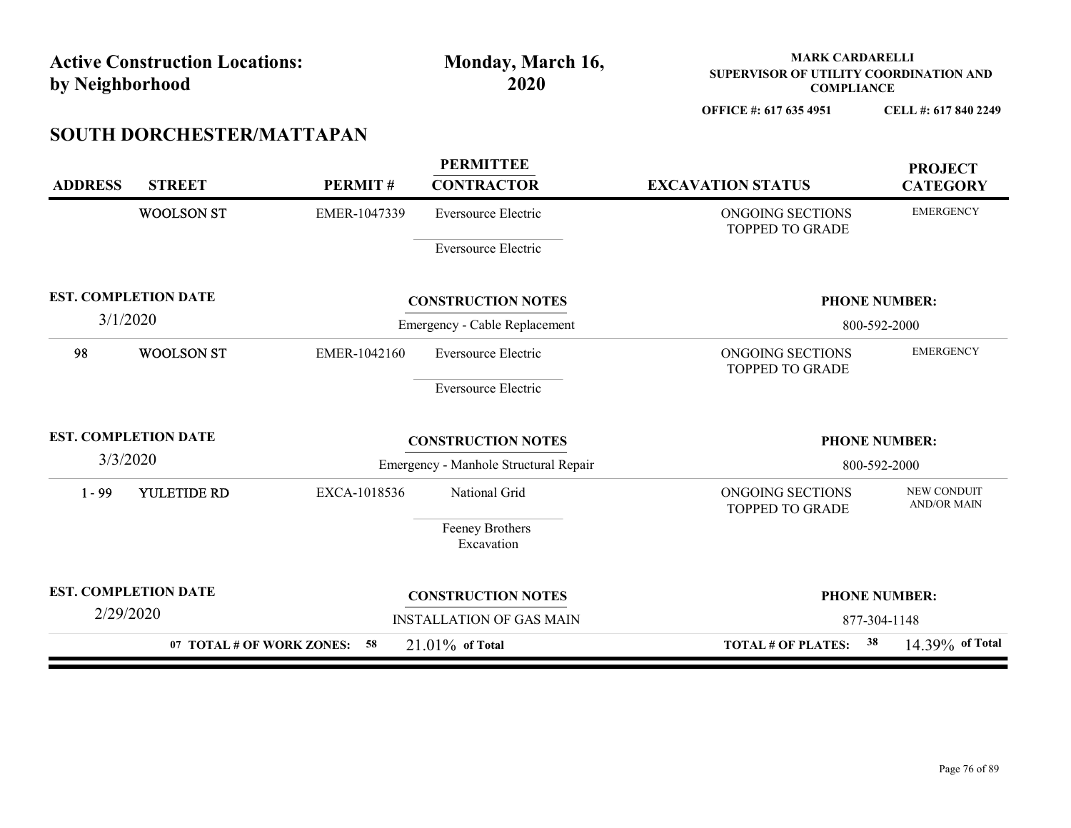# Active Construction Locations: by Neighborhood

**Monday, March 16, 2020**

**MARK CARDARELLI**
**SUPERVISOR OF UTILITY COORDINATION AND COMPLIANCE**

**OFFICE #: 617 635 4951** **CELL #: 617 840 2249**

## SOUTH DORCHESTER/MATTAPAN

| ADDRESS | STREET | PERMIT # | PERMITTEE / CONTRACTOR | EXCAVATION STATUS | PROJECT CATEGORY |
|---|---|---|---|---|---|
| | WOOLSON ST | EMER-1047339 | Eversource Electric / Eversource Electric | ONGOING SECTIONS TOPPED TO GRADE | EMERGENCY |
| **EST. COMPLETION DATE:** 3/1/2020 | | | **CONSTRUCTION NOTES:** Emergency - Cable Replacement | **PHONE NUMBER:** 800-592-2000 | |
| 98 | WOOLSON ST | EMER-1042160 | Eversource Electric / Eversource Electric | ONGOING SECTIONS TOPPED TO GRADE | EMERGENCY |
| **EST. COMPLETION DATE:** 3/3/2020 | | | **CONSTRUCTION NOTES:** Emergency - Manhole Structural Repair | **PHONE NUMBER:** 800-592-2000 | |
| 1 - 99 | YULETIDE RD | EXCA-1018536 | National Grid / Feeney Brothers Excavation | ONGOING SECTIONS TOPPED TO GRADE | NEW CONDUIT AND/OR MAIN |
| **EST. COMPLETION DATE:** 2/29/2020 | | | **CONSTRUCTION NOTES:** INSTALLATION OF GAS MAIN | **PHONE NUMBER:** 877-304-1148 | |

**07 TOTAL # OF WORK ZONES: 58** 21.01% **of Total** **TOTAL # OF PLATES: 38** 14.39% **of Total**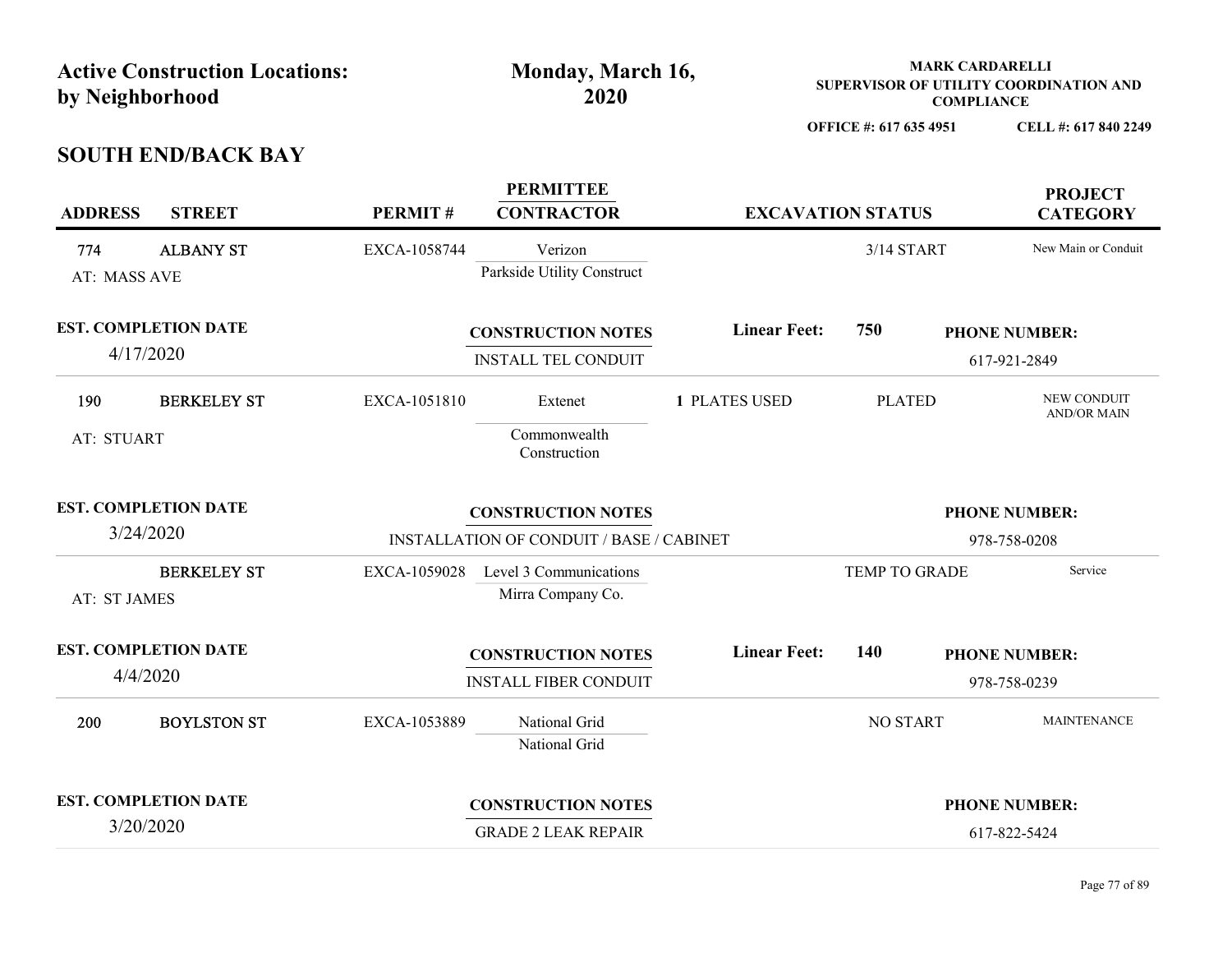# Active Construction Locations: by Neighborhood

**Monday, March 16, 2020**

**MARK CARDARELLI**
**SUPERVISOR OF UTILITY COORDINATION AND COMPLIANCE**

**OFFICE #: 617 635 4951** **CELL #: 617 840 2249**

## SOUTH END/BACK BAY

| ADDRESS | STREET | PERMIT # | PERMITTEE / CONTRACTOR | | EXCAVATION STATUS | PROJECT CATEGORY |
|---|---|---|---|---|---|---|
| 774 | ALBANY ST | EXCA-1058744 | Verizon / Parkside Utility Construct | | 3/14 START | New Main or Conduit |
| AT: MASS AVE | | | | | | |
| **EST. COMPLETION DATE** | | | **CONSTRUCTION NOTES** | **Linear Feet:** | **750** | **PHONE NUMBER:** |
| 4/17/2020 | | | INSTALL TEL CONDUIT | | | 617-921-2849 |
| 190 | BERKELEY ST | EXCA-1051810 | Extenet / Commonwealth Construction | 1 PLATES USED | PLATED | NEW CONDUIT AND/OR MAIN |
| AT: STUART | | | | | | |
| **EST. COMPLETION DATE** | | | **CONSTRUCTION NOTES** | | | **PHONE NUMBER:** |
| 3/24/2020 | | | INSTALLATION OF CONDUIT / BASE / CABINET | | | 978-758-0208 |
| | BERKELEY ST | EXCA-1059028 | Level 3 Communications / Mirra Company Co. | | TEMP TO GRADE | Service |
| AT: ST JAMES | | | | | | |
| **EST. COMPLETION DATE** | | | **CONSTRUCTION NOTES** | **Linear Feet:** | **140** | **PHONE NUMBER:** |
| 4/4/2020 | | | INSTALL FIBER CONDUIT | | | 978-758-0239 |
| 200 | BOYLSTON ST | EXCA-1053889 | National Grid / National Grid | | NO START | MAINTENANCE |
| **EST. COMPLETION DATE** | | | **CONSTRUCTION NOTES** | | | **PHONE NUMBER:** |
| 3/20/2020 | | | GRADE 2 LEAK REPAIR | | | 617-822-5424 |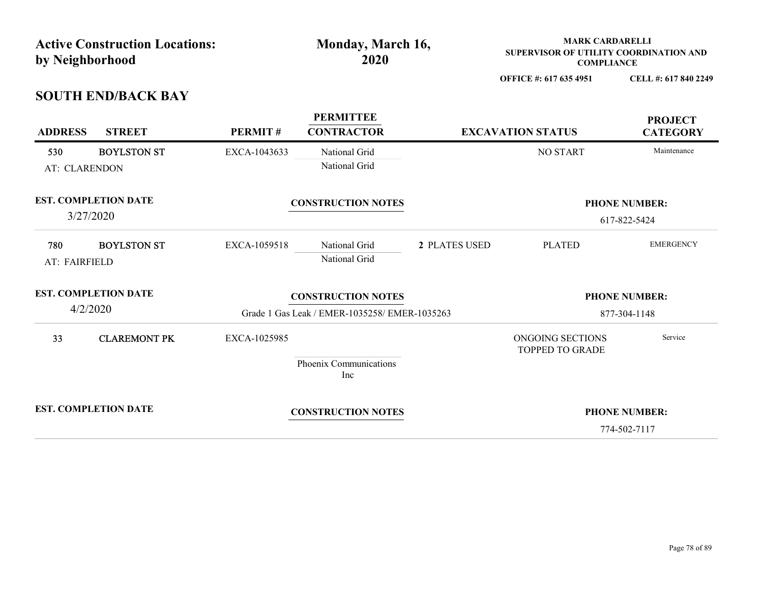# Active Construction Locations: by Neighborhood

**Monday, March 16, 2020**

**MARK CARDARELLI**
**SUPERVISOR OF UTILITY COORDINATION AND COMPLIANCE**

**OFFICE #: 617 635 4951** **CELL #: 617 840 2249**

## SOUTH END/BACK BAY

| ADDRESS | STREET | PERMIT # | PERMITTEE / CONTRACTOR | | EXCAVATION STATUS | PROJECT CATEGORY |
|---|---|---|---|---|---|---|
| 530 | BOYLSTON ST | EXCA-1043633 | National Grid / National Grid | | NO START | Maintenance |
| AT: CLARENDON | | | | | | |
| **EST. COMPLETION DATE** | | | **CONSTRUCTION NOTES** | | | **PHONE NUMBER:** |
| 3/27/2020 | | | | | | 617-822-5424 |
| 780 | BOYLSTON ST | EXCA-1059518 | National Grid / National Grid | 2 PLATES USED | PLATED | EMERGENCY |
| AT: FAIRFIELD | | | | | | |
| **EST. COMPLETION DATE** | | | **CONSTRUCTION NOTES** | | | **PHONE NUMBER:** |
| 4/2/2020 | | | Grade 1 Gas Leak / EMER-1035258/ EMER-1035263 | | | 877-304-1148 |
| 33 | CLAREMONT PK | EXCA-1025985 | Phoenix Communications Inc | | ONGOING SECTIONS TOPPED TO GRADE | Service |
| **EST. COMPLETION DATE** | | | **CONSTRUCTION NOTES** | | | **PHONE NUMBER:** |
| | | | | | | 774-502-7117 |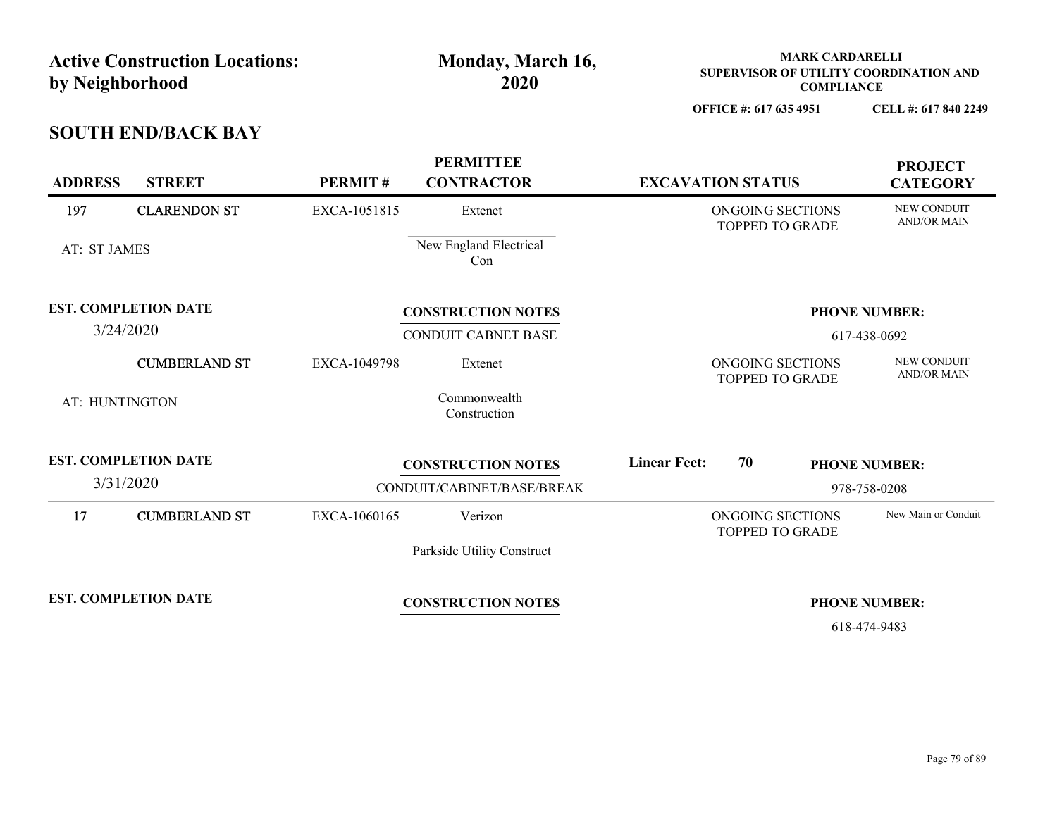# Active Construction Locations: by Neighborhood

**Monday, March 16, 2020**

**MARK CARDARELLI**
**SUPERVISOR OF UTILITY COORDINATION AND COMPLIANCE**

**OFFICE #: 617 635 4951** | **CELL #: 617 840 2249**

## SOUTH END/BACK BAY

| ADDRESS | STREET | PERMIT # | PERMITTEE / CONTRACTOR | EXCAVATION STATUS | PROJECT CATEGORY |
|---|---|---|---|---|---|
| 197 | CLARENDON ST | EXCA-1051815 | Extenet / New England Electrical Con | ONGOING SECTIONS TOPPED TO GRADE | NEW CONDUIT AND/OR MAIN |
| AT: ST JAMES | | | | | |
| **EST. COMPLETION DATE:** 3/24/2020 | | | **CONSTRUCTION NOTES:** CONDUIT CABNET BASE | | **PHONE NUMBER:** 617-438-0692 |
| | CUMBERLAND ST | EXCA-1049798 | Extenet / Commonwealth Construction | ONGOING SECTIONS TOPPED TO GRADE | NEW CONDUIT AND/OR MAIN |
| AT: HUNTINGTON | | | | | |
| **EST. COMPLETION DATE:** 3/31/2020 | | | **CONSTRUCTION NOTES:** CONDUIT/CABINET/BASE/BREAK | **Linear Feet:** 70 | **PHONE NUMBER:** 978-758-0208 |
| 17 | CUMBERLAND ST | EXCA-1060165 | Verizon / Parkside Utility Construct | ONGOING SECTIONS TOPPED TO GRADE | New Main or Conduit |
| **EST. COMPLETION DATE:** | | | **CONSTRUCTION NOTES:** | | **PHONE NUMBER:** 618-474-9483 |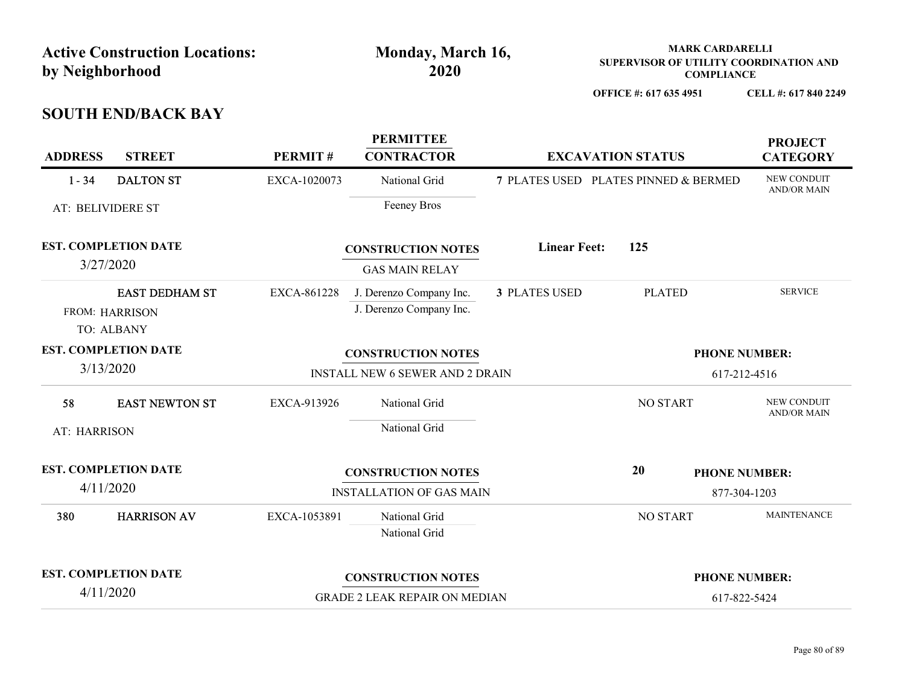# Active Construction Locations: by Neighborhood

**Monday, March 16, 2020**

**MARK CARDARELLI**
**SUPERVISOR OF UTILITY COORDINATION AND COMPLIANCE**

**OFFICE #: 617 635 4951** **CELL #: 617 840 2249**

## SOUTH END/BACK BAY

| ADDRESS | STREET | PERMIT # | PERMITTEE / CONTRACTOR | EXCAVATION STATUS | PROJECT CATEGORY |
|---|---|---|---|---|---|
| 1 - 34 | DALTON ST<br>AT: BELIVIDERE ST | EXCA-1020073 | National Grid<br>Feeney Bros | 7 PLATES USED PLATES PINNED & BERMED | NEW CONDUIT AND/OR MAIN |
| EST. COMPLETION DATE: 3/27/2020 | | | CONSTRUCTION NOTES: GAS MAIN RELAY | Linear Feet: 125 | |
| | EAST DEDHAM ST<br>FROM: HARRISON<br>TO: ALBANY | EXCA-861228 | J. Derenzo Company Inc.<br>J. Derenzo Company Inc. | 3 PLATES USED PLATED | SERVICE |
| EST. COMPLETION DATE: 3/13/2020 | | | CONSTRUCTION NOTES: INSTALL NEW 6 SEWER AND 2 DRAIN | | PHONE NUMBER: 617-212-4516 |
| 58 | EAST NEWTON ST<br>AT: HARRISON | EXCA-913926 | National Grid<br>National Grid | NO START | NEW CONDUIT AND/OR MAIN |
| EST. COMPLETION DATE: 4/11/2020 | | | CONSTRUCTION NOTES: INSTALLATION OF GAS MAIN | 20 | PHONE NUMBER: 877-304-1203 |
| 380 | HARRISON AV | EXCA-1053891 | National Grid<br>National Grid | NO START | MAINTENANCE |
| EST. COMPLETION DATE: 4/11/2020 | | | CONSTRUCTION NOTES: GRADE 2 LEAK REPAIR ON MEDIAN | | PHONE NUMBER: 617-822-5424 |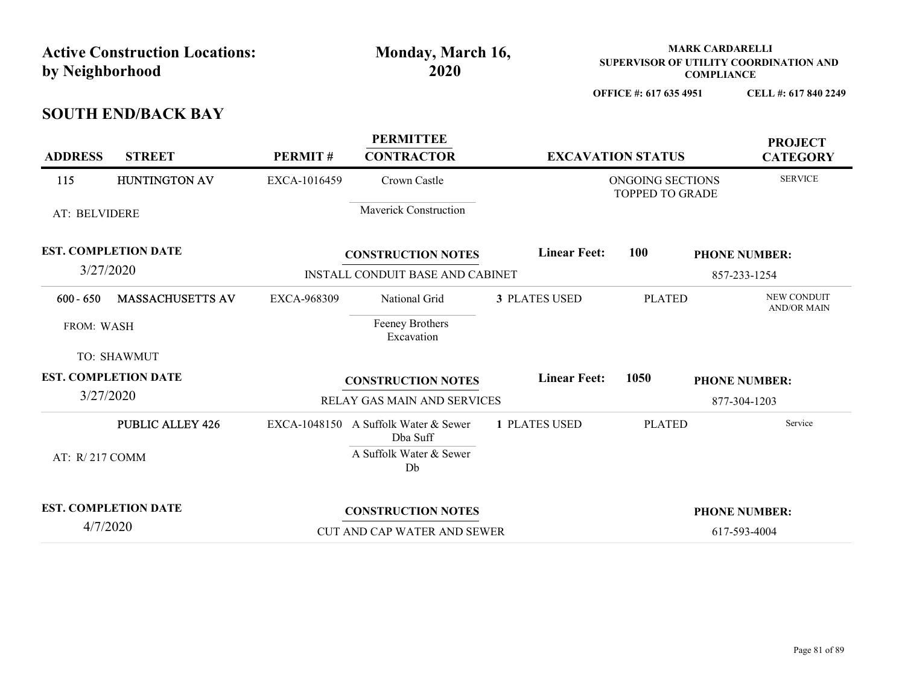# Active Construction Locations: by Neighborhood

## Monday, March 16, 2020

**MARK CARDARELLI**
**SUPERVISOR OF UTILITY COORDINATION AND COMPLIANCE**

**OFFICE #: 617 635 4951** **CELL #: 617 840 2249**

## SOUTH END/BACK BAY

| ADDRESS | STREET | PERMIT # | PERMITTEE / CONTRACTOR | | EXCAVATION STATUS | PROJECT CATEGORY |
|---|---|---|---|---|---|---|
| 115 | HUNTINGTON AV | EXCA-1016459 | Crown Castle | | ONGOING SECTIONS TOPPED TO GRADE | SERVICE |
| AT: BELVIDERE | | | Maverick Construction | | | |
| **EST. COMPLETION DATE** | | | **CONSTRUCTION NOTES** | **Linear Feet:** | **100** | **PHONE NUMBER:** |
| 3/27/2020 | | | INSTALL CONDUIT BASE AND CABINET | | | 857-233-1254 |
| 600 - 650 | MASSACHUSETTS AV | EXCA-968309 | National Grid | 3 PLATES USED | PLATED | NEW CONDUIT AND/OR MAIN |
| FROM: WASH TO: SHAWMUT | | | Feeney Brothers Excavation | | | |
| **EST. COMPLETION DATE** | | | **CONSTRUCTION NOTES** | **Linear Feet:** | **1050** | **PHONE NUMBER:** |
| 3/27/2020 | | | RELAY GAS MAIN AND SERVICES | | | 877-304-1203 |
| | PUBLIC ALLEY 426 | EXCA-1048150 | A Suffolk Water & Sewer Dba Suff | 1 PLATES USED | PLATED | Service |
| AT: R/ 217 COMM | | | A Suffolk Water & Sewer Db | | | |
| **EST. COMPLETION DATE** | | | **CONSTRUCTION NOTES** | | | **PHONE NUMBER:** |
| 4/7/2020 | | | CUT AND CAP WATER AND SEWER | | | 617-593-4004 |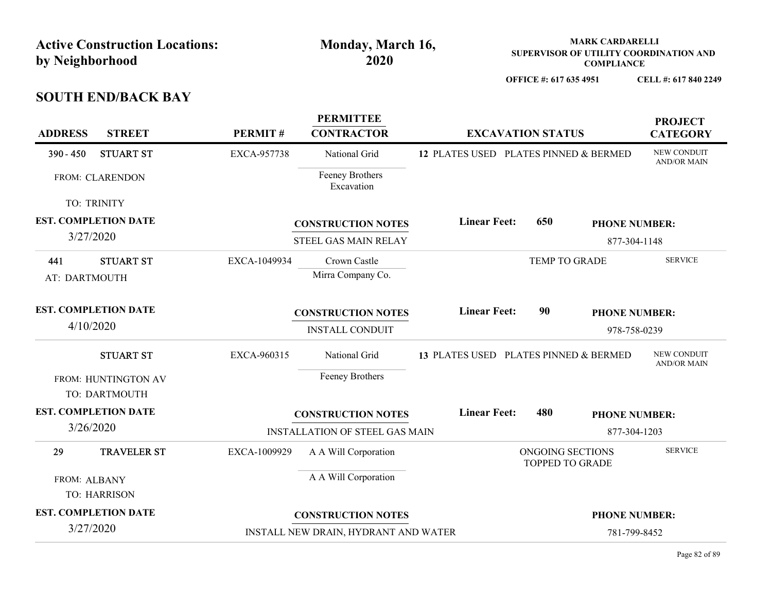# Active Construction Locations: by Neighborhood

**Monday, March 16, 2020**

**MARK CARDARELLI**
**SUPERVISOR OF UTILITY COORDINATION AND COMPLIANCE**

**OFFICE #: 617 635 4951** **CELL #: 617 840 2249**

## SOUTH END/BACK BAY

| ADDRESS | STREET | PERMIT # | PERMITTEE / CONTRACTOR | EXCAVATION STATUS | PROJECT CATEGORY |
|---|---|---|---|---|---|
| 390 - 450 | STUART ST<br>FROM: CLARENDON<br>TO: TRINITY | EXCA-957738 | National Grid<br>Feeney Brothers Excavation | 12 PLATES USED PLATES PINNED & BERMED | NEW CONDUIT AND/OR MAIN |
| **EST. COMPLETION DATE:** 3/27/2020 | | | **CONSTRUCTION NOTES:** STEEL GAS MAIN RELAY | **Linear Feet:** 650 | **PHONE NUMBER:** 877-304-1148 |
| 441 | STUART ST<br>AT: DARTMOUTH | EXCA-1049934 | Crown Castle<br>Mirra Company Co. | TEMP TO GRADE | SERVICE |
| **EST. COMPLETION DATE:** 4/10/2020 | | | **CONSTRUCTION NOTES:** INSTALL CONDUIT | **Linear Feet:** 90 | **PHONE NUMBER:** 978-758-0239 |
| | STUART ST<br>FROM: HUNTINGTON AV<br>TO: DARTMOUTH | EXCA-960315 | National Grid<br>Feeney Brothers | 13 PLATES USED PLATES PINNED & BERMED | NEW CONDUIT AND/OR MAIN |
| **EST. COMPLETION DATE:** 3/26/2020 | | | **CONSTRUCTION NOTES:** INSTALLATION OF STEEL GAS MAIN | **Linear Feet:** 480 | **PHONE NUMBER:** 877-304-1203 |
| 29 | TRAVELER ST<br>FROM: ALBANY<br>TO: HARRISON | EXCA-1009929 | A A Will Corporation<br>A A Will Corporation | ONGOING SECTIONS TOPPED TO GRADE | SERVICE |
| **EST. COMPLETION DATE:** 3/27/2020 | | | **CONSTRUCTION NOTES:** INSTALL NEW DRAIN, HYDRANT AND WATER | | **PHONE NUMBER:** 781-799-8452 |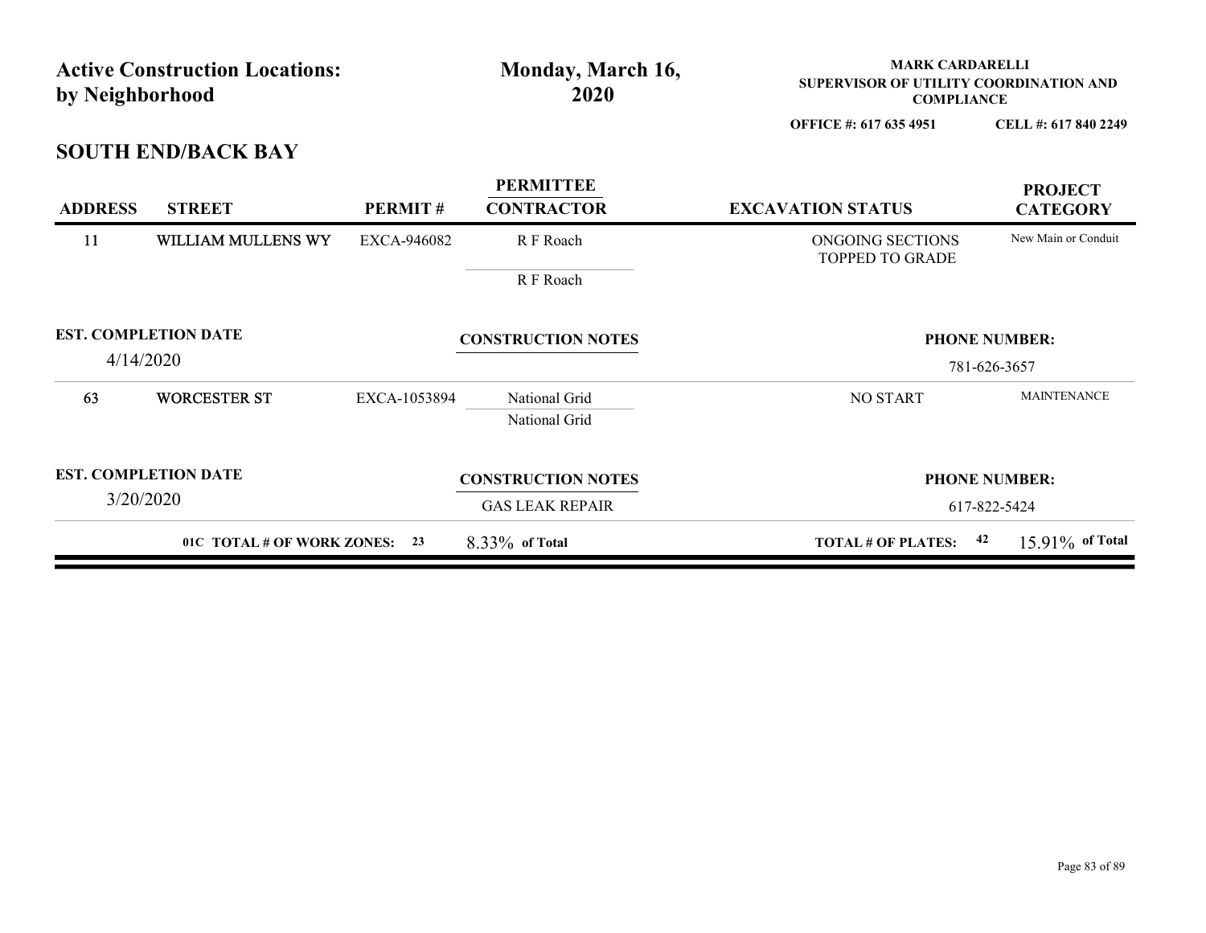# Active Construction Locations: by Neighborhood

**Monday, March 16, 2020**

**MARK CARDARELLI**
**SUPERVISOR OF UTILITY COORDINATION AND COMPLIANCE**

**OFFICE #: 617 635 4951** **CELL #: 617 840 2249**

## SOUTH END/BACK BAY

| ADDRESS | STREET | PERMIT # | PERMITTEE / CONTRACTOR | EXCAVATION STATUS | PROJECT CATEGORY |
|---|---|---|---|---|---|
| 11 | WILLIAM MULLENS WY | EXCA-946082 | R F Roach / R F Roach | ONGOING SECTIONS TOPPED TO GRADE | New Main or Conduit |
| **EST. COMPLETION DATE** | 4/14/2020 | | **CONSTRUCTION NOTES** | **PHONE NUMBER:** 781-626-3657 | |
| 63 | WORCESTER ST | EXCA-1053894 | National Grid / National Grid | NO START | MAINTENANCE |
| **EST. COMPLETION DATE** | 3/20/2020 | | **CONSTRUCTION NOTES** GAS LEAK REPAIR | **PHONE NUMBER:** 617-822-5424 | |

**01C TOTAL # OF WORK ZONES: 23** 8.33% **of Total** **TOTAL # OF PLATES: 42** 15.91% **of Total**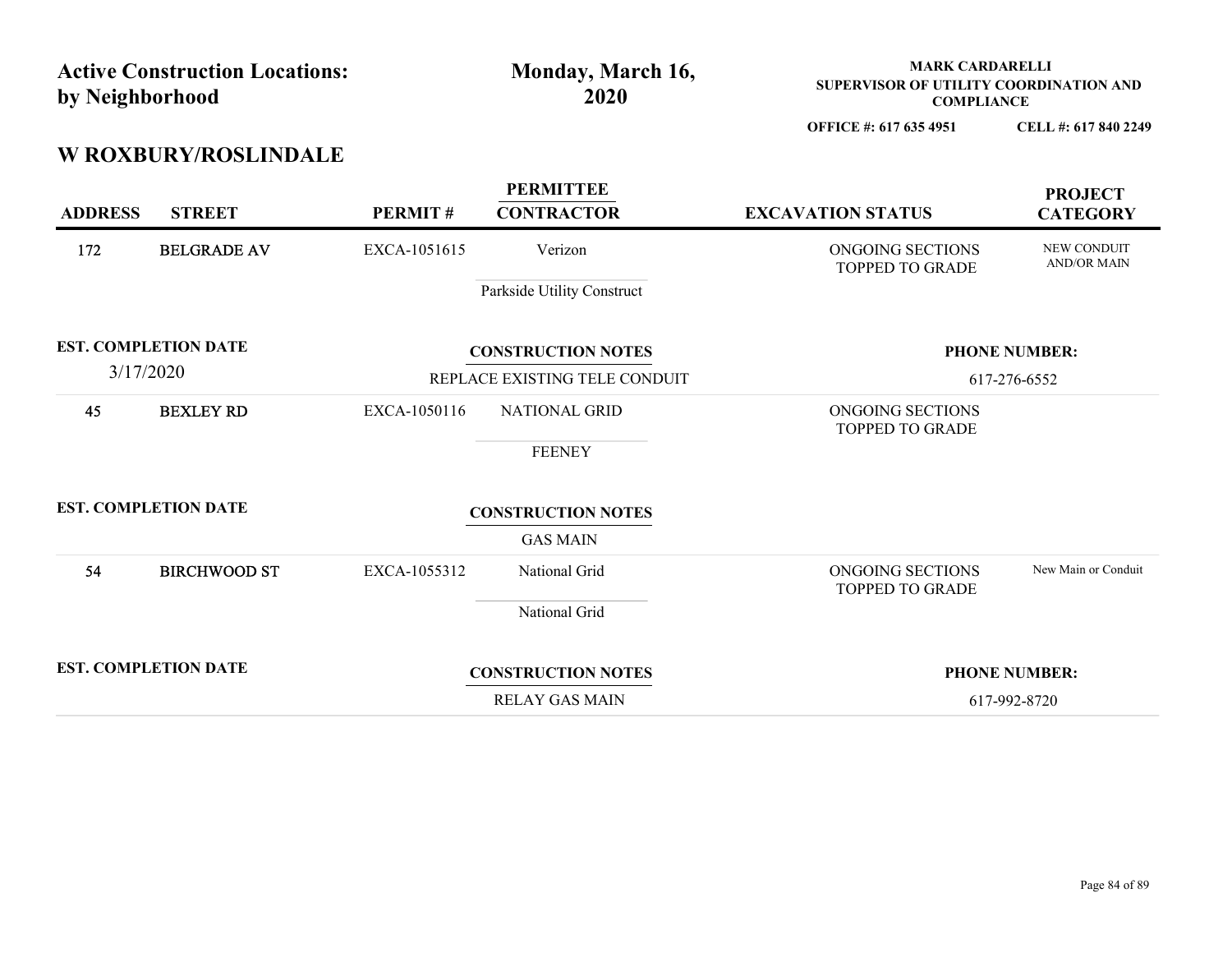# Active Construction Locations: by Neighborhood

**Monday, March 16, 2020**

**MARK CARDARELLI**
**SUPERVISOR OF UTILITY COORDINATION AND COMPLIANCE**

**OFFICE #: 617 635 4951** **CELL #: 617 840 2249**

## W ROXBURY/ROSLINDALE

| ADDRESS | STREET | PERMIT # | PERMITTEE / CONTRACTOR | EXCAVATION STATUS | PROJECT CATEGORY |
|---|---|---|---|---|---|
| 172 | BELGRADE AV | EXCA-1051615 | Verizon / Parkside Utility Construct | ONGOING SECTIONS TOPPED TO GRADE | NEW CONDUIT AND/OR MAIN |
| **EST. COMPLETION DATE** | 3/17/2020 | | **CONSTRUCTION NOTES:** REPLACE EXISTING TELE CONDUIT | **PHONE NUMBER:** 617-276-6552 | |
| 45 | BEXLEY RD | EXCA-1050116 | NATIONAL GRID / FEENEY | ONGOING SECTIONS TOPPED TO GRADE | |
| **EST. COMPLETION DATE** | | | **CONSTRUCTION NOTES:** GAS MAIN | | |
| 54 | BIRCHWOOD ST | EXCA-1055312 | National Grid / National Grid | ONGOING SECTIONS TOPPED TO GRADE | New Main or Conduit |
| **EST. COMPLETION DATE** | | | **CONSTRUCTION NOTES:** RELAY GAS MAIN | **PHONE NUMBER:** 617-992-8720 | |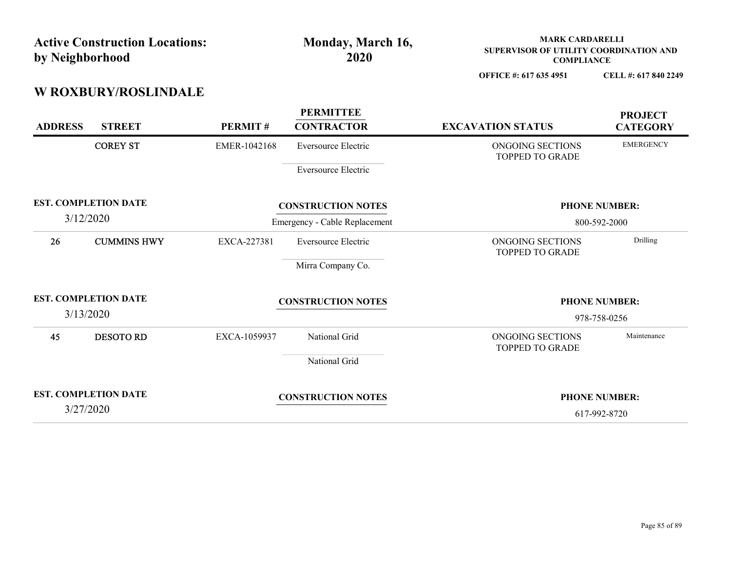# Active Construction Locations: by Neighborhood

**Monday, March 16, 2020**

**MARK CARDARELLI**
**SUPERVISOR OF UTILITY COORDINATION AND COMPLIANCE**

**OFFICE #: 617 635 4951** **CELL #: 617 840 2249**

## W ROXBURY/ROSLINDALE

| ADDRESS | STREET | PERMIT # | PERMITTEE / CONTRACTOR | EXCAVATION STATUS | PROJECT CATEGORY |
|---|---|---|---|---|---|
| | COREY ST | EMER-1042168 | Eversource Electric / Eversource Electric | ONGOING SECTIONS TOPPED TO GRADE | EMERGENCY |
| **EST. COMPLETION DATE:** 3/12/2020 | | | **CONSTRUCTION NOTES:** Emergency - Cable Replacement | | **PHONE NUMBER:** 800-592-2000 |
| 26 | CUMMINS HWY | EXCA-227381 | Eversource Electric / Mirra Company Co. | ONGOING SECTIONS TOPPED TO GRADE | Drilling |
| **EST. COMPLETION DATE:** 3/13/2020 | | | **CONSTRUCTION NOTES:** | | **PHONE NUMBER:** 978-758-0256 |
| 45 | DESOTO RD | EXCA-1059937 | National Grid / National Grid | ONGOING SECTIONS TOPPED TO GRADE | Maintenance |
| **EST. COMPLETION DATE:** 3/27/2020 | | | **CONSTRUCTION NOTES:** | | **PHONE NUMBER:** 617-992-8720 |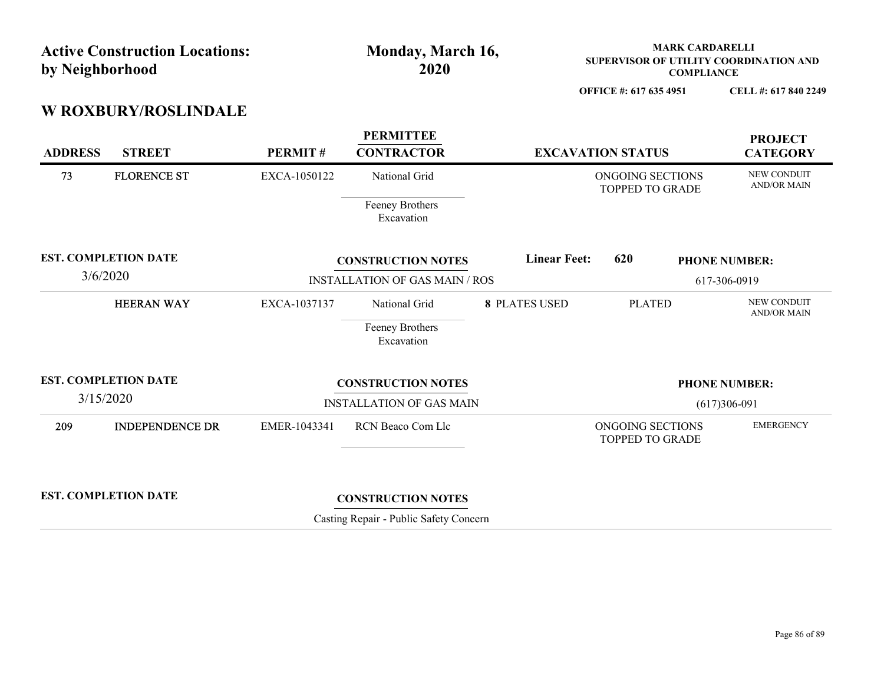# Active Construction Locations: by Neighborhood

**Monday, March 16, 2020**

**MARK CARDARELLI**
**SUPERVISOR OF UTILITY COORDINATION AND COMPLIANCE**

**OFFICE #: 617 635 4951** **CELL #: 617 840 2249**

## W ROXBURY/ROSLINDALE

| ADDRESS | STREET | PERMIT # | PERMITTEE / CONTRACTOR | | EXCAVATION STATUS | PROJECT CATEGORY |
|---|---|---|---|---|---|---|
| 73 | FLORENCE ST | EXCA-1050122 | National Grid / Feeney Brothers Excavation | | ONGOING SECTIONS TOPPED TO GRADE | NEW CONDUIT AND/OR MAIN |
| **EST. COMPLETION DATE:** 3/6/2020 | | | **CONSTRUCTION NOTES:** INSTALLATION OF GAS MAIN / ROS | **Linear Feet:** 620 | | **PHONE NUMBER:** 617-306-0919 |
| | HEERAN WAY | EXCA-1037137 | National Grid / Feeney Brothers Excavation | 8 PLATES USED | PLATED | NEW CONDUIT AND/OR MAIN |
| **EST. COMPLETION DATE:** 3/15/2020 | | | **CONSTRUCTION NOTES:** INSTALLATION OF GAS MAIN | | | **PHONE NUMBER:** (617)306-091 |
| 209 | INDEPENDENCE DR | EMER-1043341 | RCN Beaco Com Llc | | ONGOING SECTIONS TOPPED TO GRADE | EMERGENCY |
| **EST. COMPLETION DATE:** | | | **CONSTRUCTION NOTES:** Casting Repair - Public Safety Concern | | | |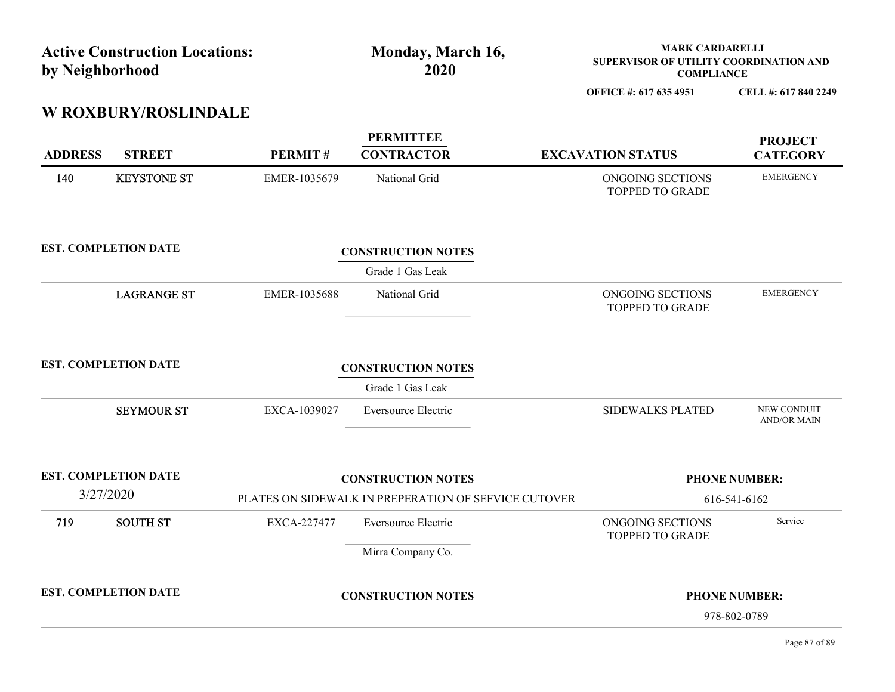# Active Construction Locations: by Neighborhood

**Monday, March 16, 2020**

**MARK CARDARELLI**
**SUPERVISOR OF UTILITY COORDINATION AND COMPLIANCE**

**OFFICE #: 617 635 4951** **CELL #: 617 840 2249**

## W ROXBURY/ROSLINDALE

| ADDRESS | STREET | PERMIT # | PERMITTEE CONTRACTOR | EXCAVATION STATUS | PROJECT CATEGORY |
|---|---|---|---|---|---|
| 140 | KEYSTONE ST | EMER-1035679 | National Grid | ONGOING SECTIONS TOPPED TO GRADE | EMERGENCY |

**EST. COMPLETION DATE**

**CONSTRUCTION NOTES**
Grade 1 Gas Leak

| ADDRESS | STREET | PERMIT # | PERMITTEE CONTRACTOR | EXCAVATION STATUS | PROJECT CATEGORY |
|---|---|---|---|---|---|
| | LAGRANGE ST | EMER-1035688 | National Grid | ONGOING SECTIONS TOPPED TO GRADE | EMERGENCY |

**EST. COMPLETION DATE**

**CONSTRUCTION NOTES**
Grade 1 Gas Leak

| ADDRESS | STREET | PERMIT # | PERMITTEE CONTRACTOR | EXCAVATION STATUS | PROJECT CATEGORY |
|---|---|---|---|---|---|
| | SEYMOUR ST | EXCA-1039027 | Eversource Electric | SIDEWALKS PLATED | NEW CONDUIT AND/OR MAIN |

**EST. COMPLETION DATE**
3/27/2020

**CONSTRUCTION NOTES**
PLATES ON SIDEWALK IN PREPERATION OF SEFVICE CUTOVER

**PHONE NUMBER:**
616-541-6162

| ADDRESS | STREET | PERMIT # | PERMITTEE CONTRACTOR | EXCAVATION STATUS | PROJECT CATEGORY |
|---|---|---|---|---|---|
| 719 | SOUTH ST | EXCA-227477 | Eversource Electric / Mirra Company Co. | ONGOING SECTIONS TOPPED TO GRADE | Service |

**EST. COMPLETION DATE**

**CONSTRUCTION NOTES**

**PHONE NUMBER:**
978-802-0789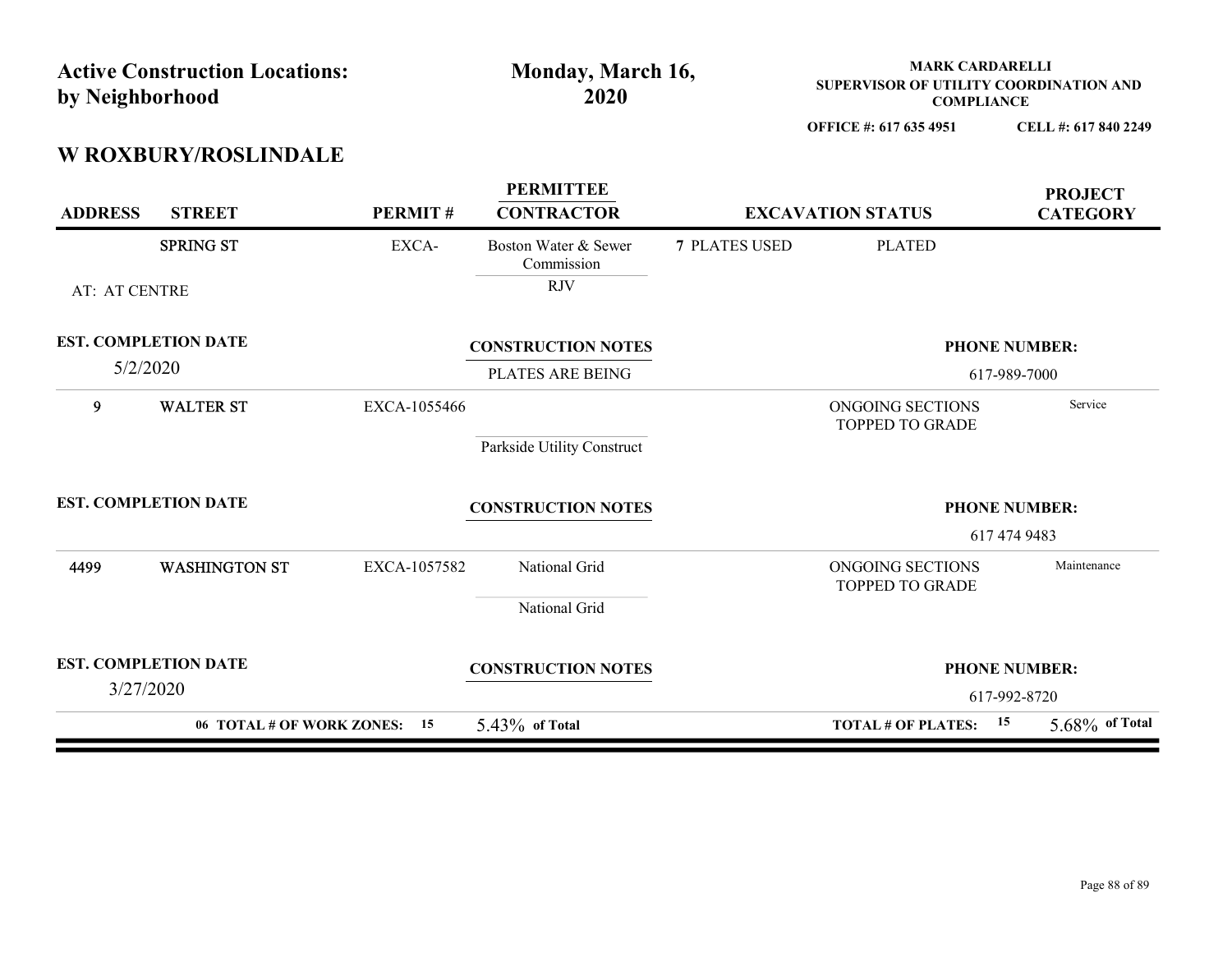# Active Construction Locations: by Neighborhood

**Monday, March 16, 2020**

**MARK CARDARELLI**
**SUPERVISOR OF UTILITY COORDINATION AND COMPLIANCE**

**OFFICE #: 617 635 4951** **CELL #: 617 840 2249**

## W ROXBURY/ROSLINDALE

| ADDRESS | STREET | PERMIT # | PERMITTEE / CONTRACTOR | | EXCAVATION STATUS | PROJECT CATEGORY |
|---|---|---|---|---|---|---|
| | SPRING ST | EXCA- | Boston Water & Sewer Commission / RJV | 7 PLATES USED | PLATED | |
| AT: AT CENTRE | | | | | | |
| **EST. COMPLETION DATE** | | | **CONSTRUCTION NOTES** | | | **PHONE NUMBER:** |
| 5/2/2020 | | | PLATES ARE BEING | | | 617-989-7000 |
| 9 | WALTER ST | EXCA-1055466 | / Parkside Utility Construct | | ONGOING SECTIONS TOPPED TO GRADE | Service |
| **EST. COMPLETION DATE** | | | **CONSTRUCTION NOTES** | | | **PHONE NUMBER:** |
| | | | | | | 617 474 9483 |
| 4499 | WASHINGTON ST | EXCA-1057582 | National Grid / National Grid | | ONGOING SECTIONS TOPPED TO GRADE | Maintenance |
| **EST. COMPLETION DATE** | | | **CONSTRUCTION NOTES** | | | **PHONE NUMBER:** |
| 3/27/2020 | | | | | | 617-992-8720 |
| | **06 TOTAL # OF WORK ZONES:** | **15** | 5.43% **of Total** | | **TOTAL # OF PLATES:** **15** | 5.68% **of Total** |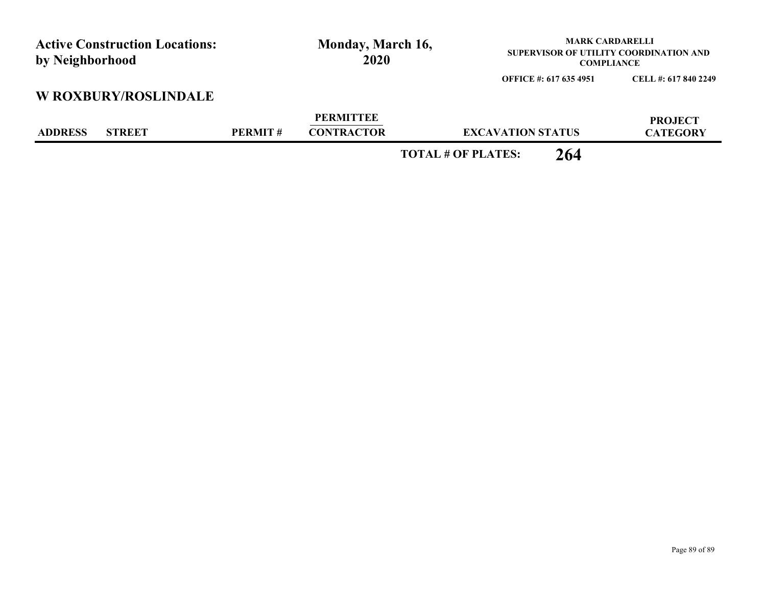# W ROXBURY/ROSLINDALE

| ADDRESS | STREET | PERMIT # | PERMITTEE CONTRACTOR | EXCAVATION STATUS | PROJECT CATEGORY |
|---|---|---|---|---|---|
| | | | | TOTAL # OF PLATES: 264 | |